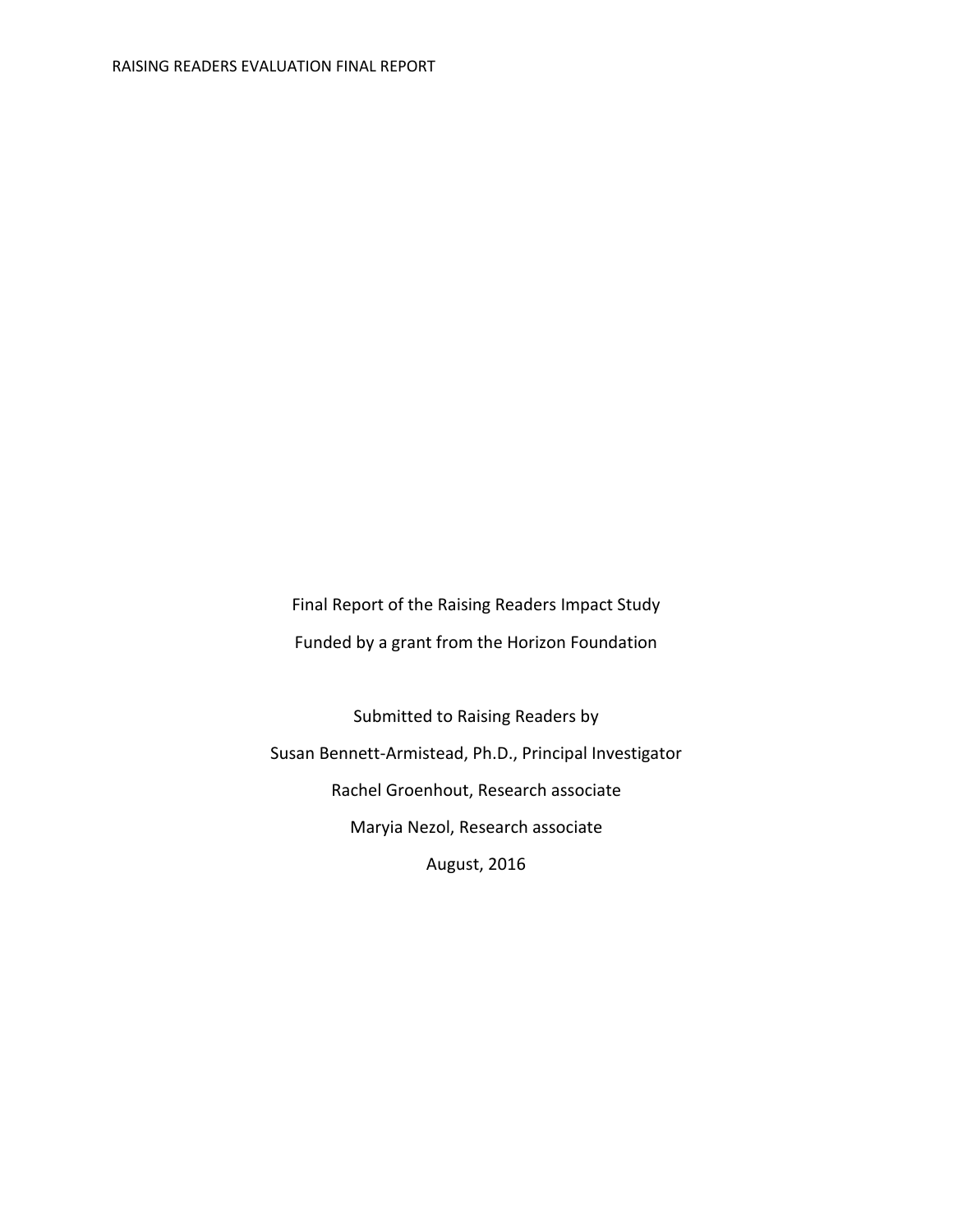Final Report of the Raising Readers Impact Study

Funded by a grant from the Horizon Foundation

Submitted to Raising Readers by

Susan Bennett-Armistead, Ph.D., Principal Investigator

Rachel Groenhout, Research associate

Maryia Nezol, Research associate

August, 2016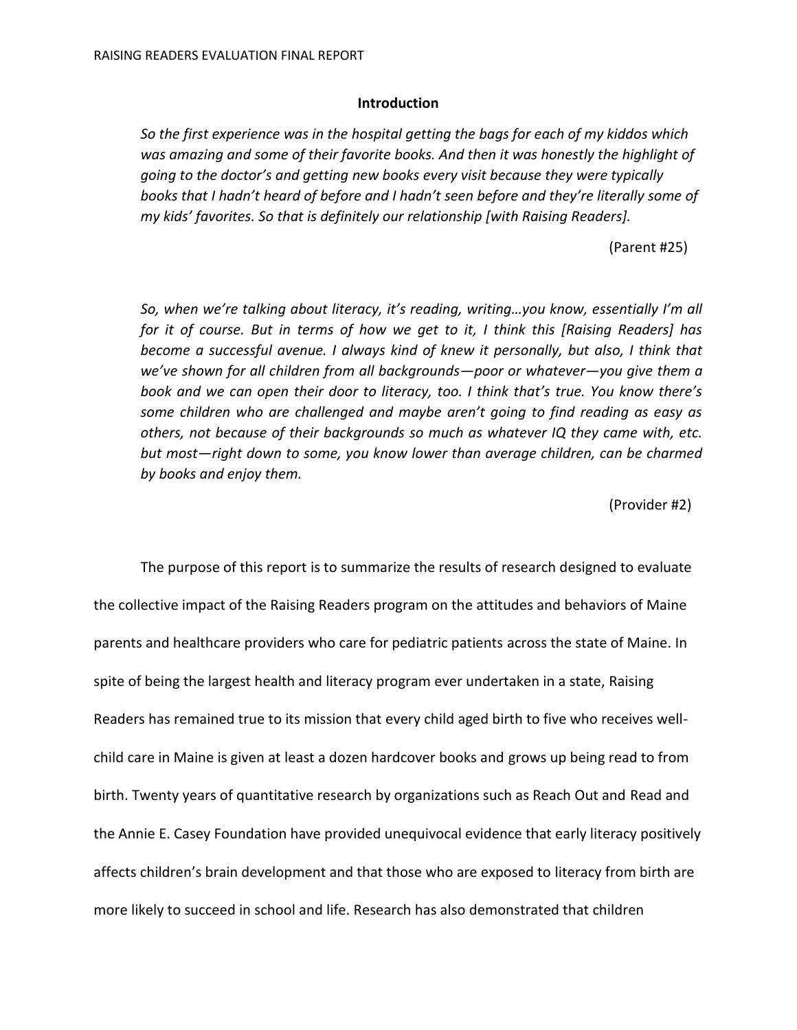## Introduction

*So the first experience was in the hospital getting the bags for each of my kiddos which was amazing and some of their favorite books. And then it was honestly the highlight of going to the doctor's and getting new books every visit because they were typically books that I hadn't heard of before and I hadn't seen before and they're literally some of my kids' favorites. So that is definitely our relationship [with Raising Readers].*

(Parent #25)

*So, when we're talking about literacy, it's reading, writing…you know, essentially I'm all for it of course. But in terms of how we get to it, I think this [Raising Readers] has become a successful avenue. I always kind of knew it personally, but also, I think that we've shown for all children from all backgrounds—poor or whatever—you give them a book and we can open their door to literacy, too. I think that's true. You know there's some children who are challenged and maybe aren't going to find reading as easy as others, not because of their backgrounds so much as whatever IQ they came with, etc. but most—right down to some, you know lower than average children, can be charmed by books and enjoy them.*

(Provider #2)

The purpose of this report is to summarize the results of research designed to evaluate the collective impact of the Raising Readers program on the attitudes and behaviors of Maine parents and healthcare providers who care for pediatric patients across the state of Maine. In spite of being the largest health and literacy program ever undertaken in a state, Raising Readers has remained true to its mission that every child aged birth to five who receives well-child care in Maine is given at least a dozen hardcover books and grows up being read to from birth. Twenty years of quantitative research by organizations such as Reach Out and Read and the Annie E. Casey Foundation have provided unequivocal evidence that early literacy positively affects children's brain development and that those who are exposed to literacy from birth are more likely to succeed in school and life. Research has also demonstrated that children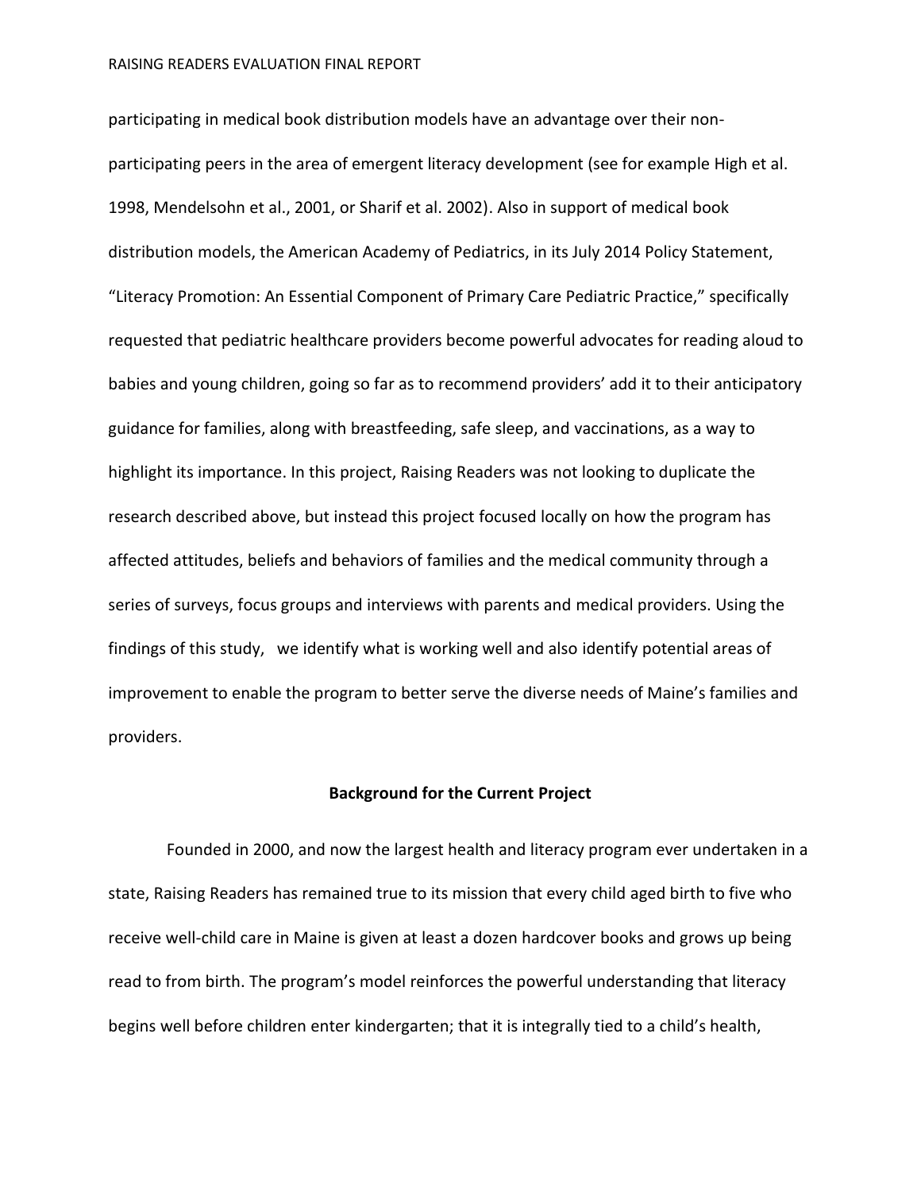participating in medical book distribution models have an advantage over their non-participating peers in the area of emergent literacy development (see for example High et al. 1998, Mendelsohn et al., 2001, or Sharif et al. 2002). Also in support of medical book distribution models, the American Academy of Pediatrics, in its July 2014 Policy Statement, "Literacy Promotion: An Essential Component of Primary Care Pediatric Practice," specifically requested that pediatric healthcare providers become powerful advocates for reading aloud to babies and young children, going so far as to recommend providers' add it to their anticipatory guidance for families, along with breastfeeding, safe sleep, and vaccinations, as a way to highlight its importance. In this project, Raising Readers was not looking to duplicate the research described above, but instead this project focused locally on how the program has affected attitudes, beliefs and behaviors of families and the medical community through a series of surveys, focus groups and interviews with parents and medical providers. Using the findings of this study, we identify what is working well and also identify potential areas of improvement to enable the program to better serve the diverse needs of Maine's families and providers.

## Background for the Current Project

Founded in 2000, and now the largest health and literacy program ever undertaken in a state, Raising Readers has remained true to its mission that every child aged birth to five who receive well-child care in Maine is given at least a dozen hardcover books and grows up being read to from birth. The program's model reinforces the powerful understanding that literacy begins well before children enter kindergarten; that it is integrally tied to a child's health,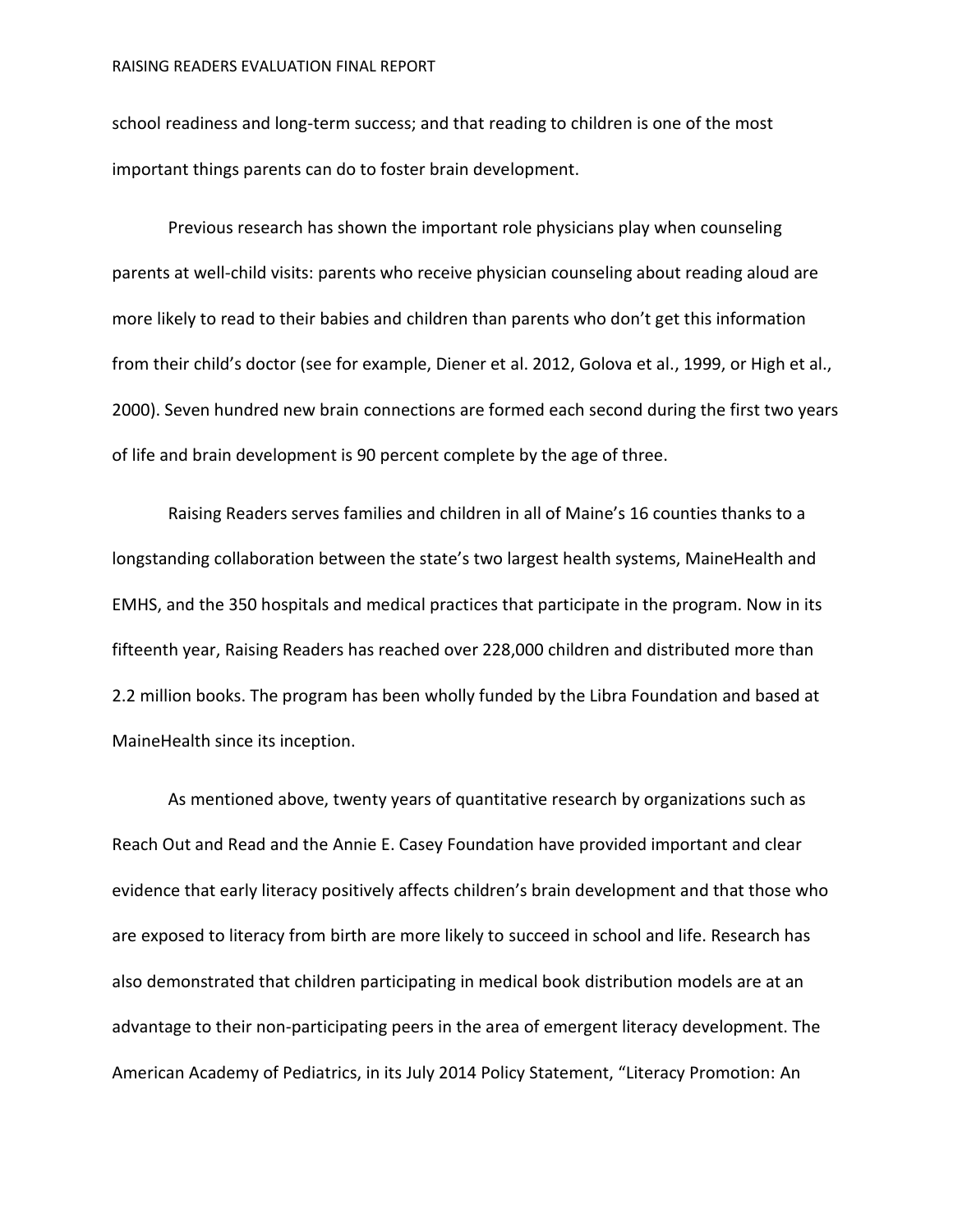school readiness and long-term success; and that reading to children is one of the most important things parents can do to foster brain development.

Previous research has shown the important role physicians play when counseling parents at well-child visits: parents who receive physician counseling about reading aloud are more likely to read to their babies and children than parents who don't get this information from their child's doctor (see for example, Diener et al. 2012, Golova et al., 1999, or High et al., 2000). Seven hundred new brain connections are formed each second during the first two years of life and brain development is 90 percent complete by the age of three.

Raising Readers serves families and children in all of Maine's 16 counties thanks to a longstanding collaboration between the state's two largest health systems, MaineHealth and EMHS, and the 350 hospitals and medical practices that participate in the program. Now in its fifteenth year, Raising Readers has reached over 228,000 children and distributed more than 2.2 million books. The program has been wholly funded by the Libra Foundation and based at MaineHealth since its inception.

As mentioned above, twenty years of quantitative research by organizations such as Reach Out and Read and the Annie E. Casey Foundation have provided important and clear evidence that early literacy positively affects children's brain development and that those who are exposed to literacy from birth are more likely to succeed in school and life. Research has also demonstrated that children participating in medical book distribution models are at an advantage to their non-participating peers in the area of emergent literacy development. The American Academy of Pediatrics, in its July 2014 Policy Statement, "Literacy Promotion: An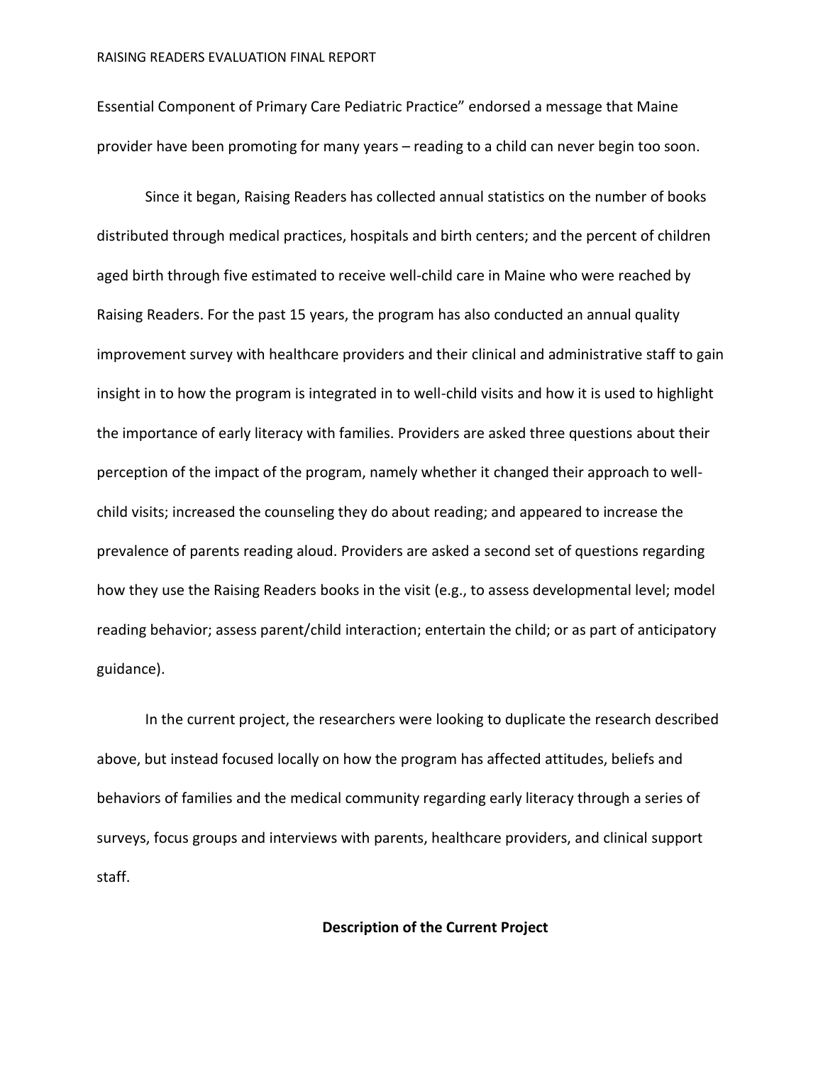Essential Component of Primary Care Pediatric Practice" endorsed a message that Maine provider have been promoting for many years – reading to a child can never begin too soon.

Since it began, Raising Readers has collected annual statistics on the number of books distributed through medical practices, hospitals and birth centers; and the percent of children aged birth through five estimated to receive well-child care in Maine who were reached by Raising Readers. For the past 15 years, the program has also conducted an annual quality improvement survey with healthcare providers and their clinical and administrative staff to gain insight in to how the program is integrated in to well-child visits and how it is used to highlight the importance of early literacy with families. Providers are asked three questions about their perception of the impact of the program, namely whether it changed their approach to well-child visits; increased the counseling they do about reading; and appeared to increase the prevalence of parents reading aloud. Providers are asked a second set of questions regarding how they use the Raising Readers books in the visit (e.g., to assess developmental level; model reading behavior; assess parent/child interaction; entertain the child; or as part of anticipatory guidance).

In the current project, the researchers were looking to duplicate the research described above, but instead focused locally on how the program has affected attitudes, beliefs and behaviors of families and the medical community regarding early literacy through a series of surveys, focus groups and interviews with parents, healthcare providers, and clinical support staff.

## Description of the Current Project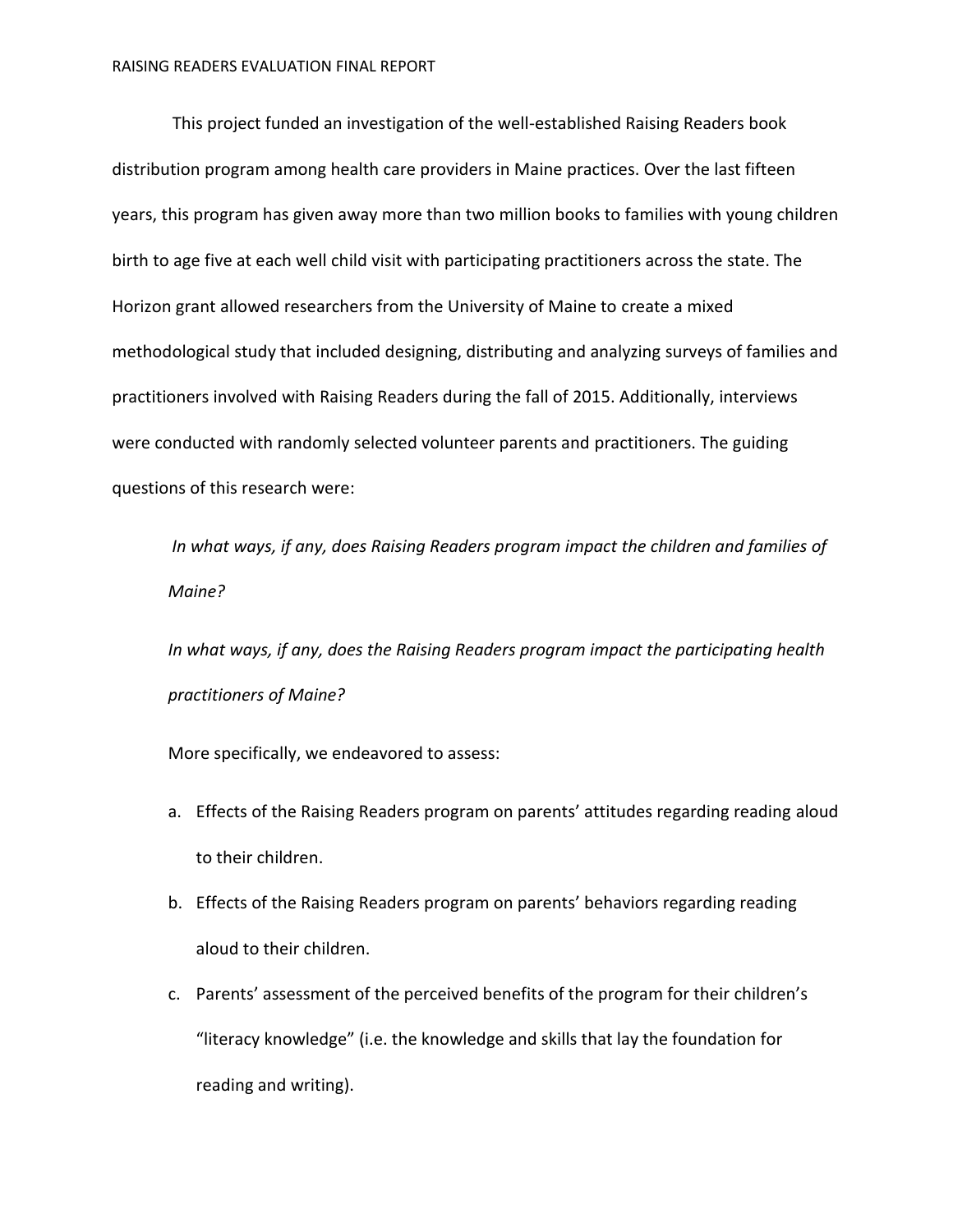This project funded an investigation of the well-established Raising Readers book distribution program among health care providers in Maine practices. Over the last fifteen years, this program has given away more than two million books to families with young children birth to age five at each well child visit with participating practitioners across the state. The Horizon grant allowed researchers from the University of Maine to create a mixed methodological study that included designing, distributing and analyzing surveys of families and practitioners involved with Raising Readers during the fall of 2015. Additionally, interviews were conducted with randomly selected volunteer parents and practitioners. The guiding questions of this research were:

*In what ways, if any, does Raising Readers program impact the children and families of Maine?*

*In what ways, if any, does the Raising Readers program impact the participating health practitioners of Maine?*

More specifically, we endeavored to assess:

a. Effects of the Raising Readers program on parents' attitudes regarding reading aloud to their children.
b. Effects of the Raising Readers program on parents' behaviors regarding reading aloud to their children.
c. Parents' assessment of the perceived benefits of the program for their children's "literacy knowledge" (i.e. the knowledge and skills that lay the foundation for reading and writing).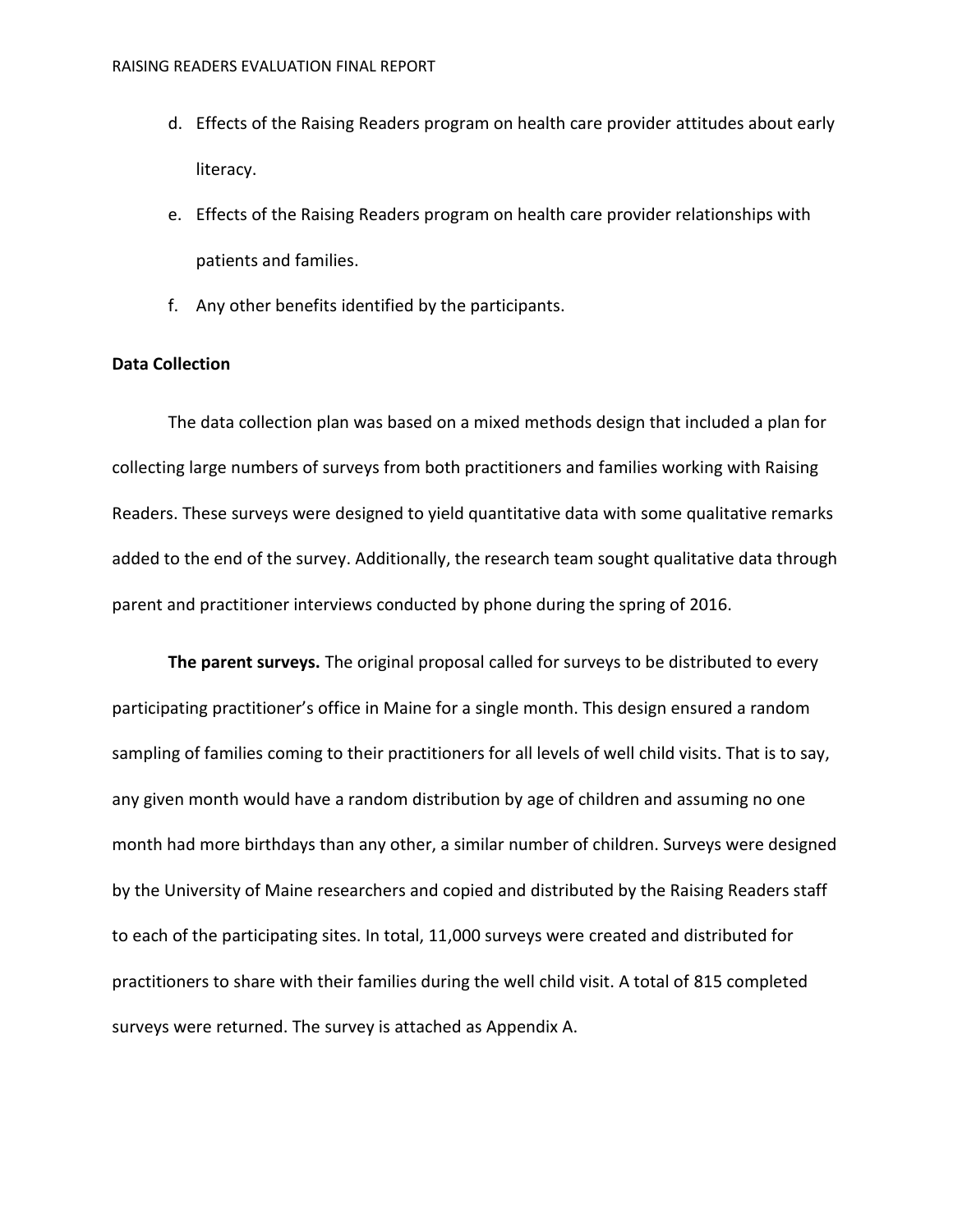d. Effects of the Raising Readers program on health care provider attitudes about early literacy.

e. Effects of the Raising Readers program on health care provider relationships with patients and families.

f. Any other benefits identified by the participants.

**Data Collection**

The data collection plan was based on a mixed methods design that included a plan for collecting large numbers of surveys from both practitioners and families working with Raising Readers. These surveys were designed to yield quantitative data with some qualitative remarks added to the end of the survey. Additionally, the research team sought qualitative data through parent and practitioner interviews conducted by phone during the spring of 2016.

**The parent surveys.** The original proposal called for surveys to be distributed to every participating practitioner's office in Maine for a single month. This design ensured a random sampling of families coming to their practitioners for all levels of well child visits. That is to say, any given month would have a random distribution by age of children and assuming no one month had more birthdays than any other, a similar number of children. Surveys were designed by the University of Maine researchers and copied and distributed by the Raising Readers staff to each of the participating sites. In total, 11,000 surveys were created and distributed for practitioners to share with their families during the well child visit. A total of 815 completed surveys were returned. The survey is attached as Appendix A.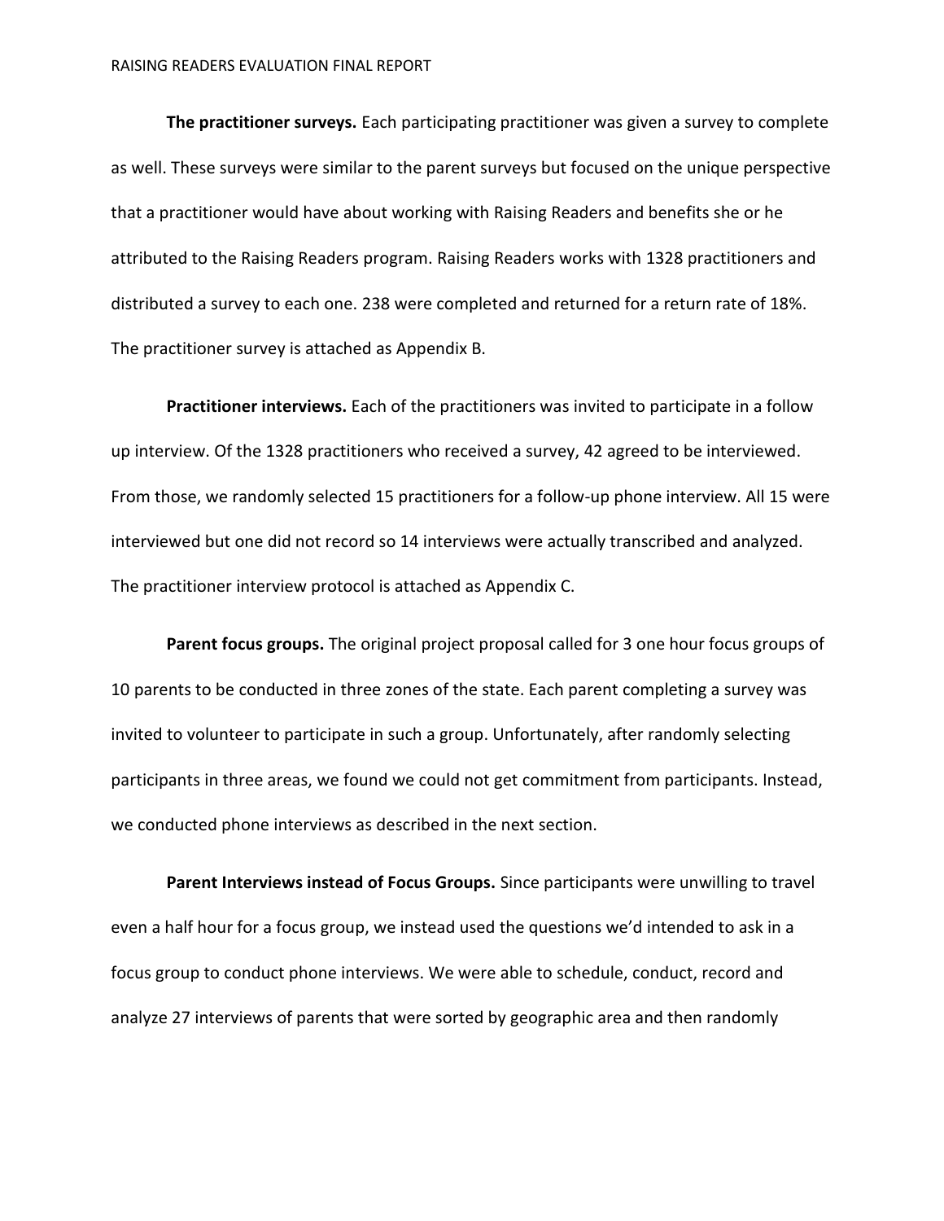**The practitioner surveys.** Each participating practitioner was given a survey to complete as well. These surveys were similar to the parent surveys but focused on the unique perspective that a practitioner would have about working with Raising Readers and benefits she or he attributed to the Raising Readers program. Raising Readers works with 1328 practitioners and distributed a survey to each one. 238 were completed and returned for a return rate of 18%. The practitioner survey is attached as Appendix B.

**Practitioner interviews.** Each of the practitioners was invited to participate in a follow up interview. Of the 1328 practitioners who received a survey, 42 agreed to be interviewed. From those, we randomly selected 15 practitioners for a follow-up phone interview. All 15 were interviewed but one did not record so 14 interviews were actually transcribed and analyzed. The practitioner interview protocol is attached as Appendix C.

**Parent focus groups.** The original project proposal called for 3 one hour focus groups of 10 parents to be conducted in three zones of the state. Each parent completing a survey was invited to volunteer to participate in such a group. Unfortunately, after randomly selecting participants in three areas, we found we could not get commitment from participants. Instead, we conducted phone interviews as described in the next section.

**Parent Interviews instead of Focus Groups.** Since participants were unwilling to travel even a half hour for a focus group, we instead used the questions we'd intended to ask in a focus group to conduct phone interviews. We were able to schedule, conduct, record and analyze 27 interviews of parents that were sorted by geographic area and then randomly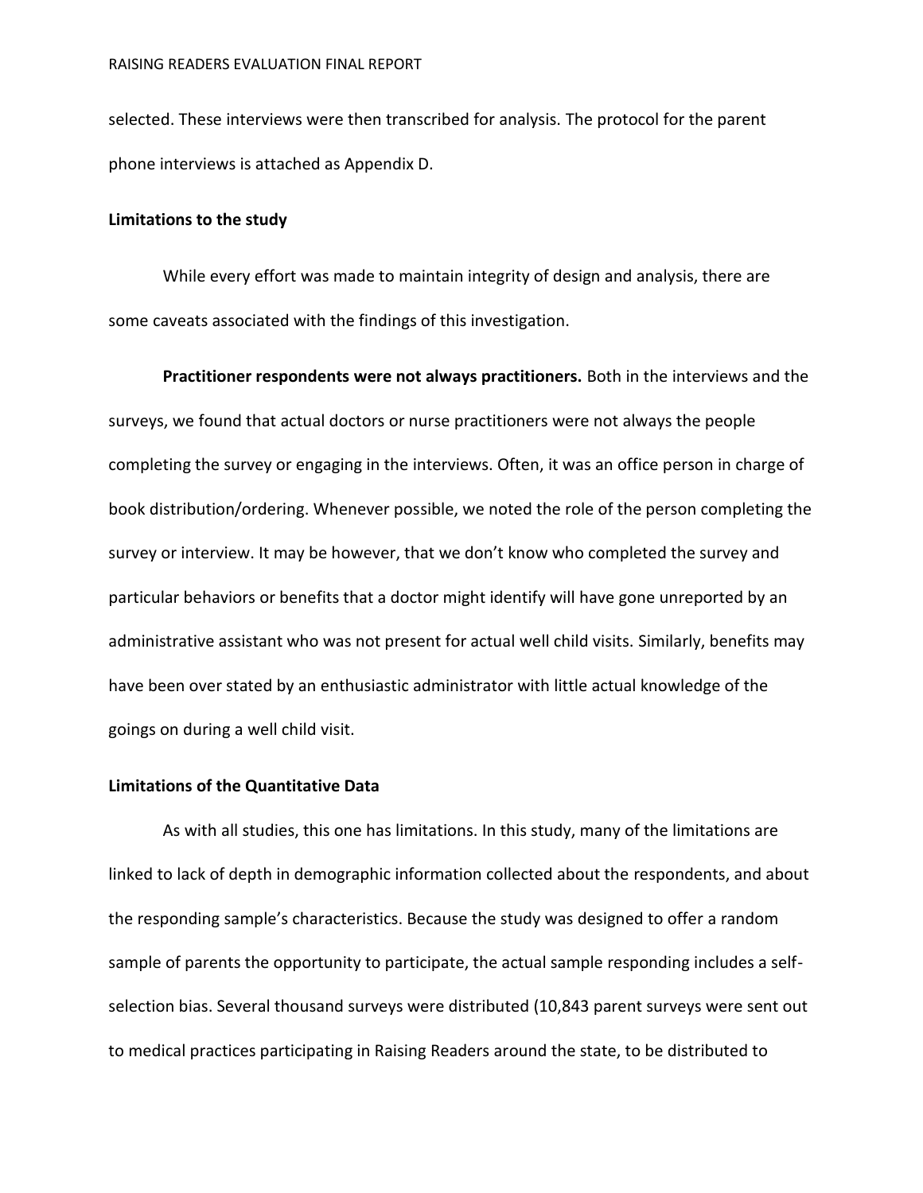selected. These interviews were then transcribed for analysis. The protocol for the parent phone interviews is attached as Appendix D.

**Limitations to the study**

While every effort was made to maintain integrity of design and analysis, there are some caveats associated with the findings of this investigation.

**Practitioner respondents were not always practitioners.** Both in the interviews and the surveys, we found that actual doctors or nurse practitioners were not always the people completing the survey or engaging in the interviews. Often, it was an office person in charge of book distribution/ordering. Whenever possible, we noted the role of the person completing the survey or interview. It may be however, that we don't know who completed the survey and particular behaviors or benefits that a doctor might identify will have gone unreported by an administrative assistant who was not present for actual well child visits. Similarly, benefits may have been over stated by an enthusiastic administrator with little actual knowledge of the goings on during a well child visit.

**Limitations of the Quantitative Data**

As with all studies, this one has limitations. In this study, many of the limitations are linked to lack of depth in demographic information collected about the respondents, and about the responding sample's characteristics. Because the study was designed to offer a random sample of parents the opportunity to participate, the actual sample responding includes a self-selection bias. Several thousand surveys were distributed (10,843 parent surveys were sent out to medical practices participating in Raising Readers around the state, to be distributed to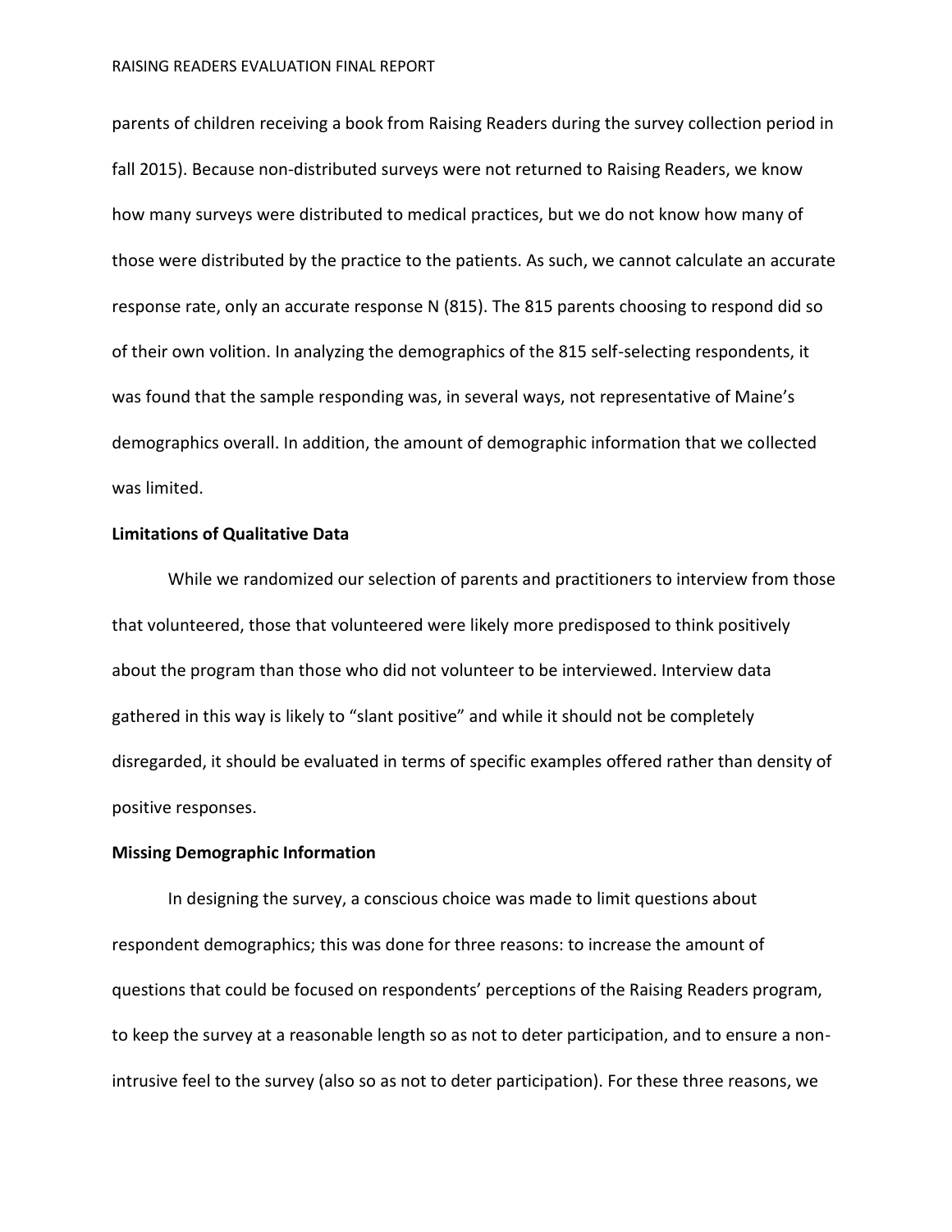parents of children receiving a book from Raising Readers during the survey collection period in fall 2015). Because non-distributed surveys were not returned to Raising Readers, we know how many surveys were distributed to medical practices, but we do not know how many of those were distributed by the practice to the patients. As such, we cannot calculate an accurate response rate, only an accurate response N (815). The 815 parents choosing to respond did so of their own volition. In analyzing the demographics of the 815 self-selecting respondents, it was found that the sample responding was, in several ways, not representative of Maine's demographics overall. In addition, the amount of demographic information that we collected was limited.

**Limitations of Qualitative Data**

While we randomized our selection of parents and practitioners to interview from those that volunteered, those that volunteered were likely more predisposed to think positively about the program than those who did not volunteer to be interviewed. Interview data gathered in this way is likely to "slant positive" and while it should not be completely disregarded, it should be evaluated in terms of specific examples offered rather than density of positive responses.

**Missing Demographic Information**

In designing the survey, a conscious choice was made to limit questions about respondent demographics; this was done for three reasons: to increase the amount of questions that could be focused on respondents' perceptions of the Raising Readers program, to keep the survey at a reasonable length so as not to deter participation, and to ensure a non-intrusive feel to the survey (also so as not to deter participation). For these three reasons, we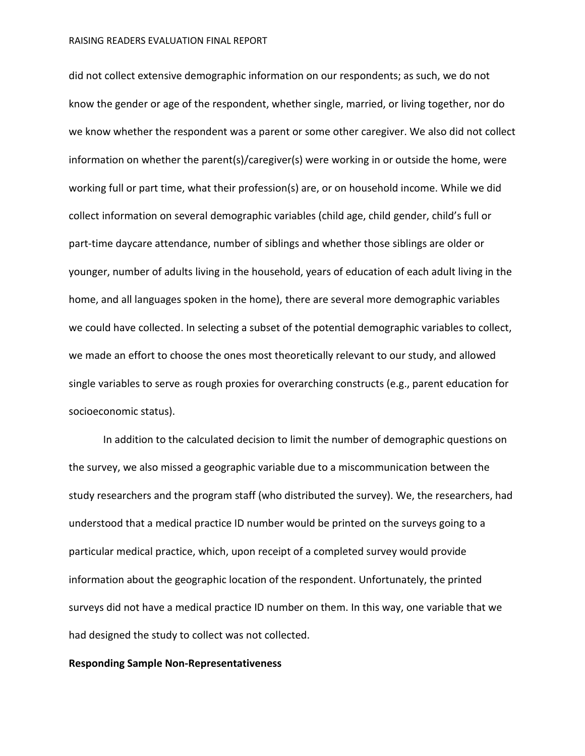did not collect extensive demographic information on our respondents; as such, we do not know the gender or age of the respondent, whether single, married, or living together, nor do we know whether the respondent was a parent or some other caregiver. We also did not collect information on whether the parent(s)/caregiver(s) were working in or outside the home, were working full or part time, what their profession(s) are, or on household income. While we did collect information on several demographic variables (child age, child gender, child's full or part-time daycare attendance, number of siblings and whether those siblings are older or younger, number of adults living in the household, years of education of each adult living in the home, and all languages spoken in the home), there are several more demographic variables we could have collected. In selecting a subset of the potential demographic variables to collect, we made an effort to choose the ones most theoretically relevant to our study, and allowed single variables to serve as rough proxies for overarching constructs (e.g., parent education for socioeconomic status).

In addition to the calculated decision to limit the number of demographic questions on the survey, we also missed a geographic variable due to a miscommunication between the study researchers and the program staff (who distributed the survey). We, the researchers, had understood that a medical practice ID number would be printed on the surveys going to a particular medical practice, which, upon receipt of a completed survey would provide information about the geographic location of the respondent. Unfortunately, the printed surveys did not have a medical practice ID number on them. In this way, one variable that we had designed the study to collect was not collected.

**Responding Sample Non-Representativeness**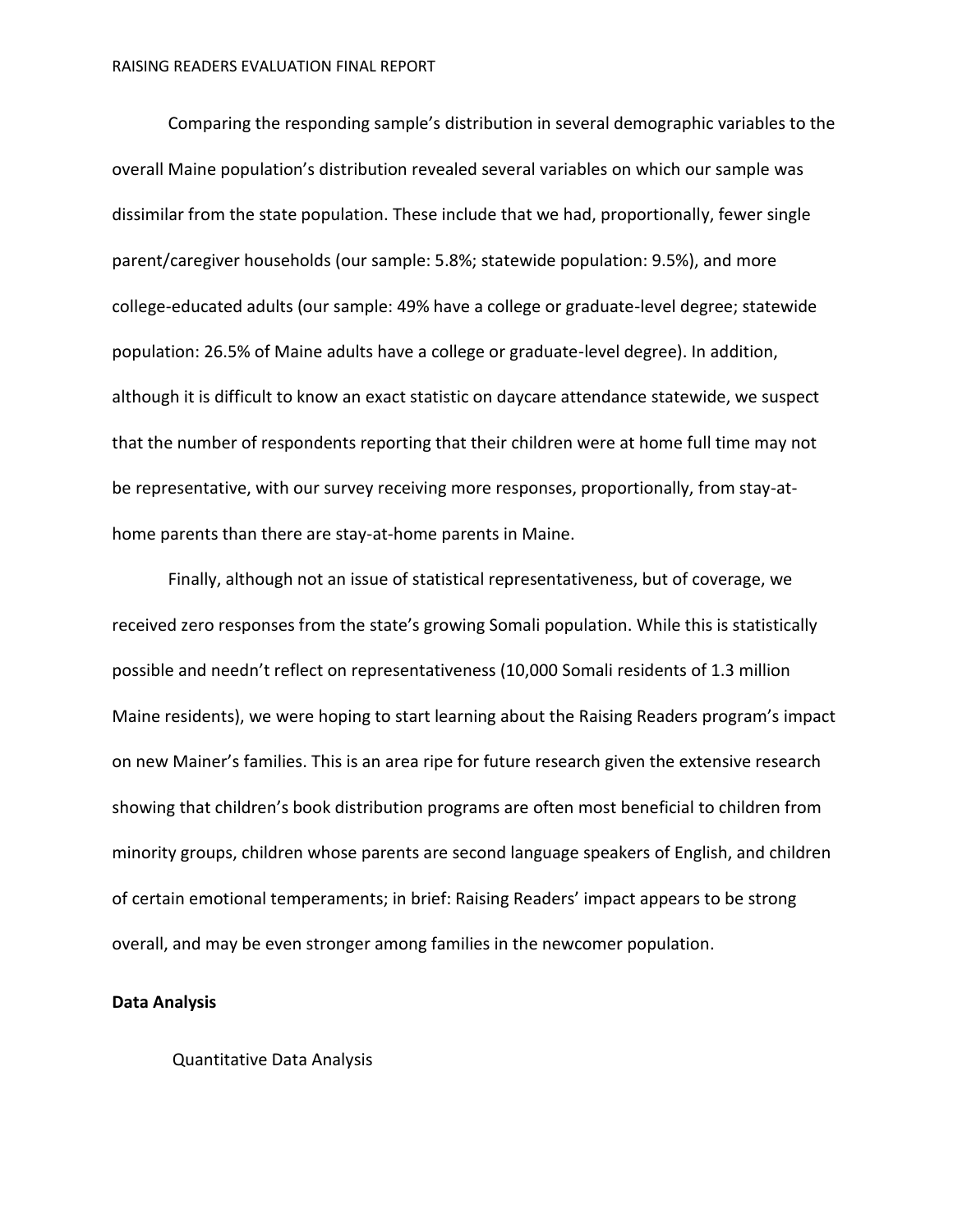Comparing the responding sample's distribution in several demographic variables to the overall Maine population's distribution revealed several variables on which our sample was dissimilar from the state population. These include that we had, proportionally, fewer single parent/caregiver households (our sample: 5.8%; statewide population: 9.5%), and more college-educated adults (our sample: 49% have a college or graduate-level degree; statewide population: 26.5% of Maine adults have a college or graduate-level degree). In addition, although it is difficult to know an exact statistic on daycare attendance statewide, we suspect that the number of respondents reporting that their children were at home full time may not be representative, with our survey receiving more responses, proportionally, from stay-at-home parents than there are stay-at-home parents in Maine.

Finally, although not an issue of statistical representativeness, but of coverage, we received zero responses from the state's growing Somali population. While this is statistically possible and needn't reflect on representativeness (10,000 Somali residents of 1.3 million Maine residents), we were hoping to start learning about the Raising Readers program's impact on new Mainer's families. This is an area ripe for future research given the extensive research showing that children's book distribution programs are often most beneficial to children from minority groups, children whose parents are second language speakers of English, and children of certain emotional temperaments; in brief: Raising Readers' impact appears to be strong overall, and may be even stronger among families in the newcomer population.

**Data Analysis**

Quantitative Data Analysis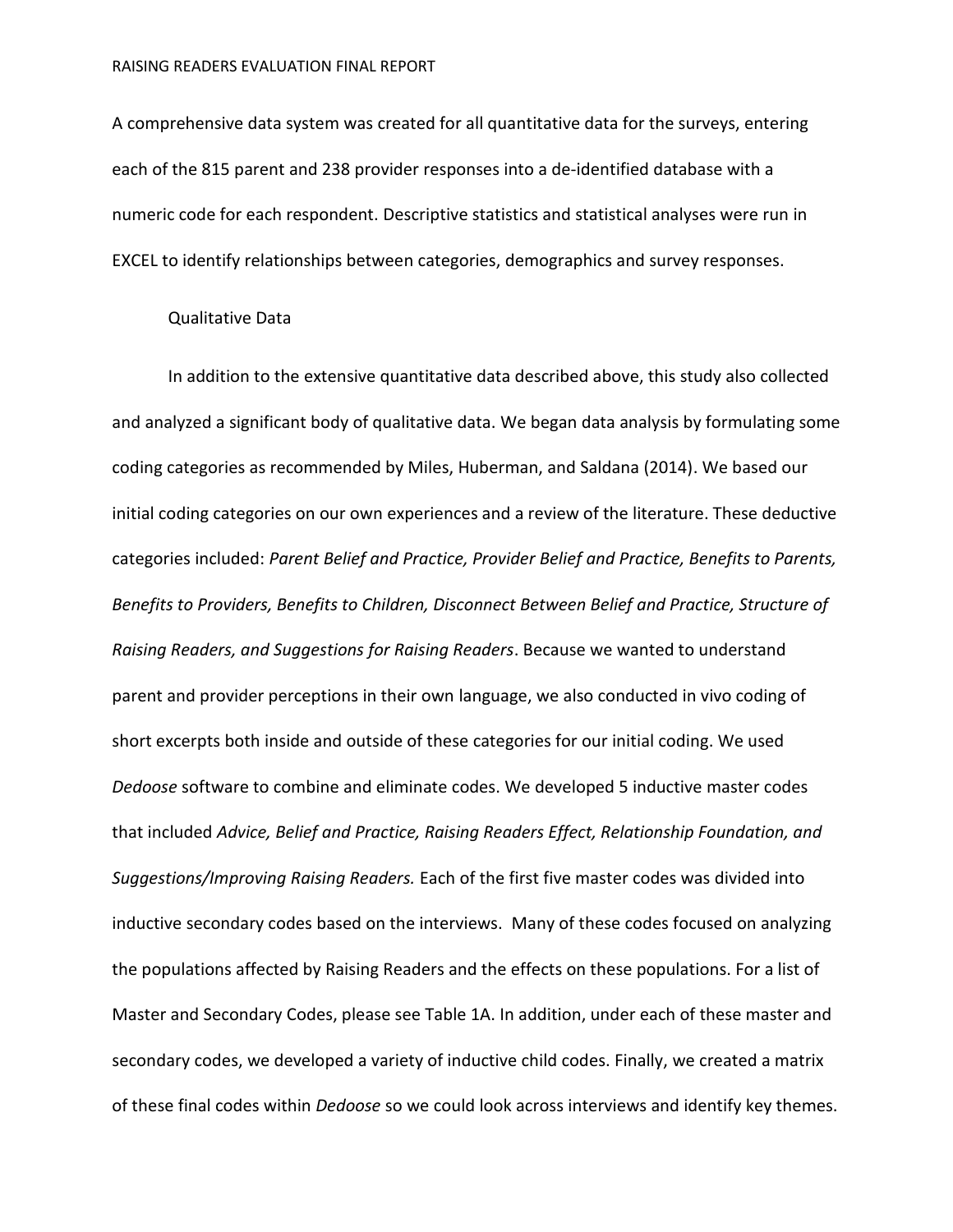A comprehensive data system was created for all quantitative data for the surveys, entering each of the 815 parent and 238 provider responses into a de-identified database with a numeric code for each respondent. Descriptive statistics and statistical analyses were run in EXCEL to identify relationships between categories, demographics and survey responses.

### Qualitative Data

In addition to the extensive quantitative data described above, this study also collected and analyzed a significant body of qualitative data. We began data analysis by formulating some coding categories as recommended by Miles, Huberman, and Saldana (2014). We based our initial coding categories on our own experiences and a review of the literature. These deductive categories included: *Parent Belief and Practice, Provider Belief and Practice, Benefits to Parents, Benefits to Providers, Benefits to Children, Disconnect Between Belief and Practice, Structure of Raising Readers, and Suggestions for Raising Readers*. Because we wanted to understand parent and provider perceptions in their own language, we also conducted in vivo coding of short excerpts both inside and outside of these categories for our initial coding. We used *Dedoose* software to combine and eliminate codes. We developed 5 inductive master codes that included *Advice, Belief and Practice, Raising Readers Effect, Relationship Foundation, and Suggestions/Improving Raising Readers.* Each of the first five master codes was divided into inductive secondary codes based on the interviews. Many of these codes focused on analyzing the populations affected by Raising Readers and the effects on these populations. For a list of Master and Secondary Codes, please see Table 1A. In addition, under each of these master and secondary codes, we developed a variety of inductive child codes. Finally, we created a matrix of these final codes within *Dedoose* so we could look across interviews and identify key themes.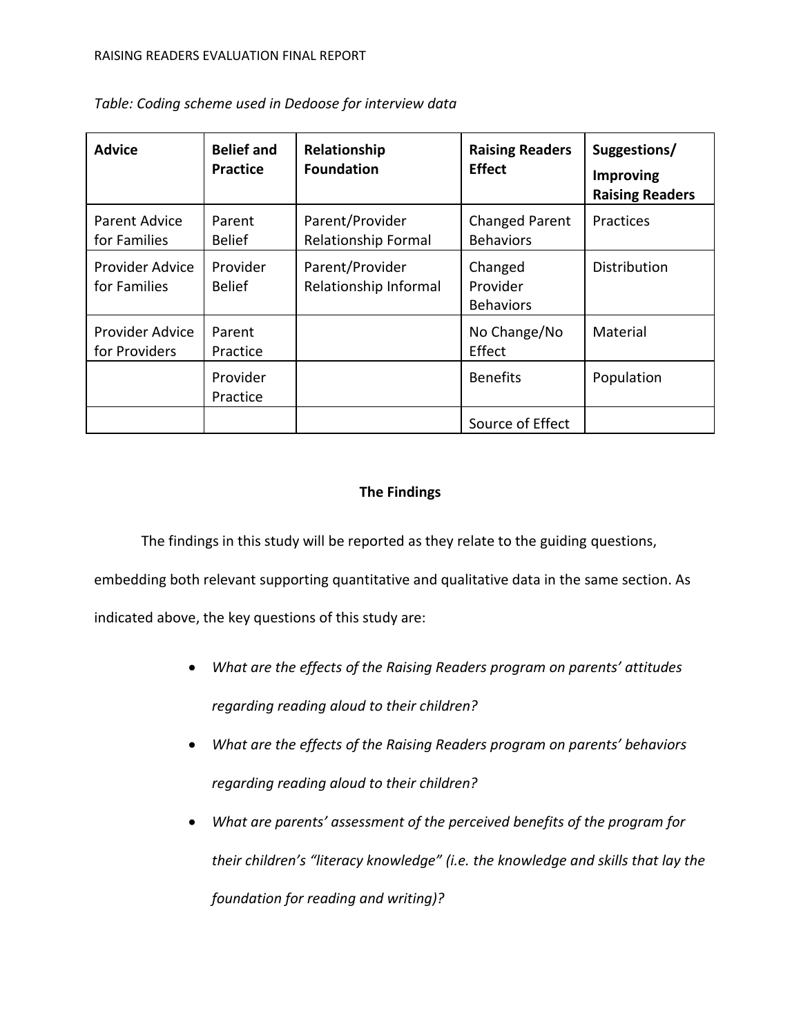*Table: Coding scheme used in Dedoose for interview data*

| Advice | Belief and Practice | Relationship Foundation | Raising Readers Effect | Suggestions/ Improving Raising Readers |
|---|---|---|---|---|
| Parent Advice for Families | Parent Belief | Parent/Provider Relationship Formal | Changed Parent Behaviors | Practices |
| Provider Advice for Families | Provider Belief | Parent/Provider Relationship Informal | Changed Provider Behaviors | Distribution |
| Provider Advice for Providers | Parent Practice | | No Change/No Effect | Material |
| | Provider Practice | | Benefits | Population |
| | | | Source of Effect | |

## The Findings

The findings in this study will be reported as they relate to the guiding questions, embedding both relevant supporting quantitative and qualitative data in the same section. As indicated above, the key questions of this study are:

- *What are the effects of the Raising Readers program on parents' attitudes regarding reading aloud to their children?*
- *What are the effects of the Raising Readers program on parents' behaviors regarding reading aloud to their children?*
- *What are parents' assessment of the perceived benefits of the program for their children's "literacy knowledge" (i.e. the knowledge and skills that lay the foundation for reading and writing)?*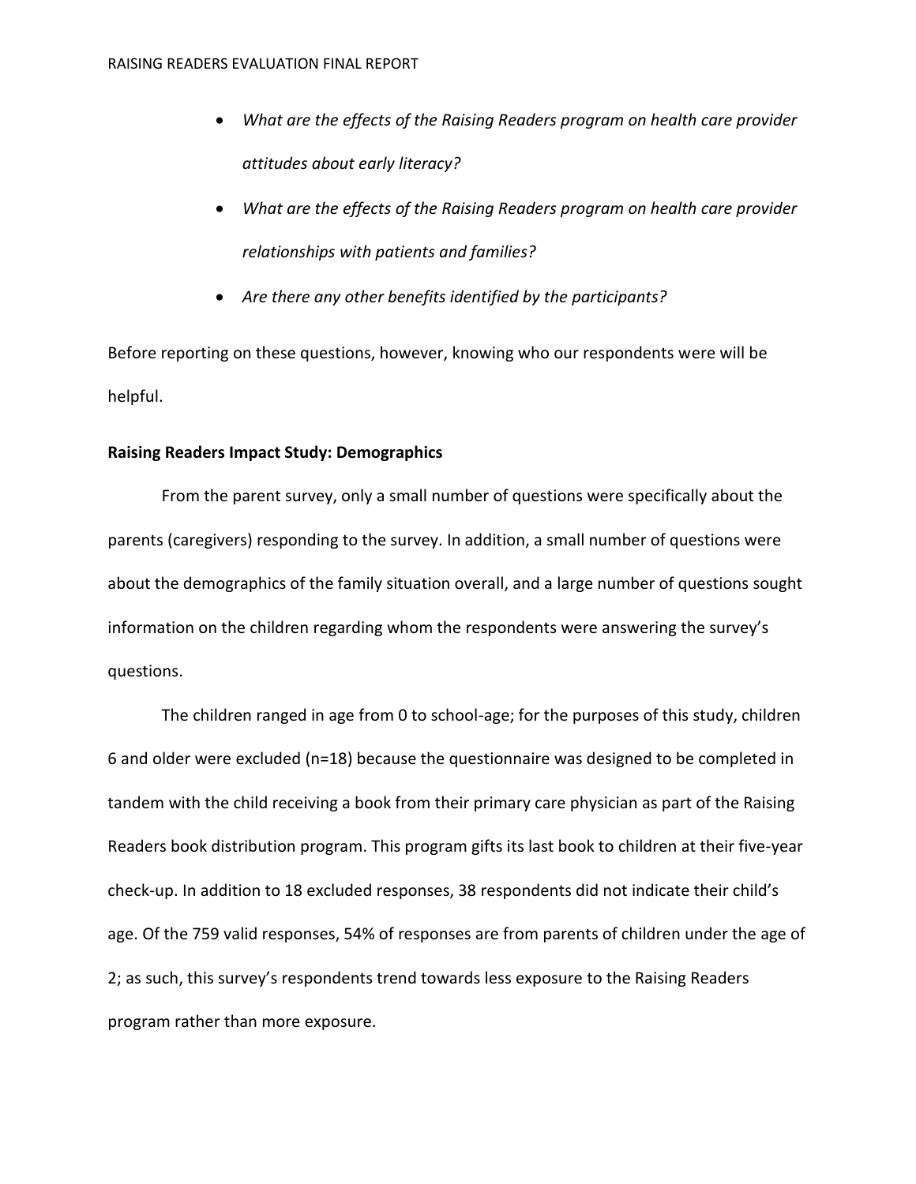- *What are the effects of the Raising Readers program on health care provider attitudes about early literacy?*
- *What are the effects of the Raising Readers program on health care provider relationships with patients and families?*
- *Are there any other benefits identified by the participants?*

Before reporting on these questions, however, knowing who our respondents were will be helpful.

**Raising Readers Impact Study: Demographics**

From the parent survey, only a small number of questions were specifically about the parents (caregivers) responding to the survey. In addition, a small number of questions were about the demographics of the family situation overall, and a large number of questions sought information on the children regarding whom the respondents were answering the survey's questions.

The children ranged in age from 0 to school-age; for the purposes of this study, children 6 and older were excluded (n=18) because the questionnaire was designed to be completed in tandem with the child receiving a book from their primary care physician as part of the Raising Readers book distribution program. This program gifts its last book to children at their five-year check-up. In addition to 18 excluded responses, 38 respondents did not indicate their child's age. Of the 759 valid responses, 54% of responses are from parents of children under the age of 2; as such, this survey's respondents trend towards less exposure to the Raising Readers program rather than more exposure.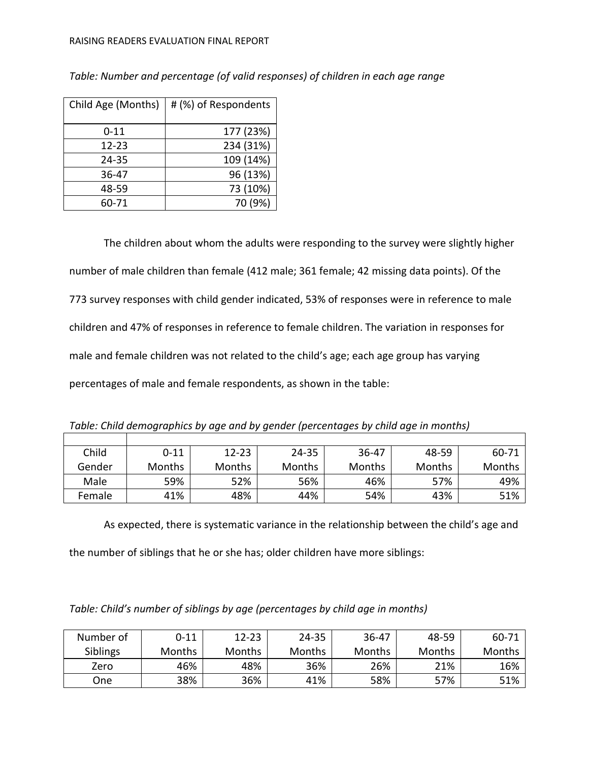*Table: Number and percentage (of valid responses) of children in each age range*

| Child Age (Months) | # (%) of Respondents |
|---|---|
| 0-11 | 177 (23%) |
| 12-23 | 234 (31%) |
| 24-35 | 109 (14%) |
| 36-47 | 96 (13%) |
| 48-59 | 73 (10%) |
| 60-71 | 70 (9%) |

The children about whom the adults were responding to the survey were slightly higher number of male children than female (412 male; 361 female; 42 missing data points). Of the 773 survey responses with child gender indicated, 53% of responses were in reference to male children and 47% of responses in reference to female children. The variation in responses for male and female children was not related to the child's age; each age group has varying percentages of male and female respondents, as shown in the table:

*Table: Child demographics by age and by gender (percentages by child age in months)*

| Child Gender | 0-11 Months | 12-23 Months | 24-35 Months | 36-47 Months | 48-59 Months | 60-71 Months |
|---|---|---|---|---|---|---|
| Male | 59% | 52% | 56% | 46% | 57% | 49% |
| Female | 41% | 48% | 44% | 54% | 43% | 51% |

As expected, there is systematic variance in the relationship between the child's age and the number of siblings that he or she has; older children have more siblings:

*Table: Child's number of siblings by age (percentages by child age in months)*

| Number of Siblings | 0-11 Months | 12-23 Months | 24-35 Months | 36-47 Months | 48-59 Months | 60-71 Months |
|---|---|---|---|---|---|---|
| Zero | 46% | 48% | 36% | 26% | 21% | 16% |
| One | 38% | 36% | 41% | 58% | 57% | 51% |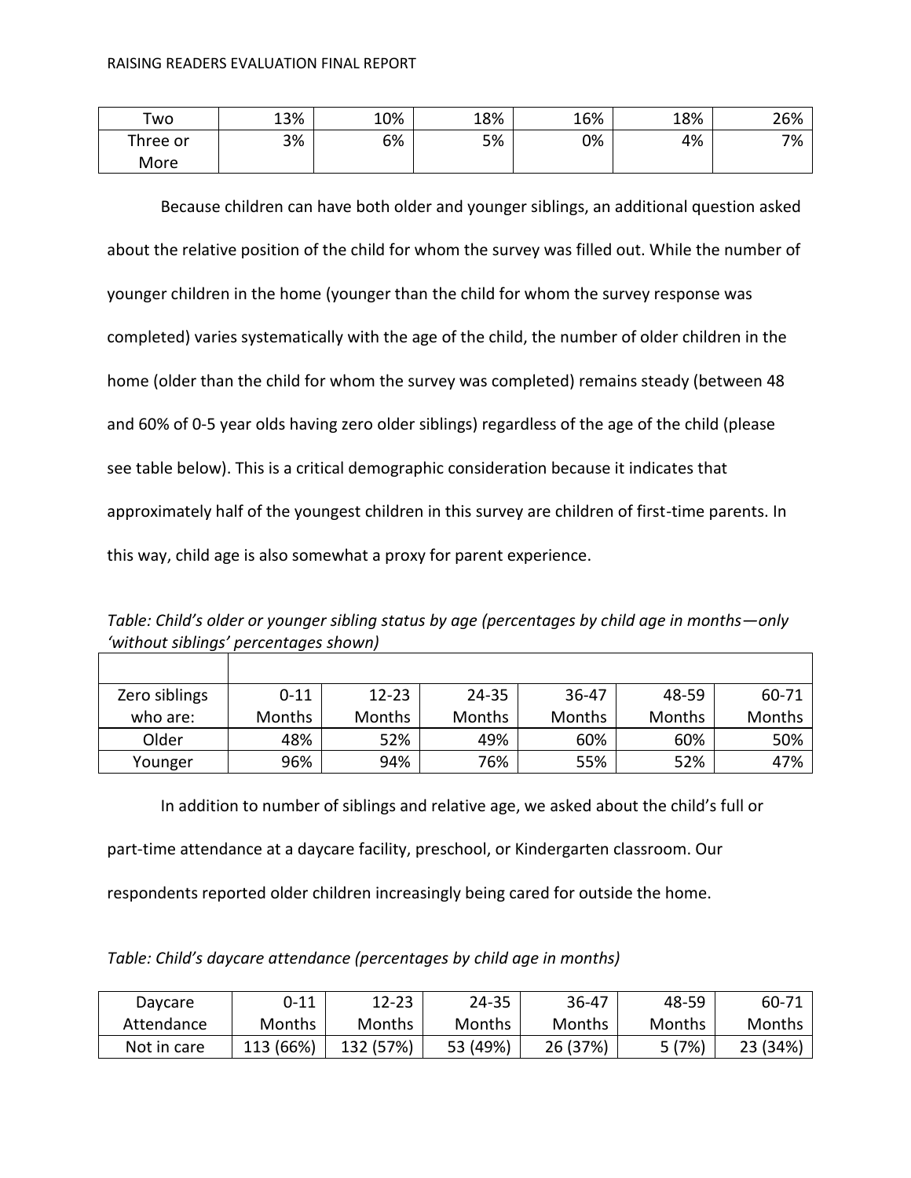| Two | 13% | 10% | 18% | 16% | 18% | 26% |
|---|---|---|---|---|---|---|
| Three or More | 3% | 6% | 5% | 0% | 4% | 7% |

Because children can have both older and younger siblings, an additional question asked about the relative position of the child for whom the survey was filled out. While the number of younger children in the home (younger than the child for whom the survey response was completed) varies systematically with the age of the child, the number of older children in the home (older than the child for whom the survey was completed) remains steady (between 48 and 60% of 0-5 year olds having zero older siblings) regardless of the age of the child (please see table below). This is a critical demographic consideration because it indicates that approximately half of the youngest children in this survey are children of first-time parents. In this way, child age is also somewhat a proxy for parent experience.

*Table: Child's older or younger sibling status by age (percentages by child age in months—only 'without siblings' percentages shown)*

| Zero siblings who are: | 0-11 Months | 12-23 Months | 24-35 Months | 36-47 Months | 48-59 Months | 60-71 Months |
|---|---|---|---|---|---|---|
| Older | 48% | 52% | 49% | 60% | 60% | 50% |
| Younger | 96% | 94% | 76% | 55% | 52% | 47% |

In addition to number of siblings and relative age, we asked about the child's full or part-time attendance at a daycare facility, preschool, or Kindergarten classroom. Our respondents reported older children increasingly being cared for outside the home.

*Table: Child's daycare attendance (percentages by child age in months)*

| Daycare Attendance | 0-11 Months | 12-23 Months | 24-35 Months | 36-47 Months | 48-59 Months | 60-71 Months |
|---|---|---|---|---|---|---|
| Not in care | 113 (66%) | 132 (57%) | 53 (49%) | 26 (37%) | 5 (7%) | 23 (34%) |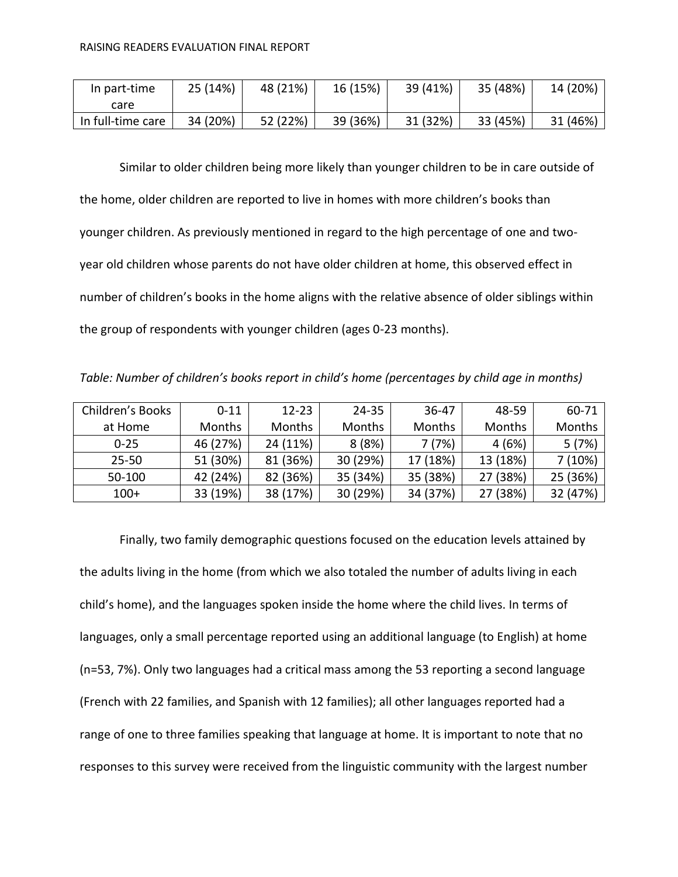| In part-time care | 25 (14%) | 48 (21%) | 16 (15%) | 39 (41%) | 35 (48%) | 14 (20%) |
|---|---|---|---|---|---|---|
| In full-time care | 34 (20%) | 52 (22%) | 39 (36%) | 31 (32%) | 33 (45%) | 31 (46%) |

Similar to older children being more likely than younger children to be in care outside of the home, older children are reported to live in homes with more children's books than younger children. As previously mentioned in regard to the high percentage of one and two-year old children whose parents do not have older children at home, this observed effect in number of children's books in the home aligns with the relative absence of older siblings within the group of respondents with younger children (ages 0-23 months).

*Table: Number of children's books report in child's home (percentages by child age in months)*

| Children's Books at Home | 0-11 Months | 12-23 Months | 24-35 Months | 36-47 Months | 48-59 Months | 60-71 Months |
|---|---|---|---|---|---|---|
| 0-25 | 46 (27%) | 24 (11%) | 8 (8%) | 7 (7%) | 4 (6%) | 5 (7%) |
| 25-50 | 51 (30%) | 81 (36%) | 30 (29%) | 17 (18%) | 13 (18%) | 7 (10%) |
| 50-100 | 42 (24%) | 82 (36%) | 35 (34%) | 35 (38%) | 27 (38%) | 25 (36%) |
| 100+ | 33 (19%) | 38 (17%) | 30 (29%) | 34 (37%) | 27 (38%) | 32 (47%) |

Finally, two family demographic questions focused on the education levels attained by the adults living in the home (from which we also totaled the number of adults living in each child's home), and the languages spoken inside the home where the child lives. In terms of languages, only a small percentage reported using an additional language (to English) at home (n=53, 7%). Only two languages had a critical mass among the 53 reporting a second language (French with 22 families, and Spanish with 12 families); all other languages reported had a range of one to three families speaking that language at home. It is important to note that no responses to this survey were received from the linguistic community with the largest number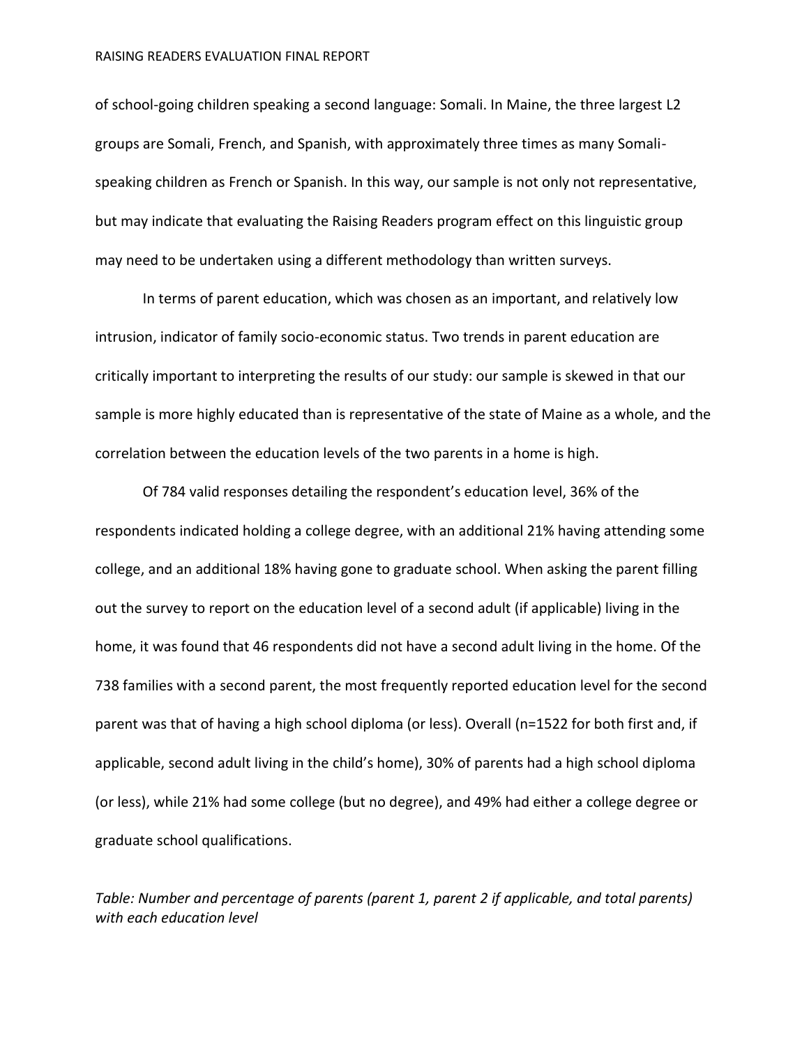of school-going children speaking a second language: Somali. In Maine, the three largest L2 groups are Somali, French, and Spanish, with approximately three times as many Somali-speaking children as French or Spanish. In this way, our sample is not only not representative, but may indicate that evaluating the Raising Readers program effect on this linguistic group may need to be undertaken using a different methodology than written surveys.

In terms of parent education, which was chosen as an important, and relatively low intrusion, indicator of family socio-economic status. Two trends in parent education are critically important to interpreting the results of our study: our sample is skewed in that our sample is more highly educated than is representative of the state of Maine as a whole, and the correlation between the education levels of the two parents in a home is high.

Of 784 valid responses detailing the respondent's education level, 36% of the respondents indicated holding a college degree, with an additional 21% having attending some college, and an additional 18% having gone to graduate school. When asking the parent filling out the survey to report on the education level of a second adult (if applicable) living in the home, it was found that 46 respondents did not have a second adult living in the home. Of the 738 families with a second parent, the most frequently reported education level for the second parent was that of having a high school diploma (or less). Overall (n=1522 for both first and, if applicable, second adult living in the child's home), 30% of parents had a high school diploma (or less), while 21% had some college (but no degree), and 49% had either a college degree or graduate school qualifications.

*Table: Number and percentage of parents (parent 1, parent 2 if applicable, and total parents) with each education level*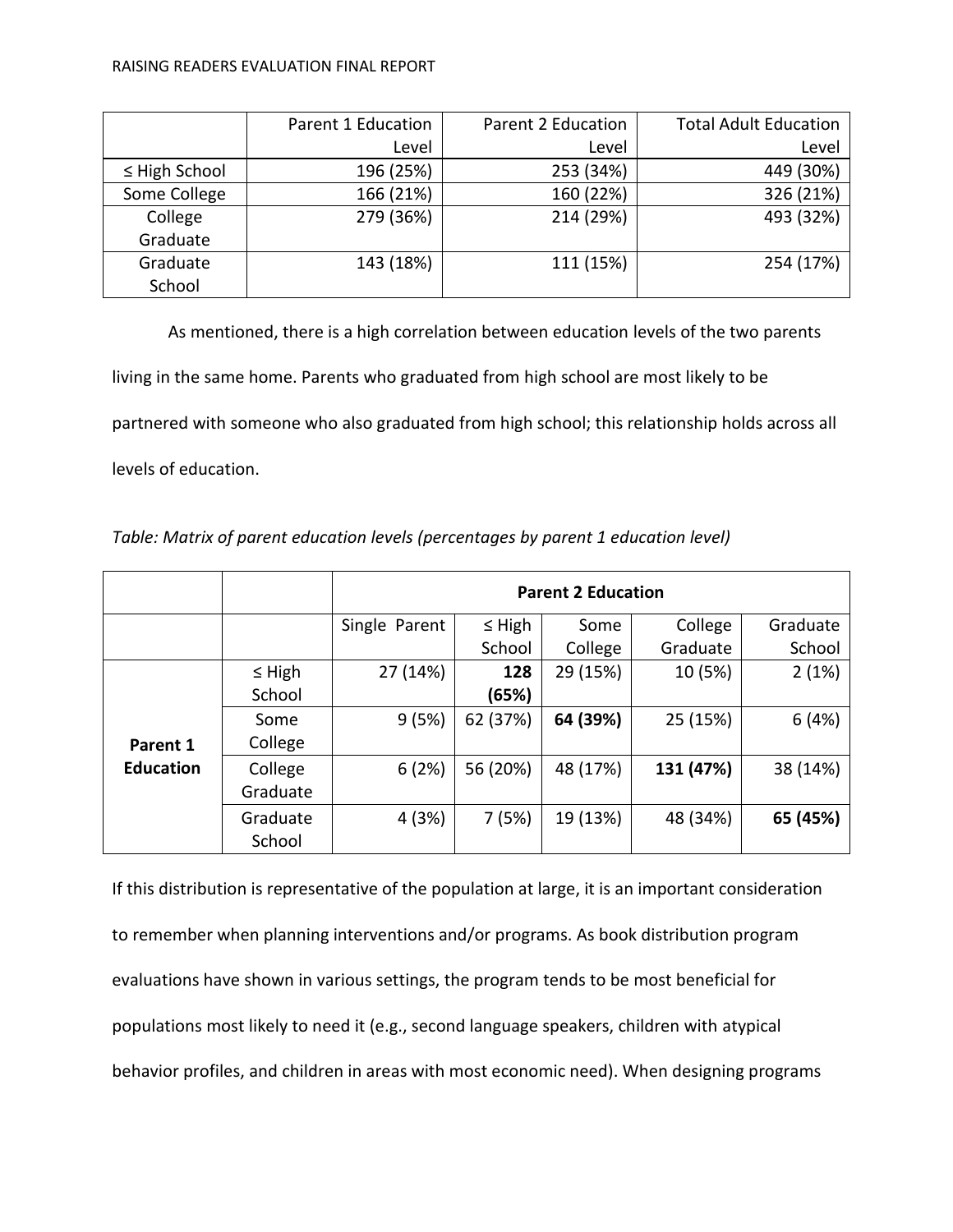| | Parent 1 Education Level | Parent 2 Education Level | Total Adult Education Level |
|---|---|---|---|
| ≤ High School | 196 (25%) | 253 (34%) | 449 (30%) |
| Some College | 166 (21%) | 160 (22%) | 326 (21%) |
| College Graduate | 279 (36%) | 214 (29%) | 493 (32%) |
| Graduate School | 143 (18%) | 111 (15%) | 254 (17%) |

As mentioned, there is a high correlation between education levels of the two parents living in the same home. Parents who graduated from high school are most likely to be partnered with someone who also graduated from high school; this relationship holds across all levels of education.

*Table: Matrix of parent education levels (percentages by parent 1 education level)*

| | | **Parent 2 Education** | | | | |
|---|---|---|---|---|---|---|
| | | Single Parent | ≤ High School | Some College | College Graduate | Graduate School |
| **Parent 1 Education** | ≤ High School | 27 (14%) | **128 (65%)** | 29 (15%) | 10 (5%) | 2 (1%) |
| | Some College | 9 (5%) | 62 (37%) | **64 (39%)** | 25 (15%) | 6 (4%) |
| | College Graduate | 6 (2%) | 56 (20%) | 48 (17%) | **131 (47%)** | 38 (14%) |
| | Graduate School | 4 (3%) | 7 (5%) | 19 (13%) | 48 (34%) | **65 (45%)** |

If this distribution is representative of the population at large, it is an important consideration to remember when planning interventions and/or programs. As book distribution program evaluations have shown in various settings, the program tends to be most beneficial for populations most likely to need it (e.g., second language speakers, children with atypical behavior profiles, and children in areas with most economic need). When designing programs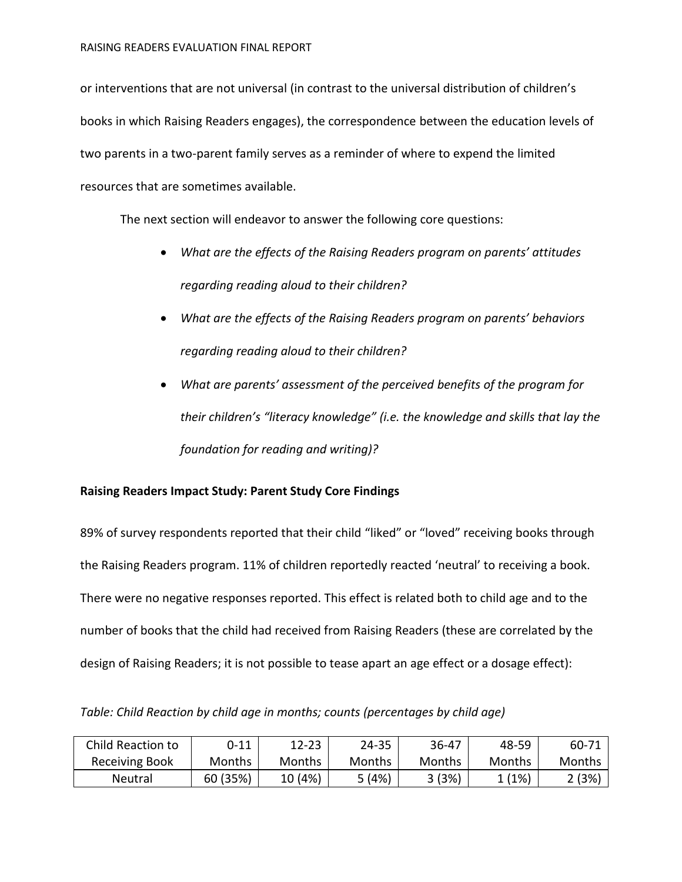or interventions that are not universal (in contrast to the universal distribution of children's books in which Raising Readers engages), the correspondence between the education levels of two parents in a two-parent family serves as a reminder of where to expend the limited resources that are sometimes available.

The next section will endeavor to answer the following core questions:

- *What are the effects of the Raising Readers program on parents' attitudes regarding reading aloud to their children?*
- *What are the effects of the Raising Readers program on parents' behaviors regarding reading aloud to their children?*
- *What are parents' assessment of the perceived benefits of the program for their children's "literacy knowledge" (i.e. the knowledge and skills that lay the foundation for reading and writing)?*

**Raising Readers Impact Study: Parent Study Core Findings**

89% of survey respondents reported that their child "liked" or "loved" receiving books through the Raising Readers program. 11% of children reportedly reacted 'neutral' to receiving a book. There were no negative responses reported. This effect is related both to child age and to the number of books that the child had received from Raising Readers (these are correlated by the design of Raising Readers; it is not possible to tease apart an age effect or a dosage effect):

*Table: Child Reaction by child age in months; counts (percentages by child age)*

| Child Reaction to Receiving Book | 0-11 Months | 12-23 Months | 24-35 Months | 36-47 Months | 48-59 Months | 60-71 Months |
|---|---|---|---|---|---|---|
| Neutral | 60 (35%) | 10 (4%) | 5 (4%) | 3 (3%) | 1 (1%) | 2 (3%) |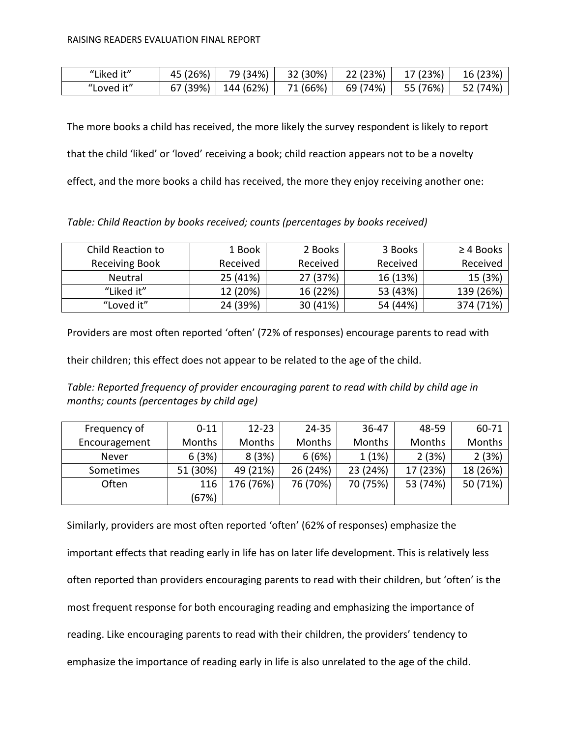| | | | | | | |
|---|---|---|---|---|---|---|
| "Liked it" | 45 (26%) | 79 (34%) | 32 (30%) | 22 (23%) | 17 (23%) | 16 (23%) |
| "Loved it" | 67 (39%) | 144 (62%) | 71 (66%) | 69 (74%) | 55 (76%) | 52 (74%) |

The more books a child has received, the more likely the survey respondent is likely to report that the child 'liked' or 'loved' receiving a book; child reaction appears not to be a novelty effect, and the more books a child has received, the more they enjoy receiving another one:

*Table: Child Reaction by books received; counts (percentages by books received)*

| Child Reaction to Receiving Book | 1 Book Received | 2 Books Received | 3 Books Received | ≥ 4 Books Received |
|---|---|---|---|---|
| Neutral | 25 (41%) | 27 (37%) | 16 (13%) | 15 (3%) |
| "Liked it" | 12 (20%) | 16 (22%) | 53 (43%) | 139 (26%) |
| "Loved it" | 24 (39%) | 30 (41%) | 54 (44%) | 374 (71%) |

Providers are most often reported 'often' (72% of responses) encourage parents to read with their children; this effect does not appear to be related to the age of the child.

*Table: Reported frequency of provider encouraging parent to read with child by child age in months; counts (percentages by child age)*

| Frequency of Encouragement | 0-11 Months | 12-23 Months | 24-35 Months | 36-47 Months | 48-59 Months | 60-71 Months |
|---|---|---|---|---|---|---|
| Never | 6 (3%) | 8 (3%) | 6 (6%) | 1 (1%) | 2 (3%) | 2 (3%) |
| Sometimes | 51 (30%) | 49 (21%) | 26 (24%) | 23 (24%) | 17 (23%) | 18 (26%) |
| Often | 116 (67%) | 176 (76%) | 76 (70%) | 70 (75%) | 53 (74%) | 50 (71%) |

Similarly, providers are most often reported 'often' (62% of responses) emphasize the important effects that reading early in life has on later life development. This is relatively less often reported than providers encouraging parents to read with their children, but 'often' is the most frequent response for both encouraging reading and emphasizing the importance of reading. Like encouraging parents to read with their children, the providers' tendency to emphasize the importance of reading early in life is also unrelated to the age of the child.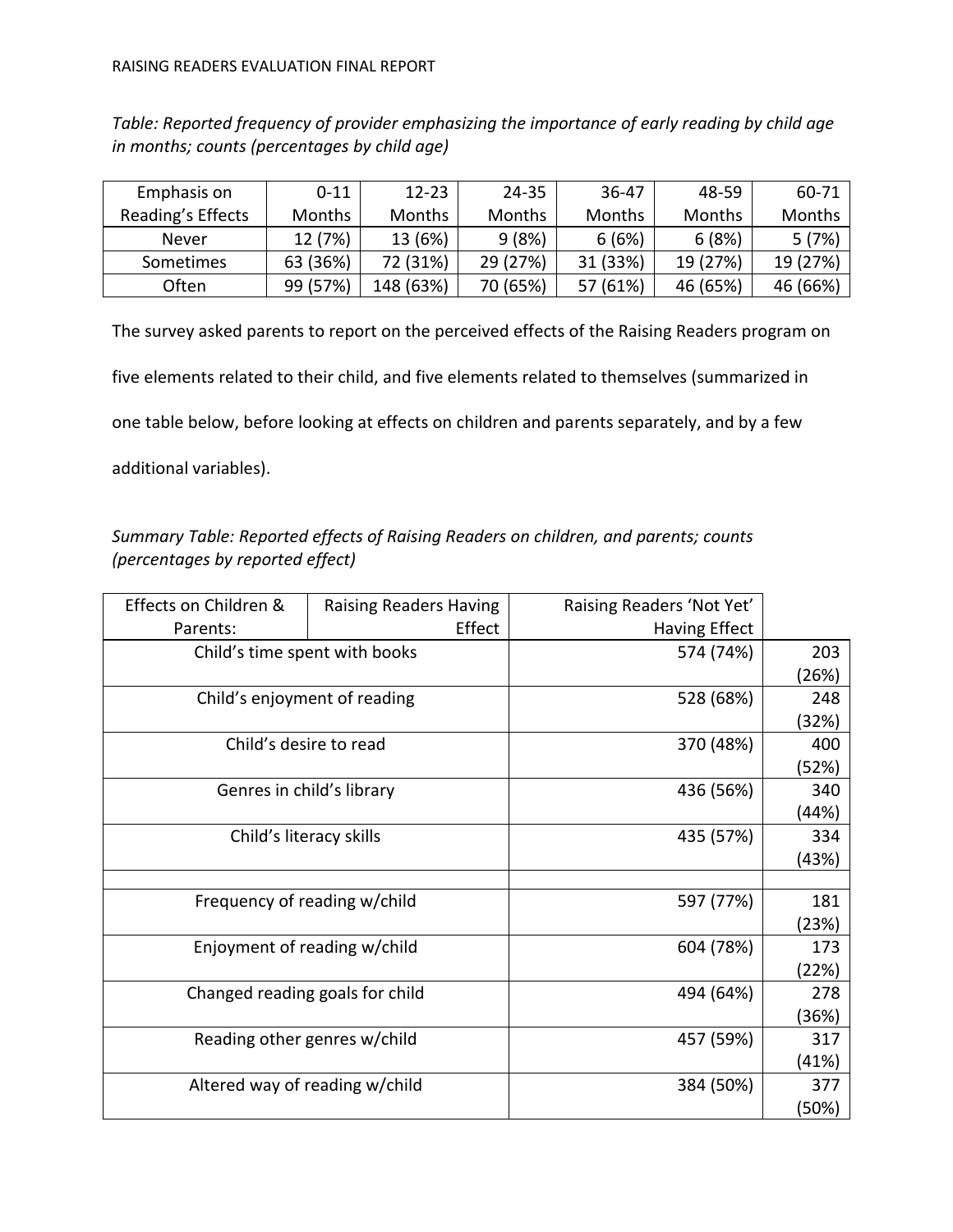*Table: Reported frequency of provider emphasizing the importance of early reading by child age in months; counts (percentages by child age)*

| Emphasis on Reading's Effects | 0-11 Months | 12-23 Months | 24-35 Months | 36-47 Months | 48-59 Months | 60-71 Months |
|---|---|---|---|---|---|---|
| Never | 12 (7%) | 13 (6%) | 9 (8%) | 6 (6%) | 6 (8%) | 5 (7%) |
| Sometimes | 63 (36%) | 72 (31%) | 29 (27%) | 31 (33%) | 19 (27%) | 19 (27%) |
| Often | 99 (57%) | 148 (63%) | 70 (65%) | 57 (61%) | 46 (65%) | 46 (66%) |

The survey asked parents to report on the perceived effects of the Raising Readers program on five elements related to their child, and five elements related to themselves (summarized in one table below, before looking at effects on children and parents separately, and by a few additional variables).

*Summary Table: Reported effects of Raising Readers on children, and parents; counts (percentages by reported effect)*

| Effects on Children & Parents: | Raising Readers Having Effect | Raising Readers 'Not Yet' Having Effect |
|---|---|---|
| Child's time spent with books | 574 (74%) | 203 (26%) |
| Child's enjoyment of reading | 528 (68%) | 248 (32%) |
| Child's desire to read | 370 (48%) | 400 (52%) |
| Genres in child's library | 436 (56%) | 340 (44%) |
| Child's literacy skills | 435 (57%) | 334 (43%) |
| | | |
| Frequency of reading w/child | 597 (77%) | 181 (23%) |
| Enjoyment of reading w/child | 604 (78%) | 173 (22%) |
| Changed reading goals for child | 494 (64%) | 278 (36%) |
| Reading other genres w/child | 457 (59%) | 317 (41%) |
| Altered way of reading w/child | 384 (50%) | 377 (50%) |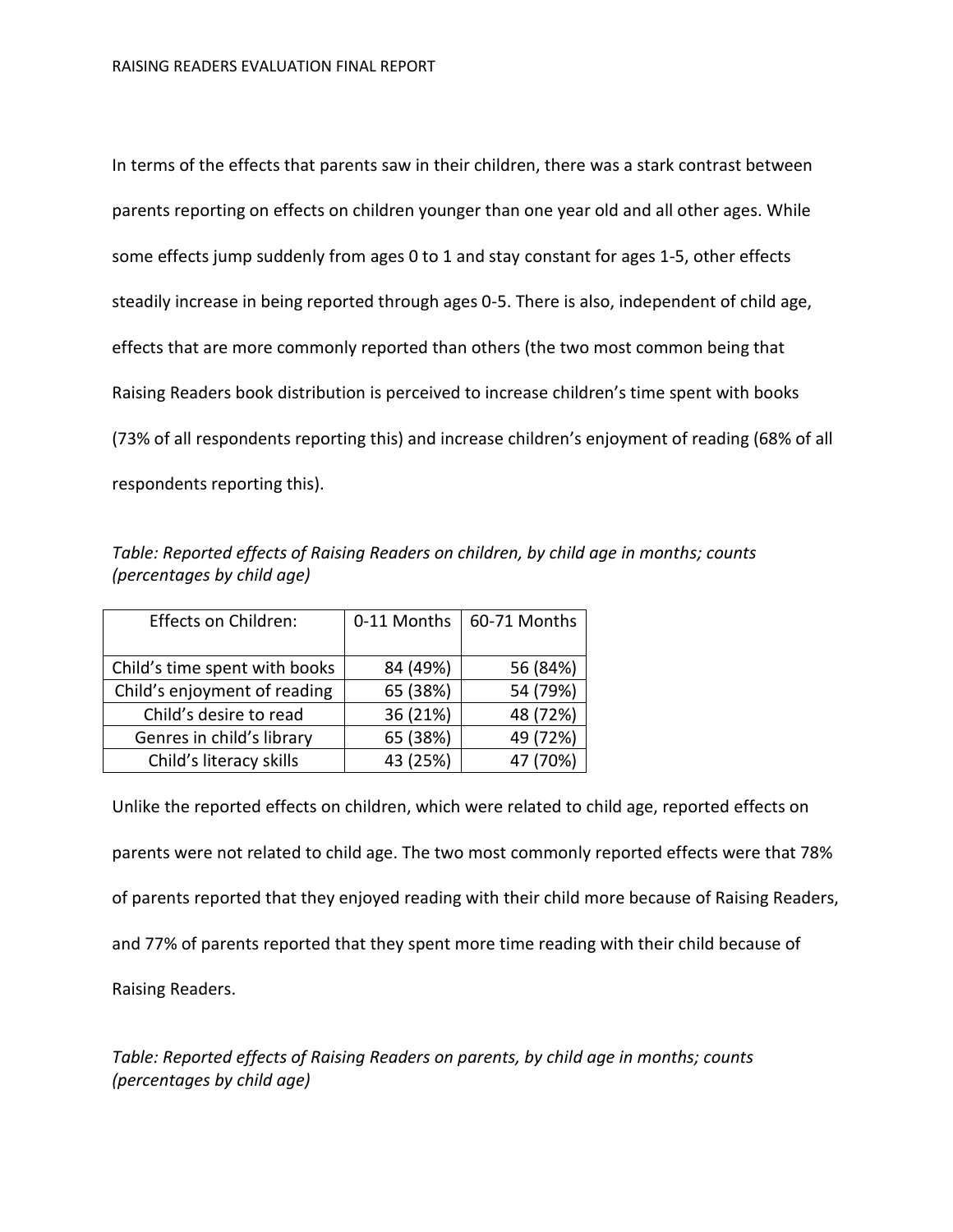In terms of the effects that parents saw in their children, there was a stark contrast between parents reporting on effects on children younger than one year old and all other ages. While some effects jump suddenly from ages 0 to 1 and stay constant for ages 1-5, other effects steadily increase in being reported through ages 0-5. There is also, independent of child age, effects that are more commonly reported than others (the two most common being that Raising Readers book distribution is perceived to increase children's time spent with books (73% of all respondents reporting this) and increase children's enjoyment of reading (68% of all respondents reporting this).

*Table: Reported effects of Raising Readers on children, by child age in months; counts (percentages by child age)*

| Effects on Children: | 0-11 Months | 60-71 Months |
|---|---|---|
| Child's time spent with books | 84 (49%) | 56 (84%) |
| Child's enjoyment of reading | 65 (38%) | 54 (79%) |
| Child's desire to read | 36 (21%) | 48 (72%) |
| Genres in child's library | 65 (38%) | 49 (72%) |
| Child's literacy skills | 43 (25%) | 47 (70%) |

Unlike the reported effects on children, which were related to child age, reported effects on parents were not related to child age. The two most commonly reported effects were that 78% of parents reported that they enjoyed reading with their child more because of Raising Readers, and 77% of parents reported that they spent more time reading with their child because of Raising Readers.

*Table: Reported effects of Raising Readers on parents, by child age in months; counts (percentages by child age)*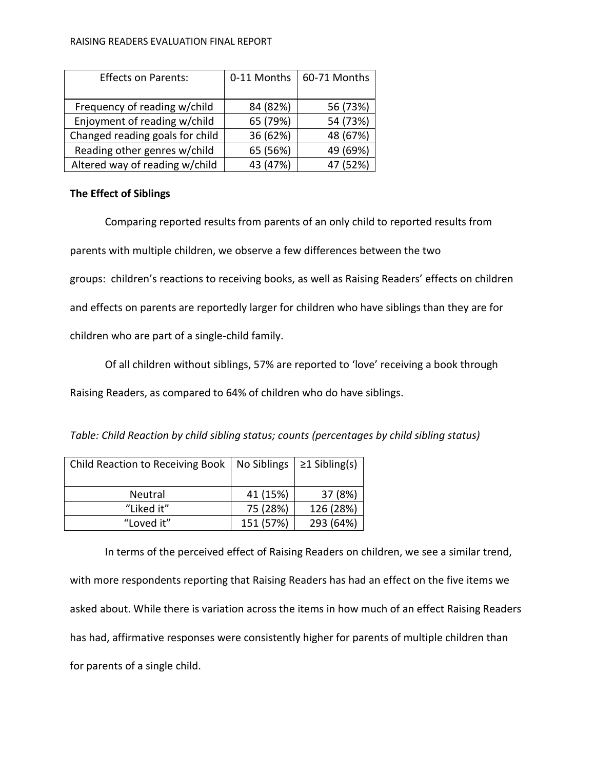| Effects on Parents: | 0-11 Months | 60-71 Months |
|---|---|---|
| Frequency of reading w/child | 84 (82%) | 56 (73%) |
| Enjoyment of reading w/child | 65 (79%) | 54 (73%) |
| Changed reading goals for child | 36 (62%) | 48 (67%) |
| Reading other genres w/child | 65 (56%) | 49 (69%) |
| Altered way of reading w/child | 43 (47%) | 47 (52%) |

**The Effect of Siblings**

Comparing reported results from parents of an only child to reported results from parents with multiple children, we observe a few differences between the two groups: children's reactions to receiving books, as well as Raising Readers' effects on children and effects on parents are reportedly larger for children who have siblings than they are for children who are part of a single-child family.

Of all children without siblings, 57% are reported to 'love' receiving a book through Raising Readers, as compared to 64% of children who do have siblings.

*Table: Child Reaction by child sibling status; counts (percentages by child sibling status)*

| Child Reaction to Receiving Book | No Siblings | ≥1 Sibling(s) |
|---|---|---|
| Neutral | 41 (15%) | 37 (8%) |
| "Liked it" | 75 (28%) | 126 (28%) |
| "Loved it" | 151 (57%) | 293 (64%) |

In terms of the perceived effect of Raising Readers on children, we see a similar trend, with more respondents reporting that Raising Readers has had an effect on the five items we asked about. While there is variation across the items in how much of an effect Raising Readers has had, affirmative responses were consistently higher for parents of multiple children than for parents of a single child.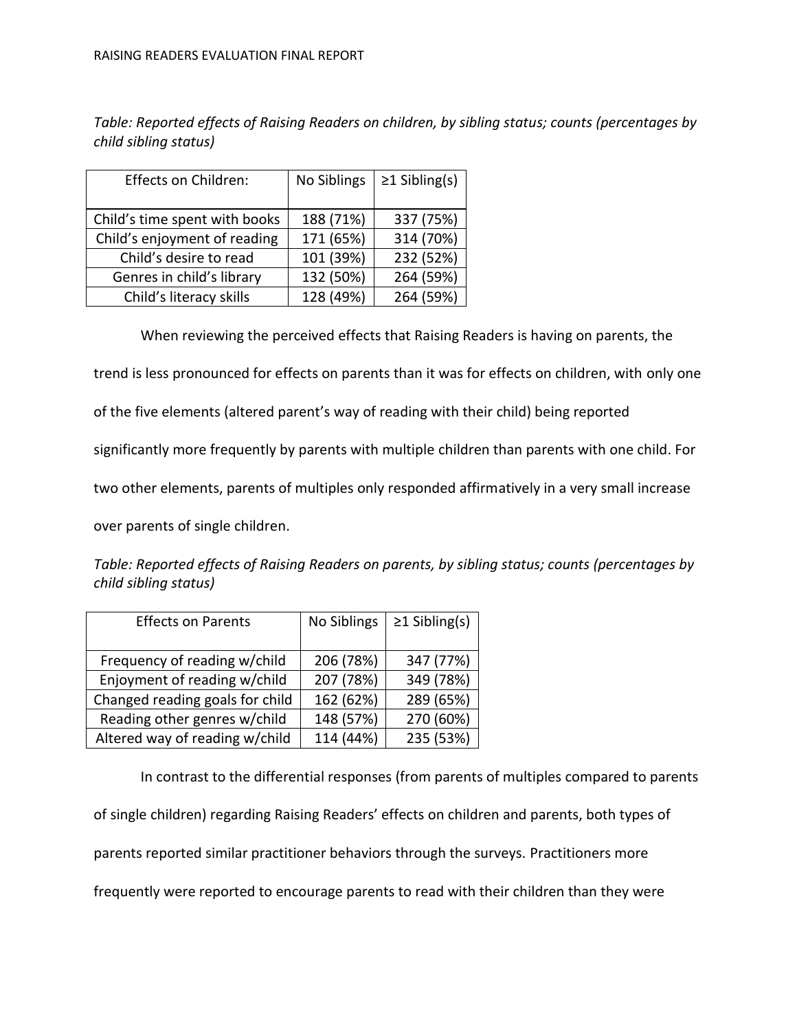*Table: Reported effects of Raising Readers on children, by sibling status; counts (percentages by child sibling status)*

| Effects on Children: | No Siblings | ≥1 Sibling(s) |
|---|---|---|
| Child's time spent with books | 188 (71%) | 337 (75%) |
| Child's enjoyment of reading | 171 (65%) | 314 (70%) |
| Child's desire to read | 101 (39%) | 232 (52%) |
| Genres in child's library | 132 (50%) | 264 (59%) |
| Child's literacy skills | 128 (49%) | 264 (59%) |

When reviewing the perceived effects that Raising Readers is having on parents, the trend is less pronounced for effects on parents than it was for effects on children, with only one of the five elements (altered parent's way of reading with their child) being reported significantly more frequently by parents with multiple children than parents with one child. For two other elements, parents of multiples only responded affirmatively in a very small increase over parents of single children.

*Table: Reported effects of Raising Readers on parents, by sibling status; counts (percentages by child sibling status)*

| Effects on Parents | No Siblings | ≥1 Sibling(s) |
|---|---|---|
| Frequency of reading w/child | 206 (78%) | 347 (77%) |
| Enjoyment of reading w/child | 207 (78%) | 349 (78%) |
| Changed reading goals for child | 162 (62%) | 289 (65%) |
| Reading other genres w/child | 148 (57%) | 270 (60%) |
| Altered way of reading w/child | 114 (44%) | 235 (53%) |

In contrast to the differential responses (from parents of multiples compared to parents of single children) regarding Raising Readers' effects on children and parents, both types of parents reported similar practitioner behaviors through the surveys. Practitioners more frequently were reported to encourage parents to read with their children than they were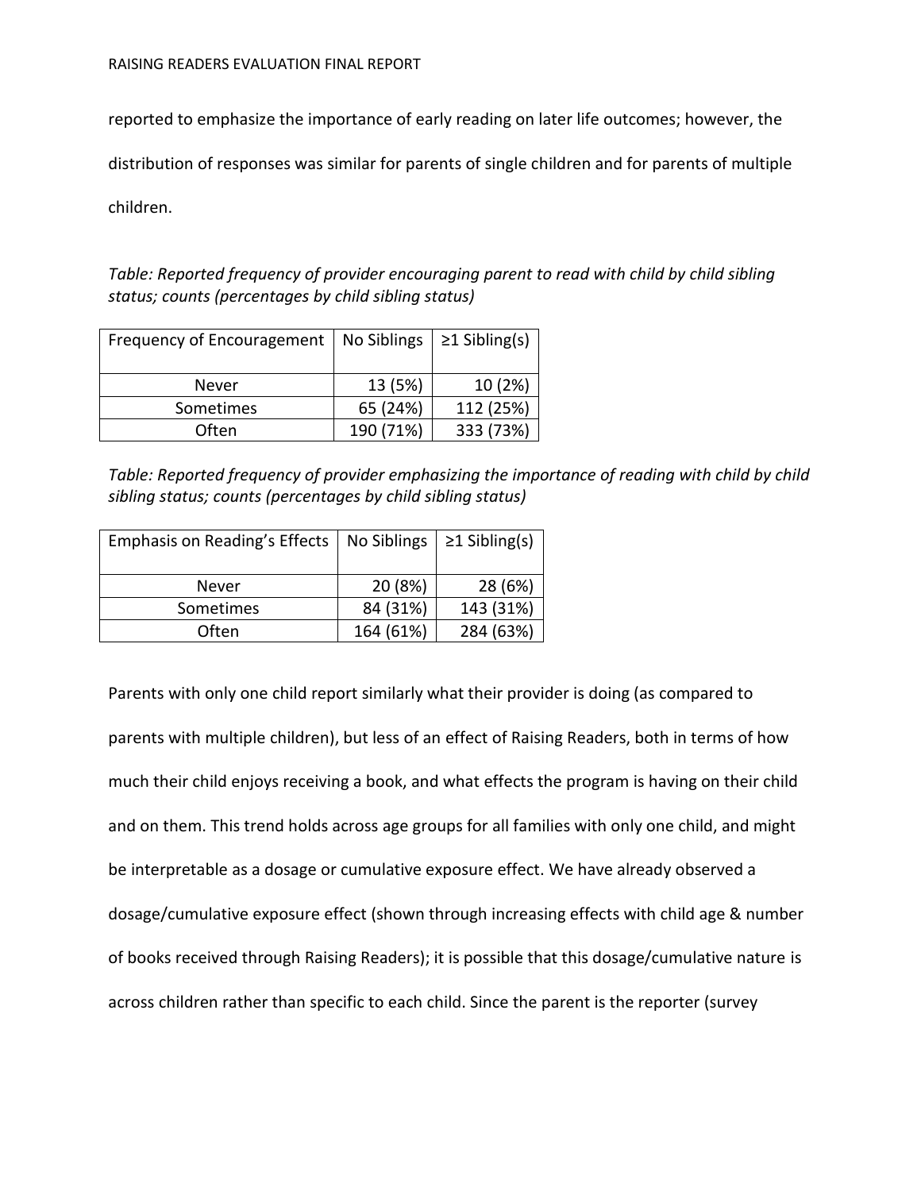reported to emphasize the importance of early reading on later life outcomes; however, the distribution of responses was similar for parents of single children and for parents of multiple children.

*Table: Reported frequency of provider encouraging parent to read with child by child sibling status; counts (percentages by child sibling status)*

| Frequency of Encouragement | No Siblings | ≥1 Sibling(s) |
|---|---|---|
| Never | 13 (5%) | 10 (2%) |
| Sometimes | 65 (24%) | 112 (25%) |
| Often | 190 (71%) | 333 (73%) |

*Table: Reported frequency of provider emphasizing the importance of reading with child by child sibling status; counts (percentages by child sibling status)*

| Emphasis on Reading's Effects | No Siblings | ≥1 Sibling(s) |
|---|---|---|
| Never | 20 (8%) | 28 (6%) |
| Sometimes | 84 (31%) | 143 (31%) |
| Often | 164 (61%) | 284 (63%) |

Parents with only one child report similarly what their provider is doing (as compared to parents with multiple children), but less of an effect of Raising Readers, both in terms of how much their child enjoys receiving a book, and what effects the program is having on their child and on them. This trend holds across age groups for all families with only one child, and might be interpretable as a dosage or cumulative exposure effect. We have already observed a dosage/cumulative exposure effect (shown through increasing effects with child age & number of books received through Raising Readers); it is possible that this dosage/cumulative nature is across children rather than specific to each child. Since the parent is the reporter (survey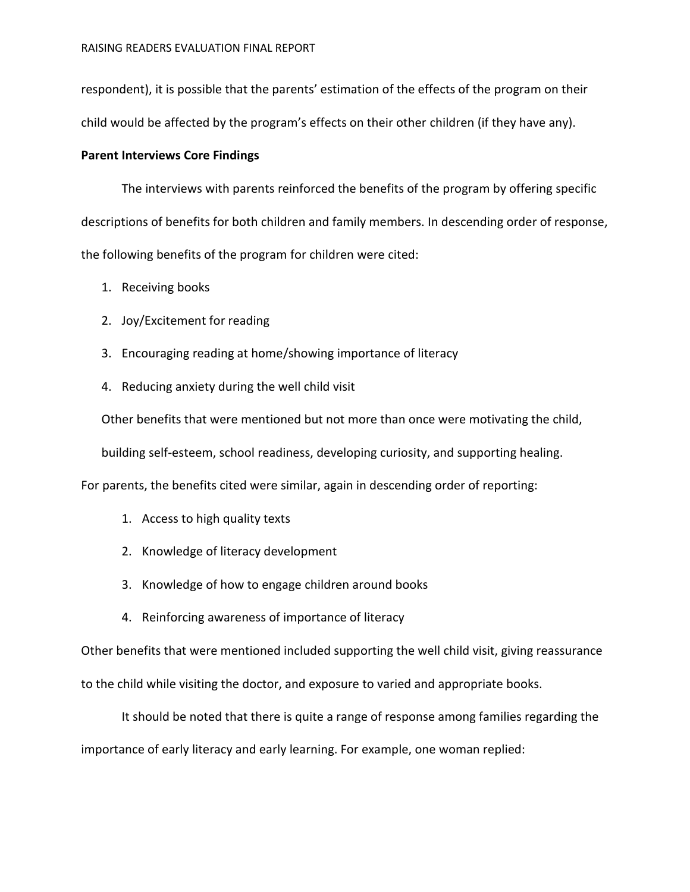respondent), it is possible that the parents' estimation of the effects of the program on their child would be affected by the program's effects on their other children (if they have any).

**Parent Interviews Core Findings**

The interviews with parents reinforced the benefits of the program by offering specific descriptions of benefits for both children and family members. In descending order of response, the following benefits of the program for children were cited:

1. Receiving books
2. Joy/Excitement for reading
3. Encouraging reading at home/showing importance of literacy
4. Reducing anxiety during the well child visit

Other benefits that were mentioned but not more than once were motivating the child, building self-esteem, school readiness, developing curiosity, and supporting healing.

For parents, the benefits cited were similar, again in descending order of reporting:

1. Access to high quality texts
2. Knowledge of literacy development
3. Knowledge of how to engage children around books
4. Reinforcing awareness of importance of literacy

Other benefits that were mentioned included supporting the well child visit, giving reassurance to the child while visiting the doctor, and exposure to varied and appropriate books.

It should be noted that there is quite a range of response among families regarding the importance of early literacy and early learning. For example, one woman replied: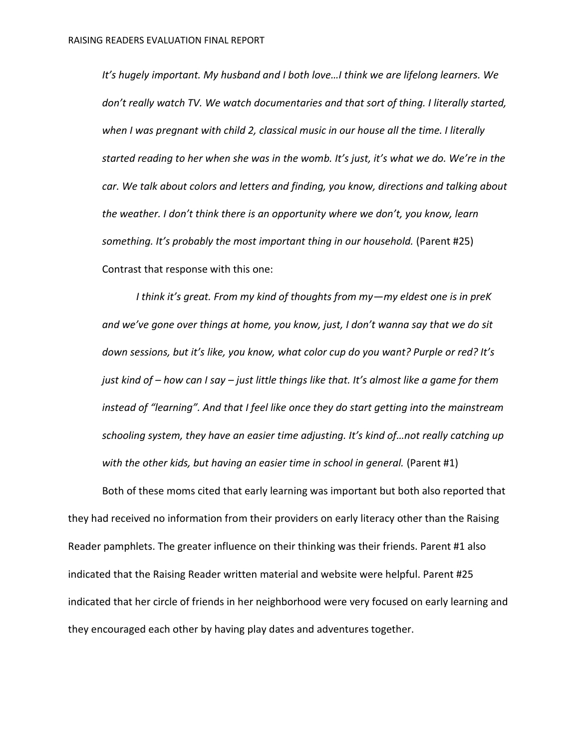*It's hugely important. My husband and I both love…I think we are lifelong learners. We don't really watch TV. We watch documentaries and that sort of thing. I literally started, when I was pregnant with child 2, classical music in our house all the time. I literally started reading to her when she was in the womb. It's just, it's what we do. We're in the car. We talk about colors and letters and finding, you know, directions and talking about the weather. I don't think there is an opportunity where we don't, you know, learn something. It's probably the most important thing in our household.* (Parent #25)

Contrast that response with this one:

*I think it's great. From my kind of thoughts from my—my eldest one is in preK and we've gone over things at home, you know, just, I don't wanna say that we do sit down sessions, but it's like, you know, what color cup do you want? Purple or red? It's just kind of – how can I say – just little things like that. It's almost like a game for them instead of "learning". And that I feel like once they do start getting into the mainstream schooling system, they have an easier time adjusting. It's kind of…not really catching up with the other kids, but having an easier time in school in general.* (Parent #1)

Both of these moms cited that early learning was important but both also reported that they had received no information from their providers on early literacy other than the Raising Reader pamphlets. The greater influence on their thinking was their friends. Parent #1 also indicated that the Raising Reader written material and website were helpful. Parent #25 indicated that her circle of friends in her neighborhood were very focused on early learning and they encouraged each other by having play dates and adventures together.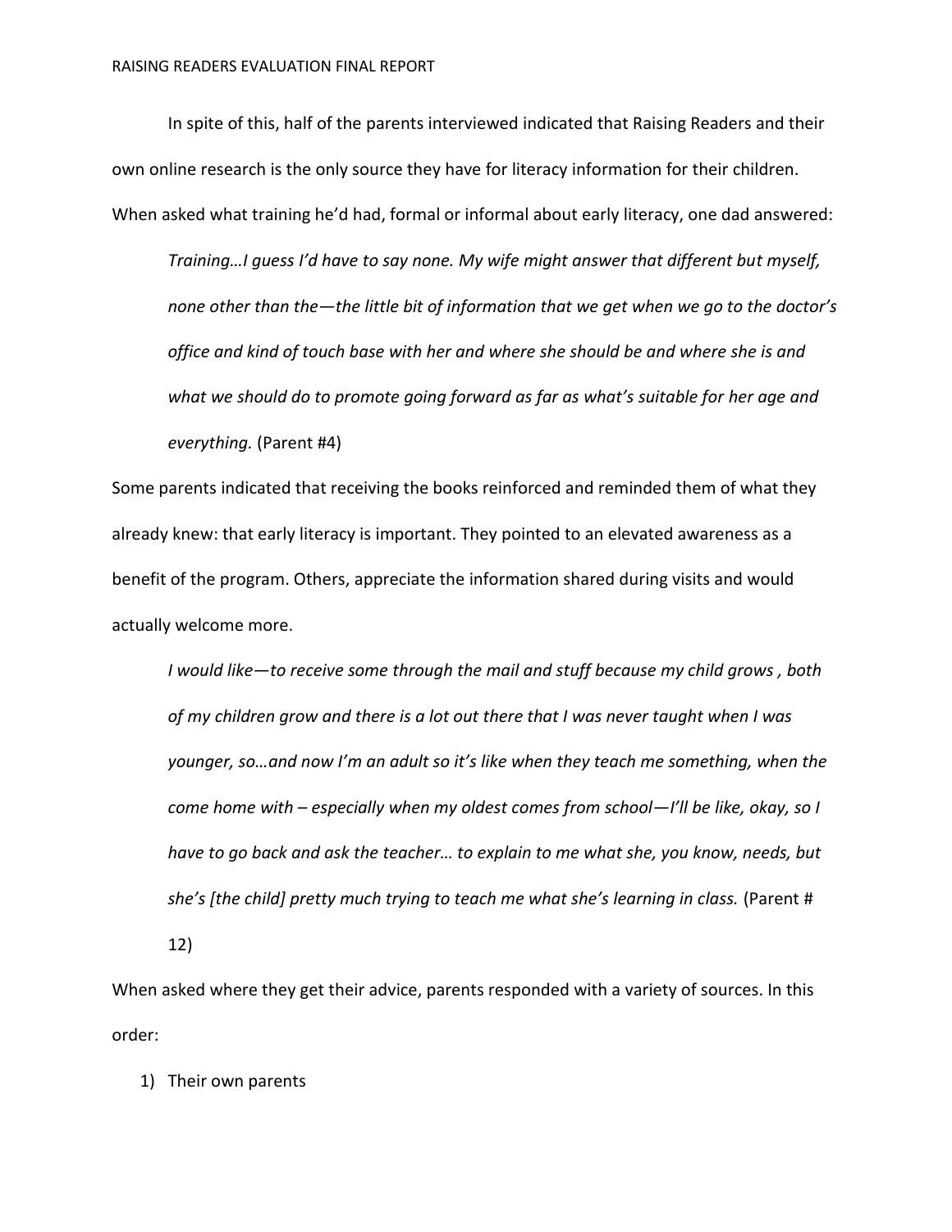In spite of this, half of the parents interviewed indicated that Raising Readers and their own online research is the only source they have for literacy information for their children. When asked what training he'd had, formal or informal about early literacy, one dad answered:

> *Training…I guess I'd have to say none. My wife might answer that different but myself, none other than the—the little bit of information that we get when we go to the doctor's office and kind of touch base with her and where she should be and where she is and what we should do to promote going forward as far as what's suitable for her age and everything.* (Parent #4)

Some parents indicated that receiving the books reinforced and reminded them of what they already knew: that early literacy is important. They pointed to an elevated awareness as a benefit of the program. Others, appreciate the information shared during visits and would actually welcome more.

> *I would like—to receive some through the mail and stuff because my child grows , both of my children grow and there is a lot out there that I was never taught when I was younger, so…and now I'm an adult so it's like when they teach me something, when the come home with – especially when my oldest comes from school—I'll be like, okay, so I have to go back and ask the teacher… to explain to me what she, you know, needs, but she's [the child] pretty much trying to teach me what she's learning in class.* (Parent # 12)

When asked where they get their advice, parents responded with a variety of sources. In this order:

1) Their own parents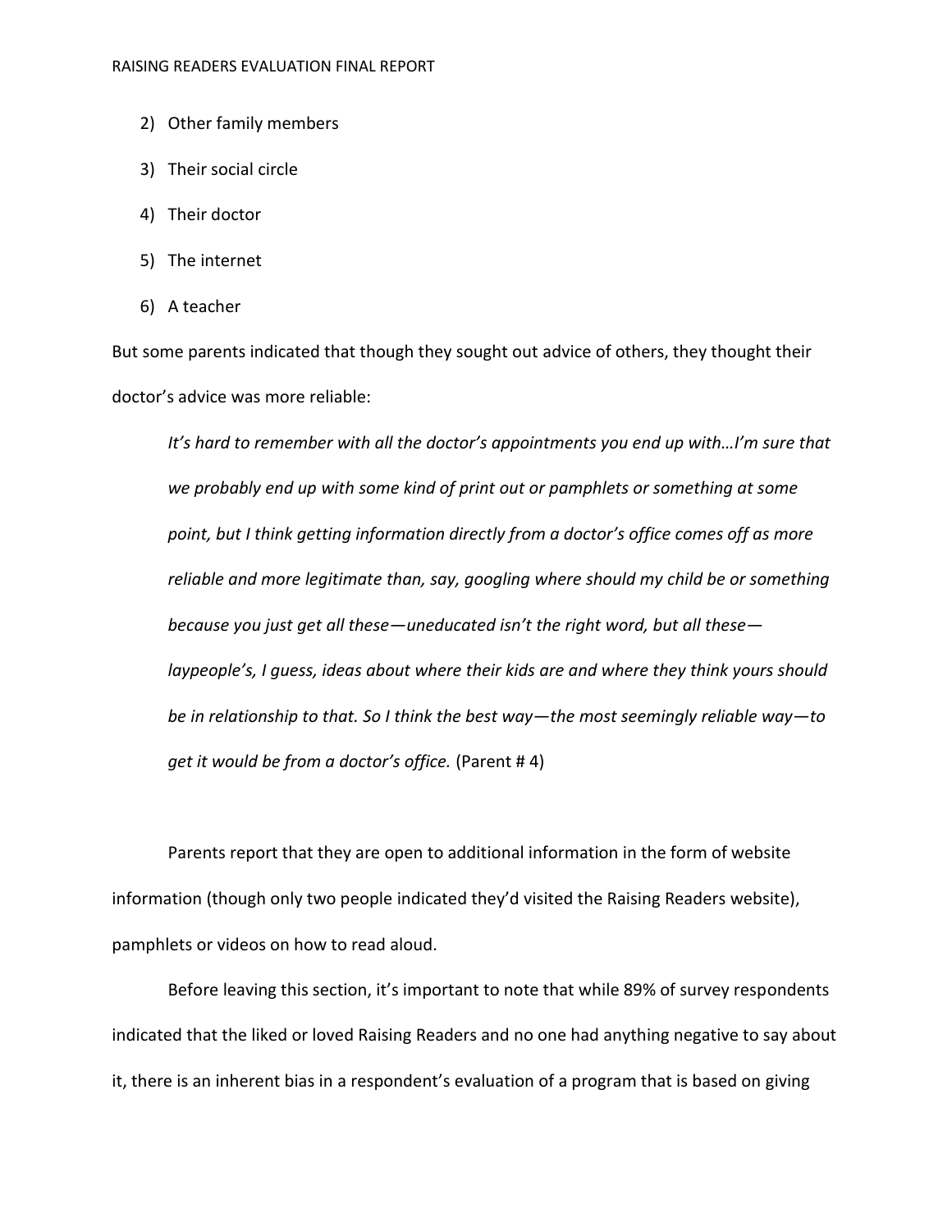2) Other family members
3) Their social circle
4) Their doctor
5) The internet
6) A teacher

But some parents indicated that though they sought out advice of others, they thought their doctor's advice was more reliable:

> *It's hard to remember with all the doctor's appointments you end up with…I'm sure that we probably end up with some kind of print out or pamphlets or something at some point, but I think getting information directly from a doctor's office comes off as more reliable and more legitimate than, say, googling where should my child be or something because you just get all these—uneducated isn't the right word, but all these—laypeople's, I guess, ideas about where their kids are and where they think yours should be in relationship to that. So I think the best way—the most seemingly reliable way—to get it would be from a doctor's office.* (Parent # 4)

Parents report that they are open to additional information in the form of website information (though only two people indicated they'd visited the Raising Readers website), pamphlets or videos on how to read aloud.

Before leaving this section, it's important to note that while 89% of survey respondents indicated that the liked or loved Raising Readers and no one had anything negative to say about it, there is an inherent bias in a respondent's evaluation of a program that is based on giving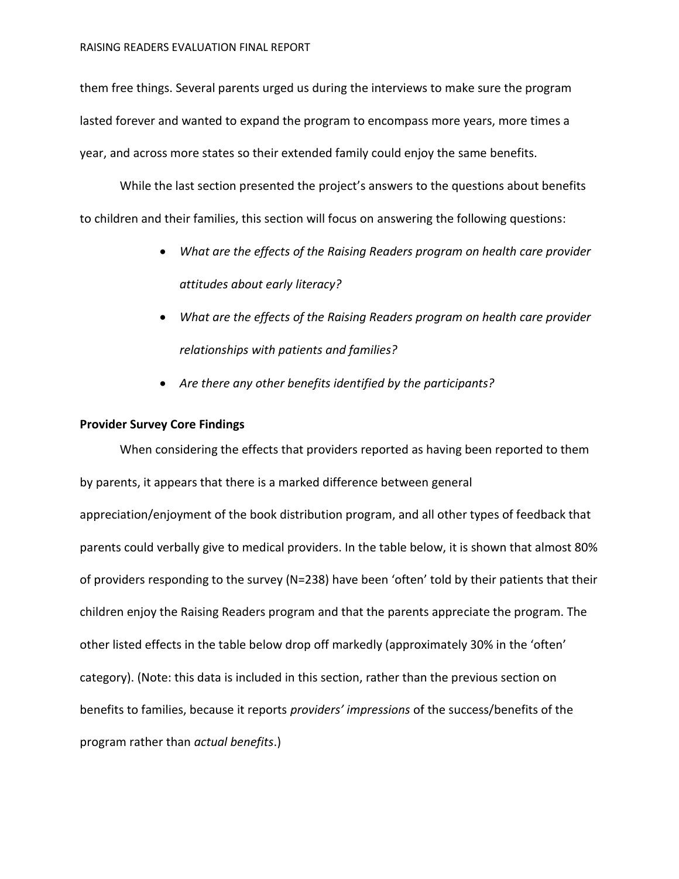them free things. Several parents urged us during the interviews to make sure the program lasted forever and wanted to expand the program to encompass more years, more times a year, and across more states so their extended family could enjoy the same benefits.

While the last section presented the project's answers to the questions about benefits to children and their families, this section will focus on answering the following questions:

- *What are the effects of the Raising Readers program on health care provider attitudes about early literacy?*
- *What are the effects of the Raising Readers program on health care provider relationships with patients and families?*
- *Are there any other benefits identified by the participants?*

**Provider Survey Core Findings**

When considering the effects that providers reported as having been reported to them by parents, it appears that there is a marked difference between general appreciation/enjoyment of the book distribution program, and all other types of feedback that parents could verbally give to medical providers. In the table below, it is shown that almost 80% of providers responding to the survey (N=238) have been 'often' told by their patients that their children enjoy the Raising Readers program and that the parents appreciate the program. The other listed effects in the table below drop off markedly (approximately 30% in the 'often' category). (Note: this data is included in this section, rather than the previous section on benefits to families, because it reports *providers' impressions* of the success/benefits of the program rather than *actual benefits*.)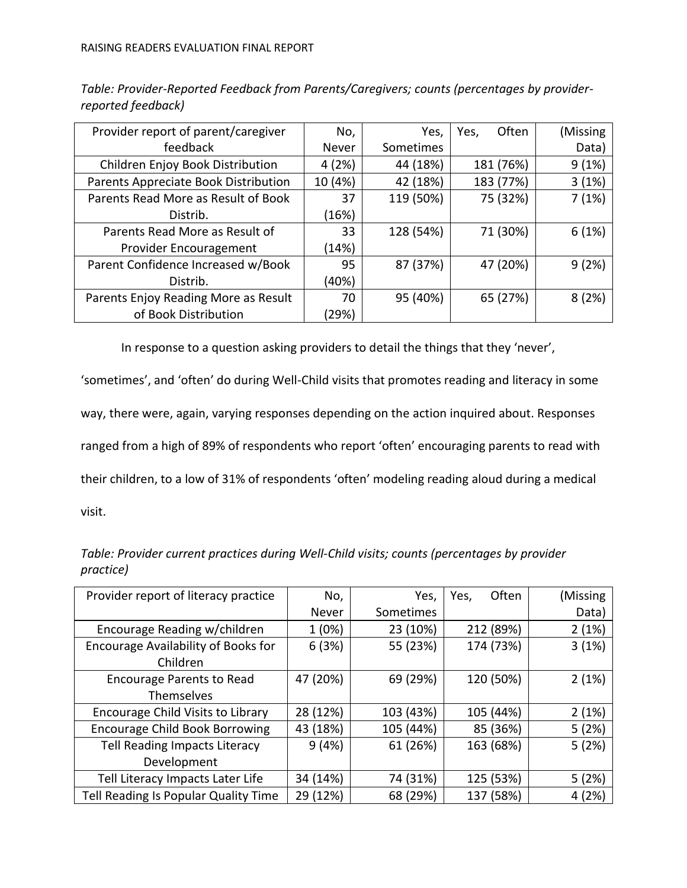*Table: Provider-Reported Feedback from Parents/Caregivers; counts (percentages by provider-reported feedback)*

| Provider report of parent/caregiver feedback | No, Never | Yes, Sometimes | Yes, Often | (Missing Data) |
|---|---|---|---|---|
| Children Enjoy Book Distribution | 4 (2%) | 44 (18%) | 181 (76%) | 9 (1%) |
| Parents Appreciate Book Distribution | 10 (4%) | 42 (18%) | 183 (77%) | 3 (1%) |
| Parents Read More as Result of Book Distrib. | 37 (16%) | 119 (50%) | 75 (32%) | 7 (1%) |
| Parents Read More as Result of Provider Encouragement | 33 (14%) | 128 (54%) | 71 (30%) | 6 (1%) |
| Parent Confidence Increased w/Book Distrib. | 95 (40%) | 87 (37%) | 47 (20%) | 9 (2%) |
| Parents Enjoy Reading More as Result of Book Distribution | 70 (29%) | 95 (40%) | 65 (27%) | 8 (2%) |

In response to a question asking providers to detail the things that they 'never', 'sometimes', and 'often' do during Well-Child visits that promotes reading and literacy in some way, there were, again, varying responses depending on the action inquired about. Responses ranged from a high of 89% of respondents who report 'often' encouraging parents to read with their children, to a low of 31% of respondents 'often' modeling reading aloud during a medical visit.

*Table: Provider current practices during Well-Child visits; counts (percentages by provider practice)*

| Provider report of literacy practice | No, Never | Yes, Sometimes | Yes, Often | (Missing Data) |
|---|---|---|---|---|
| Encourage Reading w/children | 1 (0%) | 23 (10%) | 212 (89%) | 2 (1%) |
| Encourage Availability of Books for Children | 6 (3%) | 55 (23%) | 174 (73%) | 3 (1%) |
| Encourage Parents to Read Themselves | 47 (20%) | 69 (29%) | 120 (50%) | 2 (1%) |
| Encourage Child Visits to Library | 28 (12%) | 103 (43%) | 105 (44%) | 2 (1%) |
| Encourage Child Book Borrowing | 43 (18%) | 105 (44%) | 85 (36%) | 5 (2%) |
| Tell Reading Impacts Literacy Development | 9 (4%) | 61 (26%) | 163 (68%) | 5 (2%) |
| Tell Literacy Impacts Later Life | 34 (14%) | 74 (31%) | 125 (53%) | 5 (2%) |
| Tell Reading Is Popular Quality Time | 29 (12%) | 68 (29%) | 137 (58%) | 4 (2%) |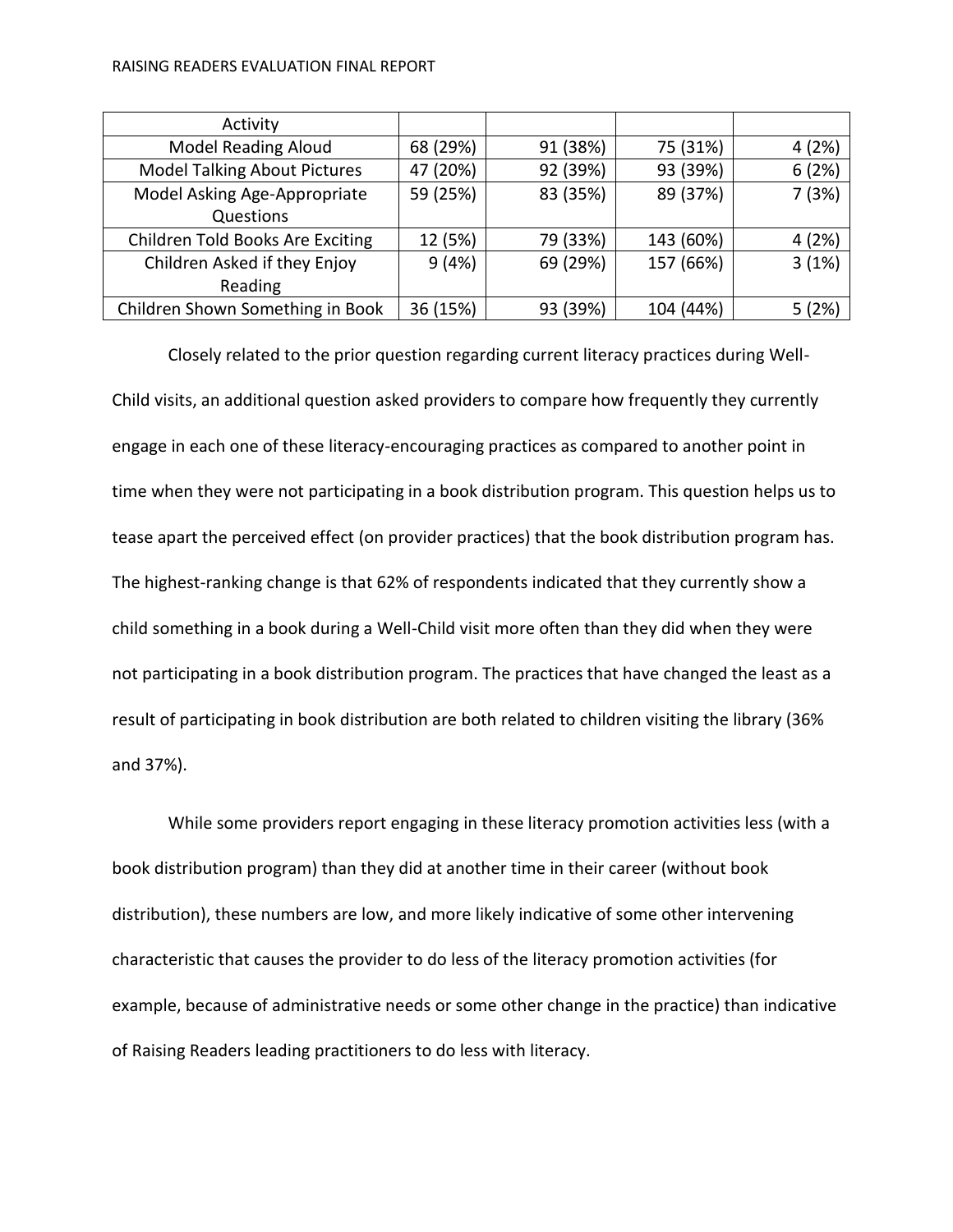| Activity | | | | |
|---|---|---|---|---|
| Model Reading Aloud | 68 (29%) | 91 (38%) | 75 (31%) | 4 (2%) |
| Model Talking About Pictures | 47 (20%) | 92 (39%) | 93 (39%) | 6 (2%) |
| Model Asking Age-Appropriate Questions | 59 (25%) | 83 (35%) | 89 (37%) | 7 (3%) |
| Children Told Books Are Exciting | 12 (5%) | 79 (33%) | 143 (60%) | 4 (2%) |
| Children Asked if they Enjoy Reading | 9 (4%) | 69 (29%) | 157 (66%) | 3 (1%) |
| Children Shown Something in Book | 36 (15%) | 93 (39%) | 104 (44%) | 5 (2%) |

Closely related to the prior question regarding current literacy practices during Well-Child visits, an additional question asked providers to compare how frequently they currently engage in each one of these literacy-encouraging practices as compared to another point in time when they were not participating in a book distribution program. This question helps us to tease apart the perceived effect (on provider practices) that the book distribution program has. The highest-ranking change is that 62% of respondents indicated that they currently show a child something in a book during a Well-Child visit more often than they did when they were not participating in a book distribution program. The practices that have changed the least as a result of participating in book distribution are both related to children visiting the library (36% and 37%).

While some providers report engaging in these literacy promotion activities less (with a book distribution program) than they did at another time in their career (without book distribution), these numbers are low, and more likely indicative of some other intervening characteristic that causes the provider to do less of the literacy promotion activities (for example, because of administrative needs or some other change in the practice) than indicative of Raising Readers leading practitioners to do less with literacy.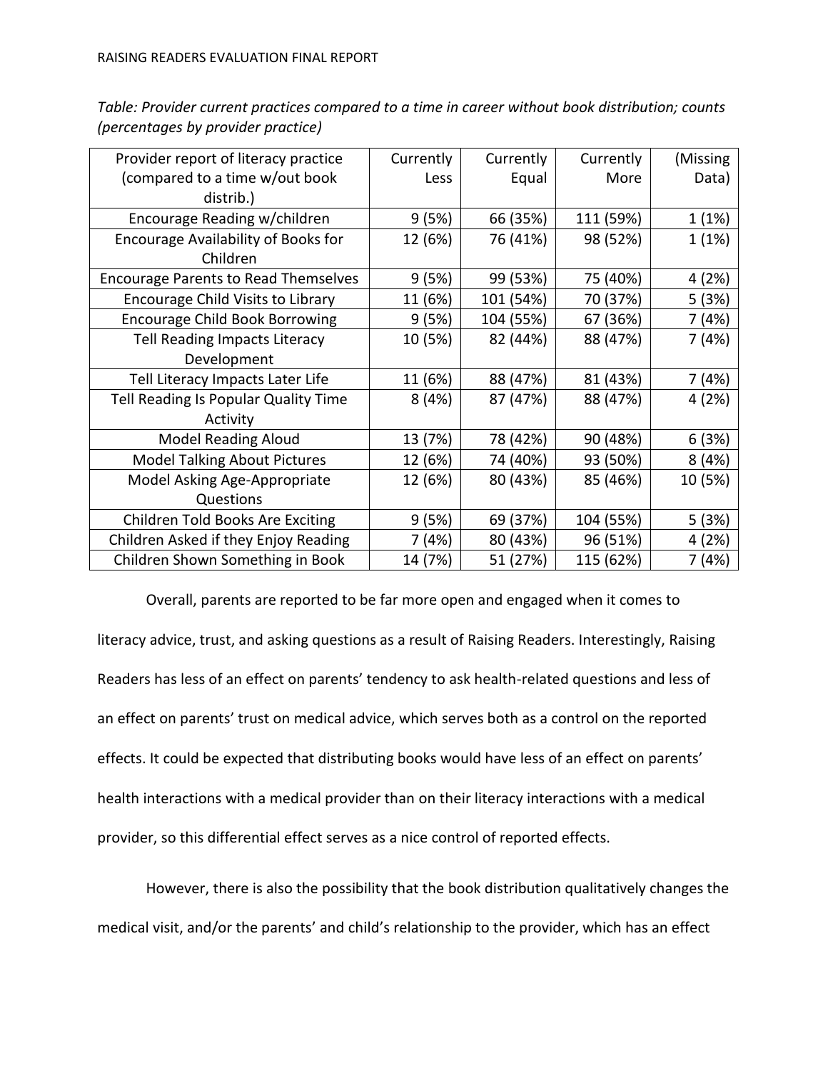*Table: Provider current practices compared to a time in career without book distribution; counts (percentages by provider practice)*

| Provider report of literacy practice (compared to a time w/out book distrib.) | Currently Less | Currently Equal | Currently More | (Missing Data) |
|---|---|---|---|---|
| Encourage Reading w/children | 9 (5%) | 66 (35%) | 111 (59%) | 1 (1%) |
| Encourage Availability of Books for Children | 12 (6%) | 76 (41%) | 98 (52%) | 1 (1%) |
| Encourage Parents to Read Themselves | 9 (5%) | 99 (53%) | 75 (40%) | 4 (2%) |
| Encourage Child Visits to Library | 11 (6%) | 101 (54%) | 70 (37%) | 5 (3%) |
| Encourage Child Book Borrowing | 9 (5%) | 104 (55%) | 67 (36%) | 7 (4%) |
| Tell Reading Impacts Literacy Development | 10 (5%) | 82 (44%) | 88 (47%) | 7 (4%) |
| Tell Literacy Impacts Later Life | 11 (6%) | 88 (47%) | 81 (43%) | 7 (4%) |
| Tell Reading Is Popular Quality Time Activity | 8 (4%) | 87 (47%) | 88 (47%) | 4 (2%) |
| Model Reading Aloud | 13 (7%) | 78 (42%) | 90 (48%) | 6 (3%) |
| Model Talking About Pictures | 12 (6%) | 74 (40%) | 93 (50%) | 8 (4%) |
| Model Asking Age-Appropriate Questions | 12 (6%) | 80 (43%) | 85 (46%) | 10 (5%) |
| Children Told Books Are Exciting | 9 (5%) | 69 (37%) | 104 (55%) | 5 (3%) |
| Children Asked if they Enjoy Reading | 7 (4%) | 80 (43%) | 96 (51%) | 4 (2%) |
| Children Shown Something in Book | 14 (7%) | 51 (27%) | 115 (62%) | 7 (4%) |

Overall, parents are reported to be far more open and engaged when it comes to literacy advice, trust, and asking questions as a result of Raising Readers. Interestingly, Raising Readers has less of an effect on parents' tendency to ask health-related questions and less of an effect on parents' trust on medical advice, which serves both as a control on the reported effects. It could be expected that distributing books would have less of an effect on parents' health interactions with a medical provider than on their literacy interactions with a medical provider, so this differential effect serves as a nice control of reported effects.

However, there is also the possibility that the book distribution qualitatively changes the medical visit, and/or the parents' and child's relationship to the provider, which has an effect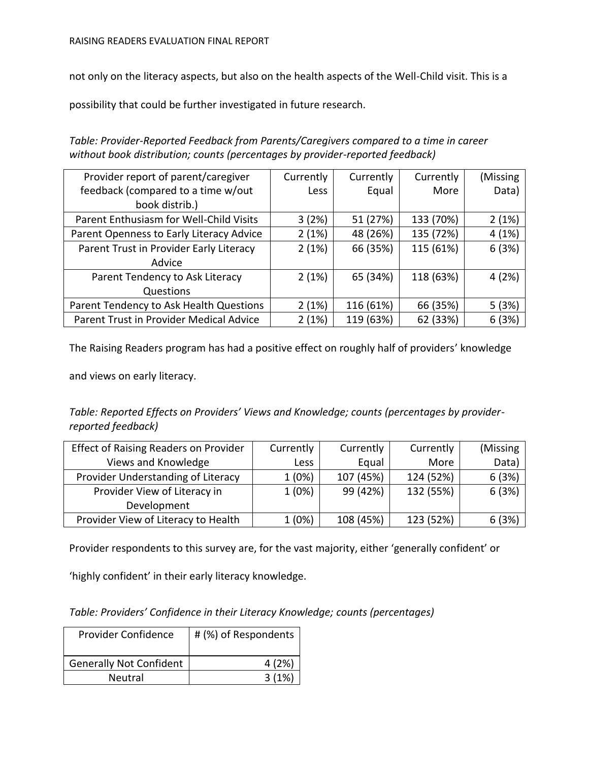not only on the literacy aspects, but also on the health aspects of the Well-Child visit. This is a possibility that could be further investigated in future research.

*Table: Provider-Reported Feedback from Parents/Caregivers compared to a time in career without book distribution; counts (percentages by provider-reported feedback)*

| Provider report of parent/caregiver feedback (compared to a time w/out book distrib.) | Currently Less | Currently Equal | Currently More | (Missing Data) |
|---|---|---|---|---|
| Parent Enthusiasm for Well-Child Visits | 3 (2%) | 51 (27%) | 133 (70%) | 2 (1%) |
| Parent Openness to Early Literacy Advice | 2 (1%) | 48 (26%) | 135 (72%) | 4 (1%) |
| Parent Trust in Provider Early Literacy Advice | 2 (1%) | 66 (35%) | 115 (61%) | 6 (3%) |
| Parent Tendency to Ask Literacy Questions | 2 (1%) | 65 (34%) | 118 (63%) | 4 (2%) |
| Parent Tendency to Ask Health Questions | 2 (1%) | 116 (61%) | 66 (35%) | 5 (3%) |
| Parent Trust in Provider Medical Advice | 2 (1%) | 119 (63%) | 62 (33%) | 6 (3%) |

The Raising Readers program has had a positive effect on roughly half of providers' knowledge and views on early literacy.

*Table: Reported Effects on Providers' Views and Knowledge; counts (percentages by provider-reported feedback)*

| Effect of Raising Readers on Provider Views and Knowledge | Currently Less | Currently Equal | Currently More | (Missing Data) |
|---|---|---|---|---|
| Provider Understanding of Literacy | 1 (0%) | 107 (45%) | 124 (52%) | 6 (3%) |
| Provider View of Literacy in Development | 1 (0%) | 99 (42%) | 132 (55%) | 6 (3%) |
| Provider View of Literacy to Health | 1 (0%) | 108 (45%) | 123 (52%) | 6 (3%) |

Provider respondents to this survey are, for the vast majority, either 'generally confident' or 'highly confident' in their early literacy knowledge.

*Table: Providers' Confidence in their Literacy Knowledge; counts (percentages)*

| Provider Confidence | # (%) of Respondents |
|---|---|
| Generally Not Confident | 4 (2%) |
| Neutral | 3 (1%) |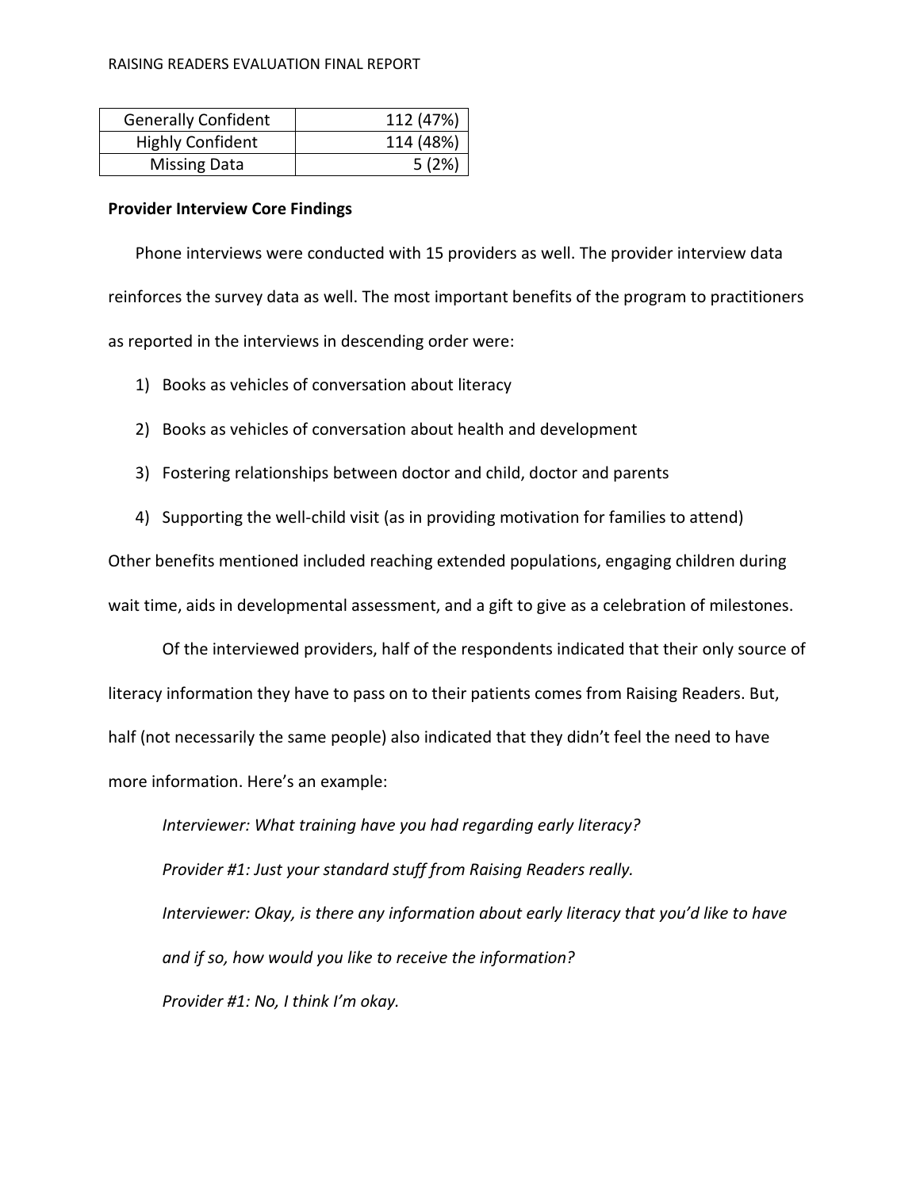| Generally Confident | 112 (47%) |
|---|---|
| Highly Confident | 114 (48%) |
| Missing Data | 5 (2%) |

**Provider Interview Core Findings**

Phone interviews were conducted with 15 providers as well. The provider interview data reinforces the survey data as well. The most important benefits of the program to practitioners as reported in the interviews in descending order were:

1) Books as vehicles of conversation about literacy
2) Books as vehicles of conversation about health and development
3) Fostering relationships between doctor and child, doctor and parents
4) Supporting the well-child visit (as in providing motivation for families to attend)

Other benefits mentioned included reaching extended populations, engaging children during wait time, aids in developmental assessment, and a gift to give as a celebration of milestones.

Of the interviewed providers, half of the respondents indicated that their only source of literacy information they have to pass on to their patients comes from Raising Readers. But, half (not necessarily the same people) also indicated that they didn't feel the need to have more information. Here's an example:

*Interviewer: What training have you had regarding early literacy?*

*Provider #1: Just your standard stuff from Raising Readers really.*

*Interviewer: Okay, is there any information about early literacy that you'd like to have and if so, how would you like to receive the information?*

*Provider #1: No, I think I'm okay.*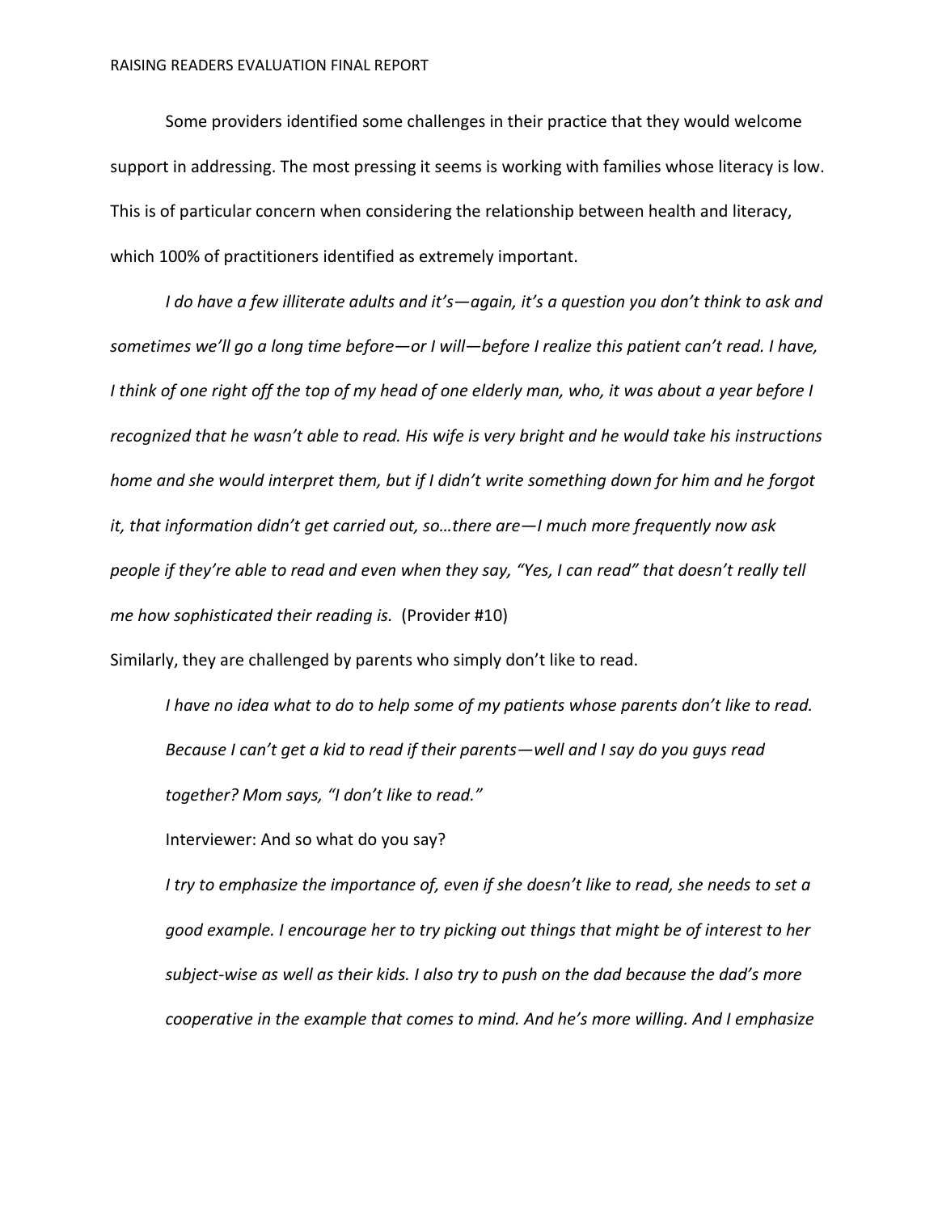Some providers identified some challenges in their practice that they would welcome support in addressing. The most pressing it seems is working with families whose literacy is low. This is of particular concern when considering the relationship between health and literacy, which 100% of practitioners identified as extremely important.

*I do have a few illiterate adults and it's—again, it's a question you don't think to ask and sometimes we'll go a long time before—or I will—before I realize this patient can't read. I have, I think of one right off the top of my head of one elderly man, who, it was about a year before I recognized that he wasn't able to read. His wife is very bright and he would take his instructions home and she would interpret them, but if I didn't write something down for him and he forgot it, that information didn't get carried out, so…there are—I much more frequently now ask people if they're able to read and even when they say, "Yes, I can read" that doesn't really tell me how sophisticated their reading is.* (Provider #10)

Similarly, they are challenged by parents who simply don't like to read.

> *I have no idea what to do to help some of my patients whose parents don't like to read. Because I can't get a kid to read if their parents—well and I say do you guys read together? Mom says, "I don't like to read."*
>
> Interviewer: And so what do you say?
>
> *I try to emphasize the importance of, even if she doesn't like to read, she needs to set a good example. I encourage her to try picking out things that might be of interest to her subject-wise as well as their kids. I also try to push on the dad because the dad's more cooperative in the example that comes to mind. And he's more willing. And I emphasize*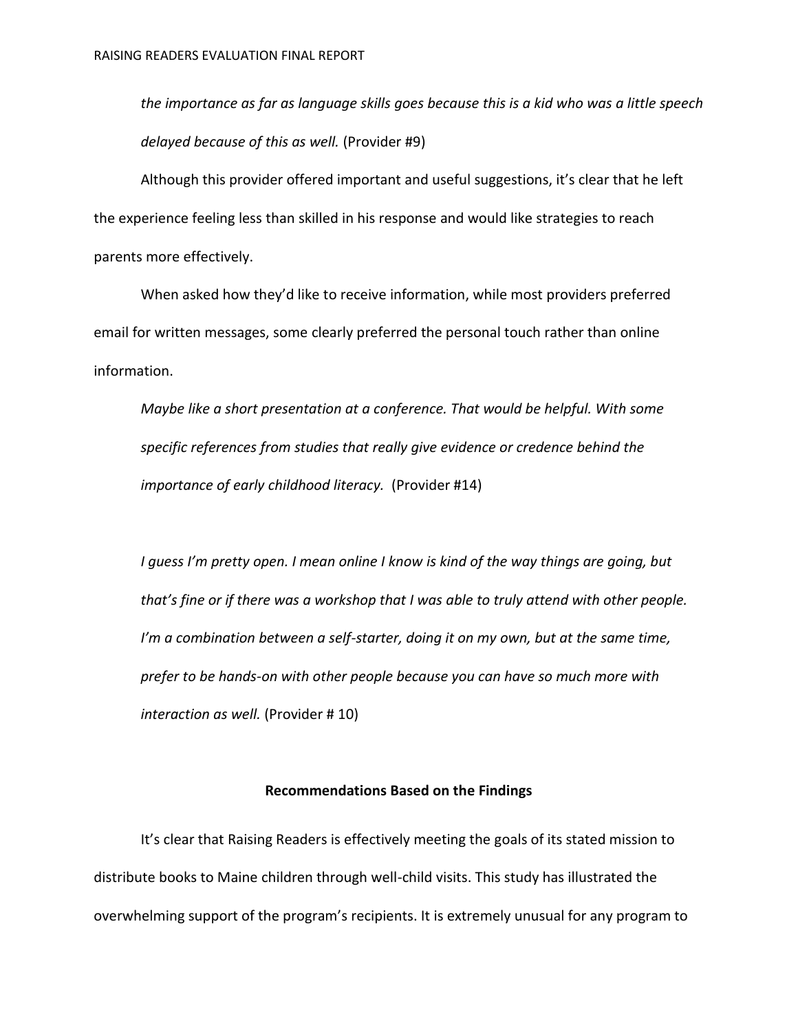*the importance as far as language skills goes because this is a kid who was a little speech delayed because of this as well.* (Provider #9)

Although this provider offered important and useful suggestions, it's clear that he left the experience feeling less than skilled in his response and would like strategies to reach parents more effectively.

When asked how they'd like to receive information, while most providers preferred email for written messages, some clearly preferred the personal touch rather than online information.

> *Maybe like a short presentation at a conference. That would be helpful. With some specific references from studies that really give evidence or credence behind the importance of early childhood literacy.* (Provider #14)

> *I guess I'm pretty open. I mean online I know is kind of the way things are going, but that's fine or if there was a workshop that I was able to truly attend with other people. I'm a combination between a self-starter, doing it on my own, but at the same time, prefer to be hands-on with other people because you can have so much more with interaction as well.* (Provider # 10)

## Recommendations Based on the Findings

It's clear that Raising Readers is effectively meeting the goals of its stated mission to distribute books to Maine children through well-child visits. This study has illustrated the overwhelming support of the program's recipients. It is extremely unusual for any program to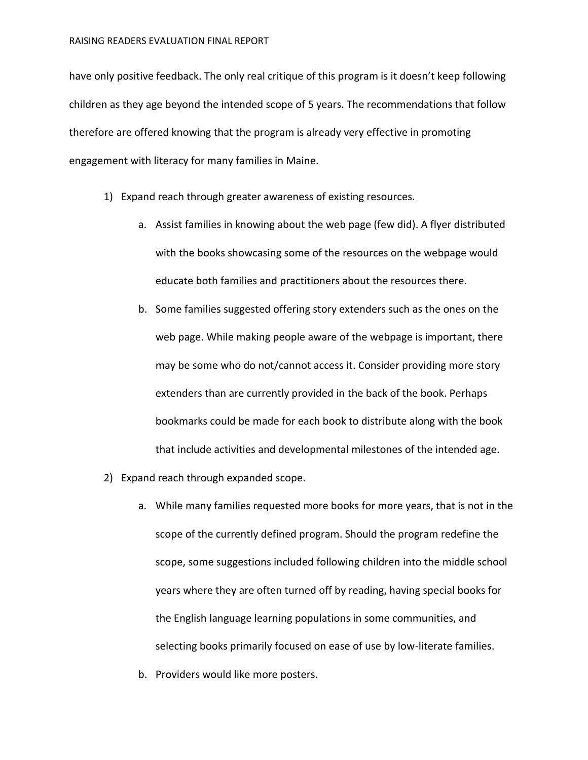have only positive feedback. The only real critique of this program is it doesn't keep following children as they age beyond the intended scope of 5 years. The recommendations that follow therefore are offered knowing that the program is already very effective in promoting engagement with literacy for many families in Maine.

1) Expand reach through greater awareness of existing resources.
   a. Assist families in knowing about the web page (few did). A flyer distributed with the books showcasing some of the resources on the webpage would educate both families and practitioners about the resources there.
   b. Some families suggested offering story extenders such as the ones on the web page. While making people aware of the webpage is important, there may be some who do not/cannot access it. Consider providing more story extenders than are currently provided in the back of the book. Perhaps bookmarks could be made for each book to distribute along with the book that include activities and developmental milestones of the intended age.
2) Expand reach through expanded scope.
   a. While many families requested more books for more years, that is not in the scope of the currently defined program. Should the program redefine the scope, some suggestions included following children into the middle school years where they are often turned off by reading, having special books for the English language learning populations in some communities, and selecting books primarily focused on ease of use by low-literate families.
   b. Providers would like more posters.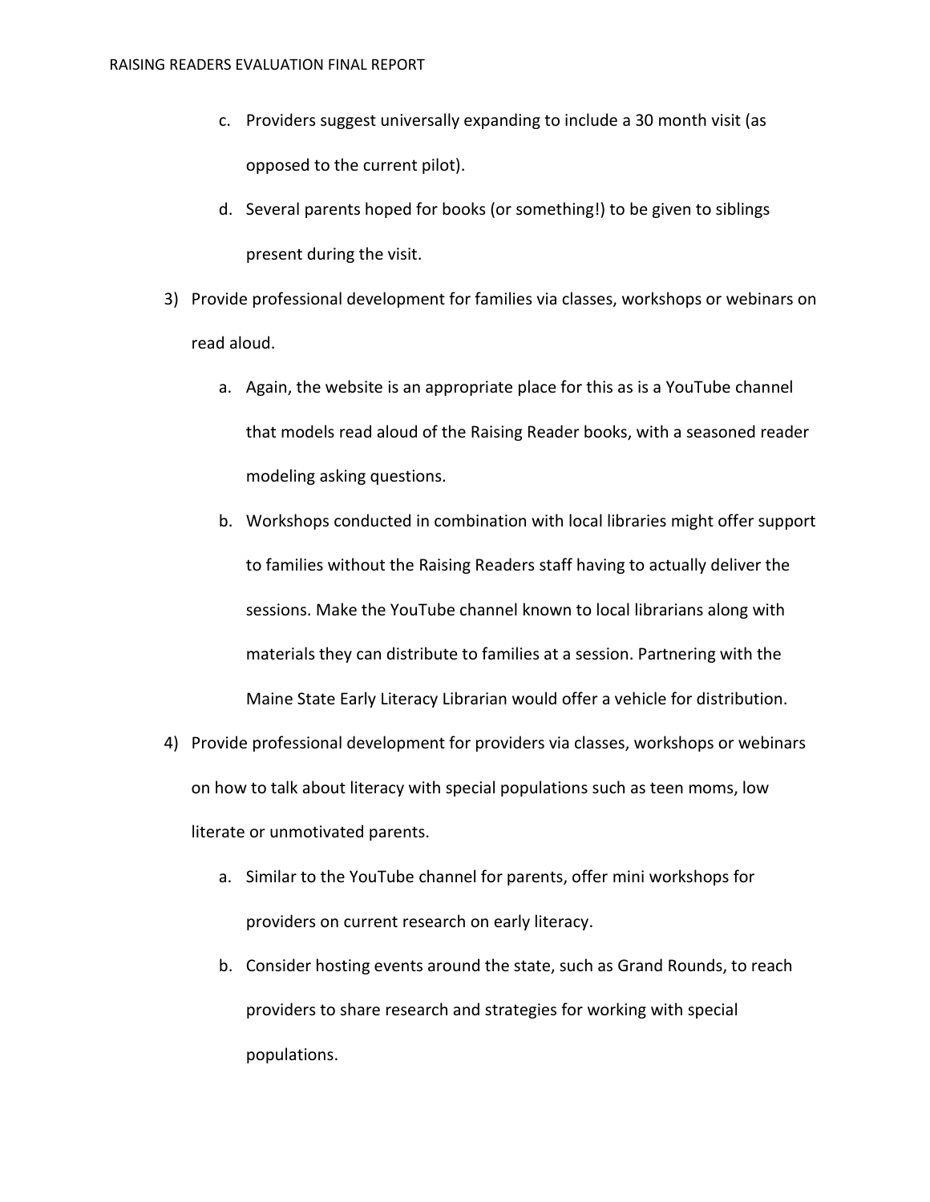c. Providers suggest universally expanding to include a 30 month visit (as opposed to the current pilot).

d. Several parents hoped for books (or something!) to be given to siblings present during the visit.

3) Provide professional development for families via classes, workshops or webinars on read aloud.

   a. Again, the website is an appropriate place for this as is a YouTube channel that models read aloud of the Raising Reader books, with a seasoned reader modeling asking questions.

   b. Workshops conducted in combination with local libraries might offer support to families without the Raising Readers staff having to actually deliver the sessions. Make the YouTube channel known to local librarians along with materials they can distribute to families at a session. Partnering with the Maine State Early Literacy Librarian would offer a vehicle for distribution.

4) Provide professional development for providers via classes, workshops or webinars on how to talk about literacy with special populations such as teen moms, low literate or unmotivated parents.

   a. Similar to the YouTube channel for parents, offer mini workshops for providers on current research on early literacy.

   b. Consider hosting events around the state, such as Grand Rounds, to reach providers to share research and strategies for working with special populations.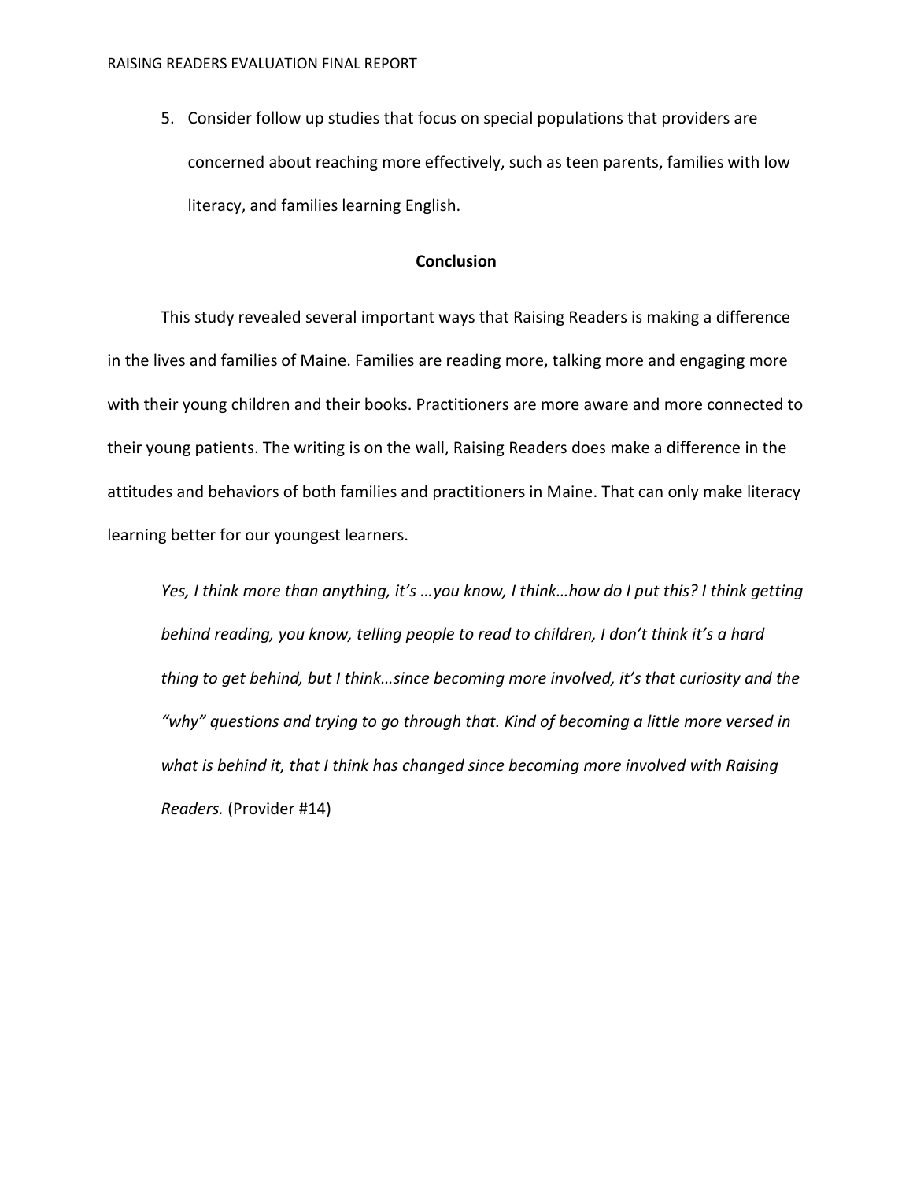5. Consider follow up studies that focus on special populations that providers are concerned about reaching more effectively, such as teen parents, families with low literacy, and families learning English.

## Conclusion

This study revealed several important ways that Raising Readers is making a difference in the lives and families of Maine. Families are reading more, talking more and engaging more with their young children and their books. Practitioners are more aware and more connected to their young patients. The writing is on the wall, Raising Readers does make a difference in the attitudes and behaviors of both families and practitioners in Maine. That can only make literacy learning better for our youngest learners.

> *Yes, I think more than anything, it's …you know, I think…how do I put this? I think getting behind reading, you know, telling people to read to children, I don't think it's a hard thing to get behind, but I think…since becoming more involved, it's that curiosity and the "why" questions and trying to go through that. Kind of becoming a little more versed in what is behind it, that I think has changed since becoming more involved with Raising Readers.* (Provider #14)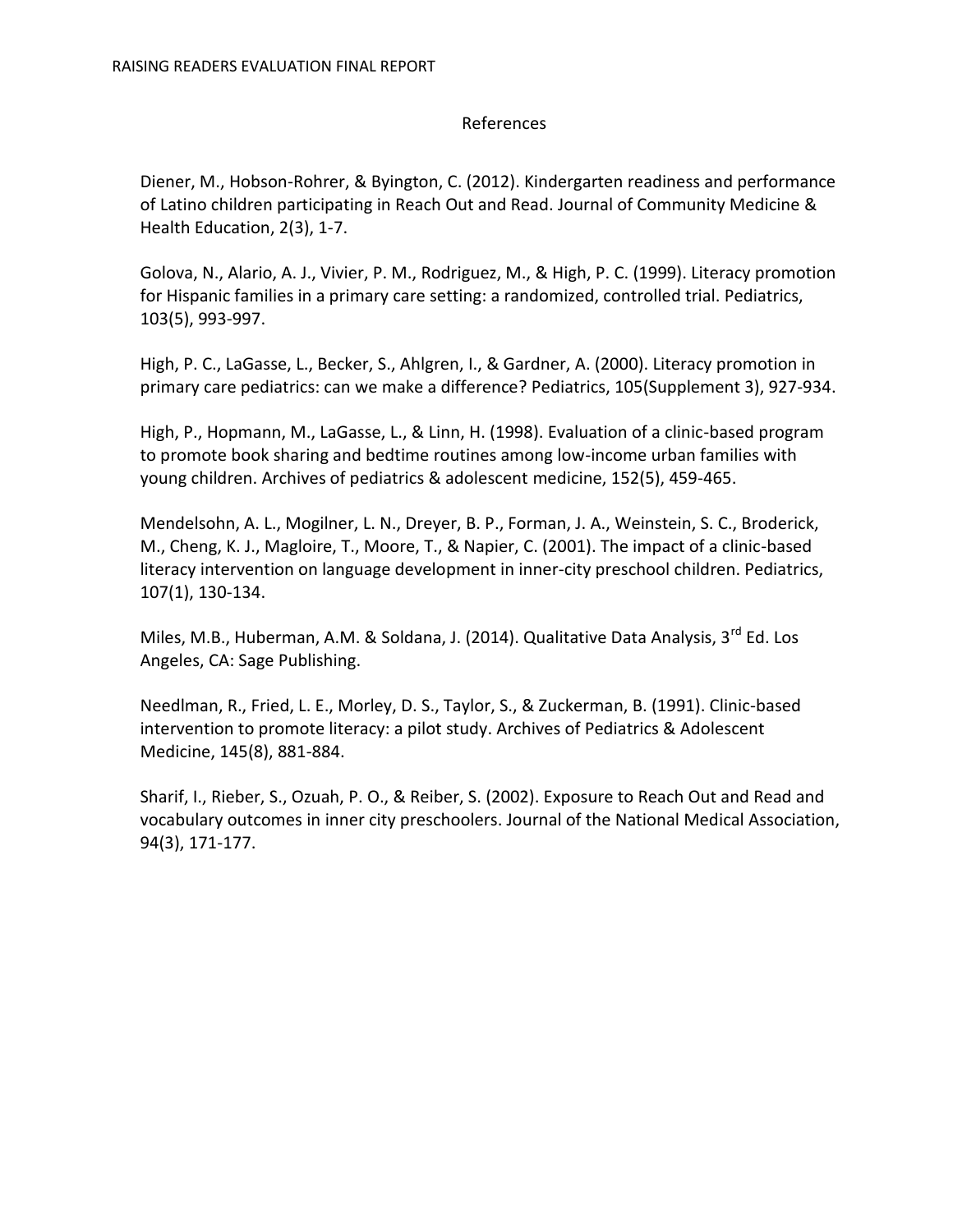# References

Diener, M., Hobson-Rohrer, & Byington, C. (2012). Kindergarten readiness and performance of Latino children participating in Reach Out and Read. Journal of Community Medicine & Health Education, 2(3), 1-7.

Golova, N., Alario, A. J., Vivier, P. M., Rodriguez, M., & High, P. C. (1999). Literacy promotion for Hispanic families in a primary care setting: a randomized, controlled trial. Pediatrics, 103(5), 993-997.

High, P. C., LaGasse, L., Becker, S., Ahlgren, I., & Gardner, A. (2000). Literacy promotion in primary care pediatrics: can we make a difference? Pediatrics, 105(Supplement 3), 927-934.

High, P., Hopmann, M., LaGasse, L., & Linn, H. (1998). Evaluation of a clinic-based program to promote book sharing and bedtime routines among low-income urban families with young children. Archives of pediatrics & adolescent medicine, 152(5), 459-465.

Mendelsohn, A. L., Mogilner, L. N., Dreyer, B. P., Forman, J. A., Weinstein, S. C., Broderick, M., Cheng, K. J., Magloire, T., Moore, T., & Napier, C. (2001). The impact of a clinic-based literacy intervention on language development in inner-city preschool children. Pediatrics, 107(1), 130-134.

Miles, M.B., Huberman, A.M. & Soldana, J. (2014). Qualitative Data Analysis, 3rd Ed. Los Angeles, CA: Sage Publishing.

Needlman, R., Fried, L. E., Morley, D. S., Taylor, S., & Zuckerman, B. (1991). Clinic-based intervention to promote literacy: a pilot study. Archives of Pediatrics & Adolescent Medicine, 145(8), 881-884.

Sharif, I., Rieber, S., Ozuah, P. O., & Reiber, S. (2002). Exposure to Reach Out and Read and vocabulary outcomes in inner city preschoolers. Journal of the National Medical Association, 94(3), 171-177.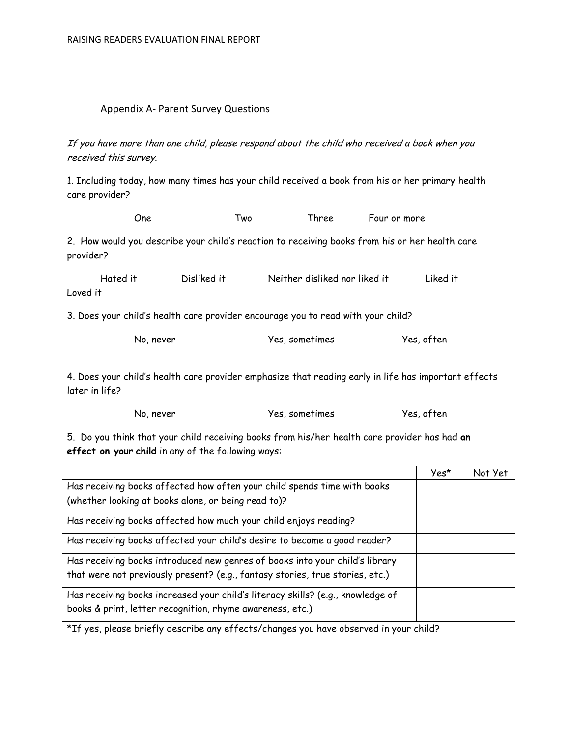## Appendix A- Parent Survey Questions

*If you have more than one child, please respond about the child who received a book when you received this survey.*

1. Including today, how many times has your child received a book from his or her primary health care provider?

One Two Three Four or more

2. How would you describe your child's reaction to receiving books from his or her health care provider?

Hated it Disliked it Neither disliked nor liked it Liked it Loved it

3. Does your child's health care provider encourage you to read with your child?

No, never Yes, sometimes Yes, often

4. Does your child's health care provider emphasize that reading early in life has important effects later in life?

No, never Yes, sometimes Yes, often

5. Do you think that your child receiving books from his/her health care provider has had **an effect on your child** in any of the following ways:

| | Yes* | Not Yet |
|---|---|---|
| Has receiving books affected how often your child spends time with books (whether looking at books alone, or being read to)? | | |
| Has receiving books affected how much your child enjoys reading? | | |
| Has receiving books affected your child's desire to become a good reader? | | |
| Has receiving books introduced new genres of books into your child's library that were not previously present? (e.g., fantasy stories, true stories, etc.) | | |
| Has receiving books increased your child's literacy skills? (e.g., knowledge of books & print, letter recognition, rhyme awareness, etc.) | | |

*If yes, please briefly describe any effects/changes you have observed in your child?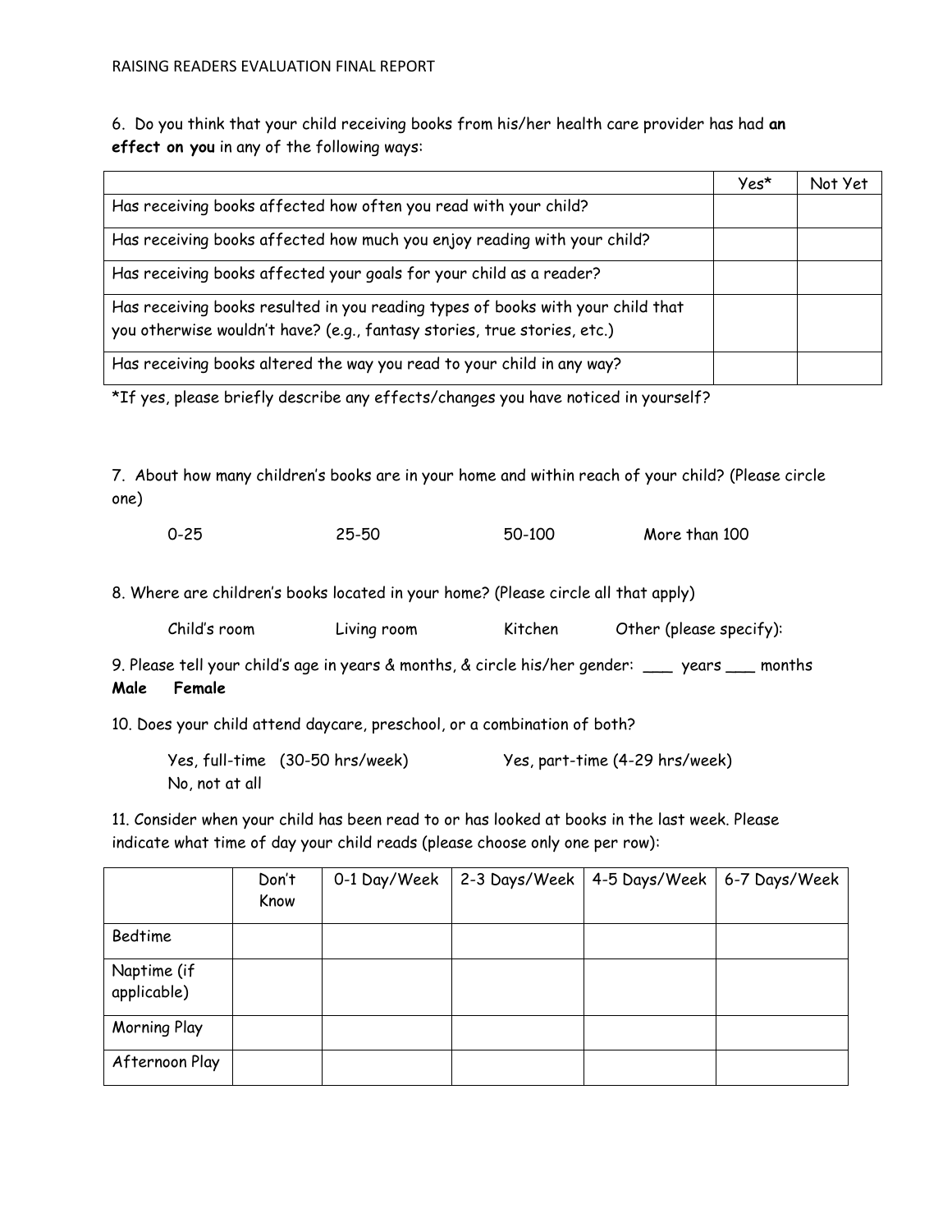6. Do you think that your child receiving books from his/her health care provider has had **an effect on you** in any of the following ways:

| | Yes* | Not Yet |
|---|---|---|
| Has receiving books affected how often you read with your child? | | |
| Has receiving books affected how much you enjoy reading with your child? | | |
| Has receiving books affected your goals for your child as a reader? | | |
| Has receiving books resulted in you reading types of books with your child that you otherwise wouldn't have? (e.g., fantasy stories, true stories, etc.) | | |
| Has receiving books altered the way you read to your child in any way? | | |

*If yes, please briefly describe any effects/changes you have noticed in yourself?

7. About how many children's books are in your home and within reach of your child? (Please circle one)

0-25 &nbsp;&nbsp;&nbsp;&nbsp; 25-50 &nbsp;&nbsp;&nbsp;&nbsp; 50-100 &nbsp;&nbsp;&nbsp;&nbsp; More than 100

8. Where are children's books located in your home? (Please circle all that apply)

Child's room &nbsp;&nbsp;&nbsp;&nbsp; Living room &nbsp;&nbsp;&nbsp;&nbsp; Kitchen &nbsp;&nbsp;&nbsp;&nbsp; Other (please specify):

9. Please tell your child's age in years & months, & circle his/her gender: ___ years ___ months
**Male &nbsp;&nbsp; Female**

10. Does your child attend daycare, preschool, or a combination of both?

Yes, full-time (30-50 hrs/week) &nbsp;&nbsp;&nbsp;&nbsp; Yes, part-time (4-29 hrs/week)
No, not at all

11. Consider when your child has been read to or has looked at books in the last week. Please indicate what time of day your child reads (please choose only one per row):

| | Don't Know | 0-1 Day/Week | 2-3 Days/Week | 4-5 Days/Week | 6-7 Days/Week |
|---|---|---|---|---|---|
| Bedtime | | | | | |
| Naptime (if applicable) | | | | | |
| Morning Play | | | | | |
| Afternoon Play | | | | | |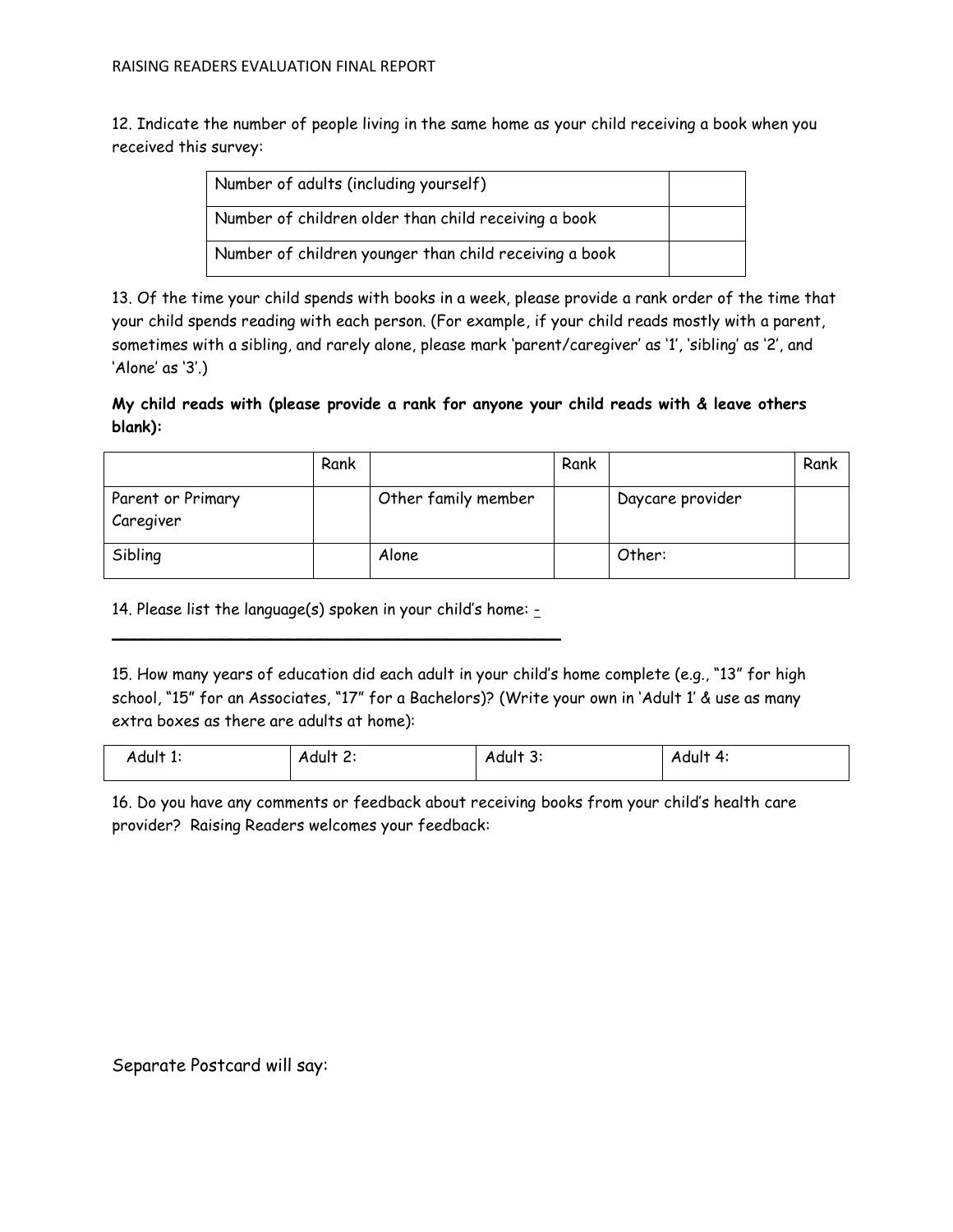12. Indicate the number of people living in the same home as your child receiving a book when you received this survey:

| Number of adults (including yourself) | |
|---|---|
| Number of children older than child receiving a book | |
| Number of children younger than child receiving a book | |

13. Of the time your child spends with books in a week, please provide a rank order of the time that your child spends reading with each person. (For example, if your child reads mostly with a parent, sometimes with a sibling, and rarely alone, please mark 'parent/caregiver' as '1', 'sibling' as '2', and 'Alone' as '3'.)

**My child reads with (please provide a rank for anyone your child reads with & leave others blank):**

| | Rank | | Rank | | Rank |
|---|---|---|---|---|---|
| Parent or Primary Caregiver | | Other family member | | Daycare provider | |
| Sibling | | Alone | | Other: | |

14. Please list the language(s) spoken in your child's home: -
___________________________________________

15. How many years of education did each adult in your child's home complete (e.g., "13" for high school, "15" for an Associates, "17" for a Bachelors)? (Write your own in 'Adult 1' & use as many extra boxes as there are adults at home):

| Adult 1: | Adult 2: | Adult 3: | Adult 4: |
|---|---|---|---|

16. Do you have any comments or feedback about receiving books from your child's health care provider? Raising Readers welcomes your feedback:

Separate Postcard will say: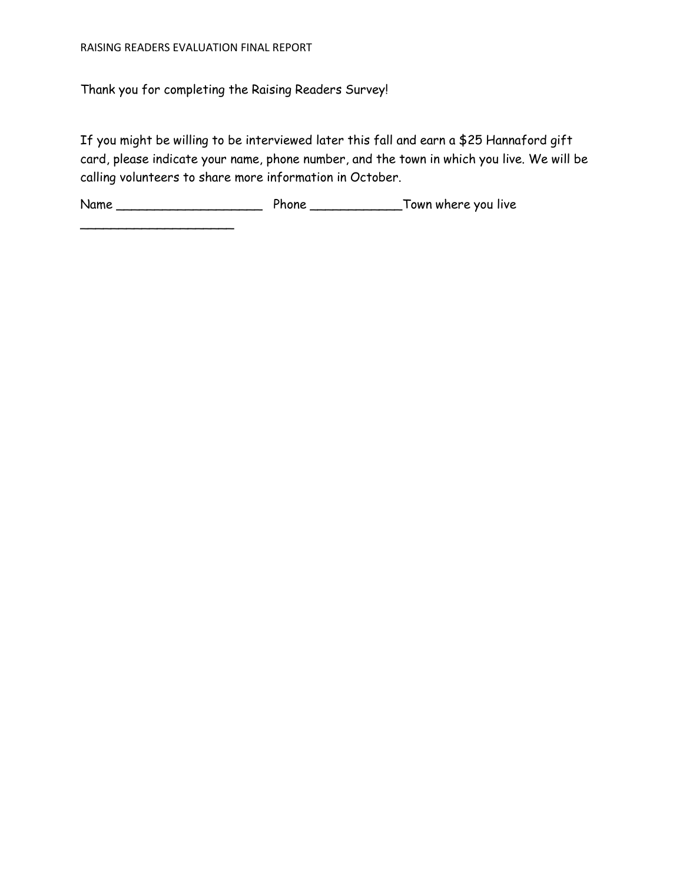Thank you for completing the Raising Readers Survey!

If you might be willing to be interviewed later this fall and earn a $25 Hannaford gift card, please indicate your name, phone number, and the town in which you live. We will be calling volunteers to share more information in October.

Name ___________________ Phone ____________Town where you live ____________________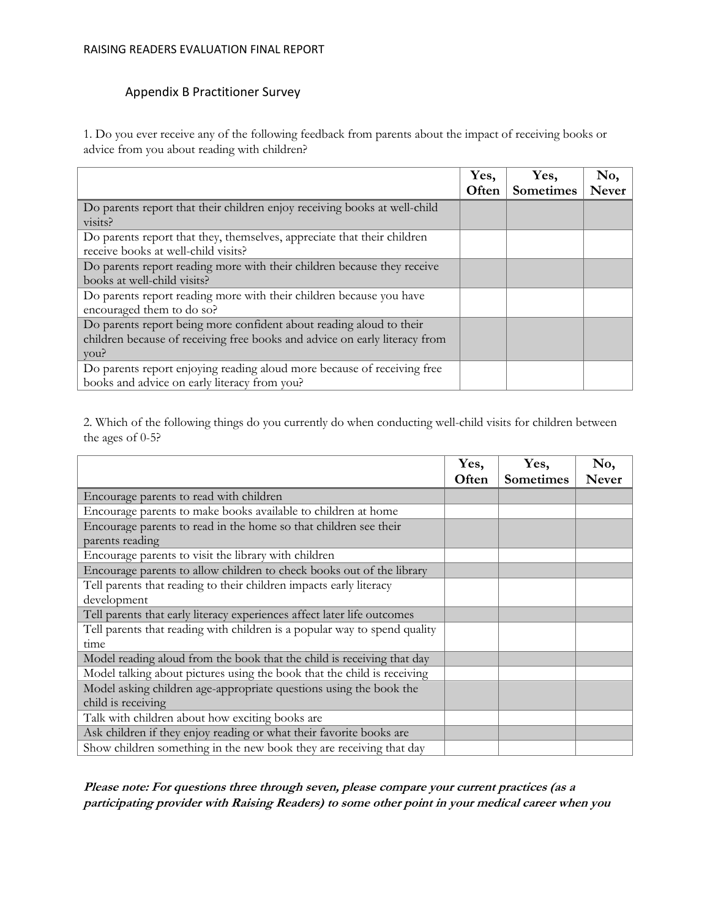## Appendix B Practitioner Survey

1. Do you ever receive any of the following feedback from parents about the impact of receiving books or advice from you about reading with children?

| | Yes, Often | Yes, Sometimes | No, Never |
|---|---|---|---|
| Do parents report that their children enjoy receiving books at well-child visits? | | | |
| Do parents report that they, themselves, appreciate that their children receive books at well-child visits? | | | |
| Do parents report reading more with their children because they receive books at well-child visits? | | | |
| Do parents report reading more with their children because you have encouraged them to do so? | | | |
| Do parents report being more confident about reading aloud to their children because of receiving free books and advice on early literacy from you? | | | |
| Do parents report enjoying reading aloud more because of receiving free books and advice on early literacy from you? | | | |

2. Which of the following things do you currently do when conducting well-child visits for children between the ages of 0-5?

| | Yes, Often | Yes, Sometimes | No, Never |
|---|---|---|---|
| Encourage parents to read with children | | | |
| Encourage parents to make books available to children at home | | | |
| Encourage parents to read in the home so that children see their parents reading | | | |
| Encourage parents to visit the library with children | | | |
| Encourage parents to allow children to check books out of the library | | | |
| Tell parents that reading to their children impacts early literacy development | | | |
| Tell parents that early literacy experiences affect later life outcomes | | | |
| Tell parents that reading with children is a popular way to spend quality time | | | |
| Model reading aloud from the book that the child is receiving that day | | | |
| Model talking about pictures using the book that the child is receiving | | | |
| Model asking children age-appropriate questions using the book the child is receiving | | | |
| Talk with children about how exciting books are | | | |
| Ask children if they enjoy reading or what their favorite books are | | | |
| Show children something in the new book they are receiving that day | | | |

***Please note: For questions three through seven, please compare your current practices (as a participating provider with Raising Readers) to some other point in your medical career when you***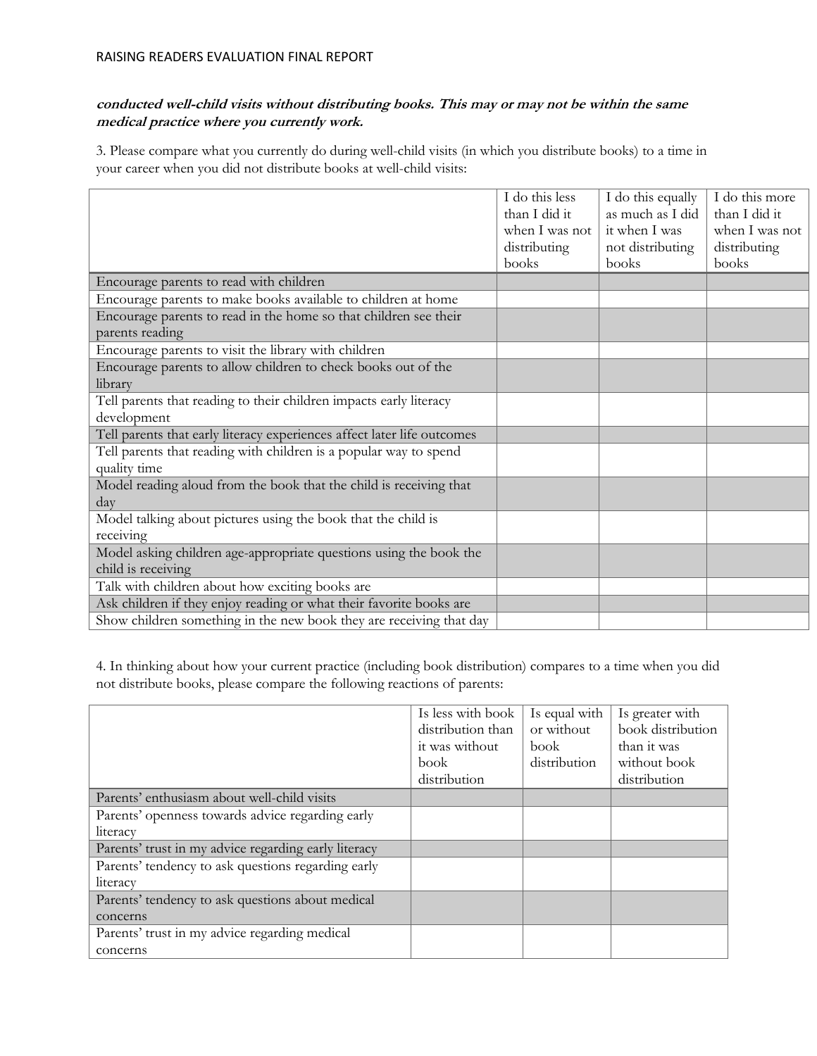***conducted well-child visits without distributing books. This may or may not be within the same medical practice where you currently work.***

3. Please compare what you currently do during well-child visits (in which you distribute books) to a time in your career when you did not distribute books at well-child visits:

| | I do this less than I did it when I was not distributing books | I do this equally as much as I did it when I was not distributing books | I do this more than I did it when I was not distributing books |
|---|---|---|---|
| Encourage parents to read with children | | | |
| Encourage parents to make books available to children at home | | | |
| Encourage parents to read in the home so that children see their parents reading | | | |
| Encourage parents to visit the library with children | | | |
| Encourage parents to allow children to check books out of the library | | | |
| Tell parents that reading to their children impacts early literacy development | | | |
| Tell parents that early literacy experiences affect later life outcomes | | | |
| Tell parents that reading with children is a popular way to spend quality time | | | |
| Model reading aloud from the book that the child is receiving that day | | | |
| Model talking about pictures using the book that the child is receiving | | | |
| Model asking children age-appropriate questions using the book the child is receiving | | | |
| Talk with children about how exciting books are | | | |
| Ask children if they enjoy reading or what their favorite books are | | | |
| Show children something in the new book they are receiving that day | | | |

4. In thinking about how your current practice (including book distribution) compares to a time when you did not distribute books, please compare the following reactions of parents:

| | Is less with book distribution than it was without book distribution | Is equal with or without book distribution | Is greater with book distribution than it was without book distribution |
|---|---|---|---|
| Parents' enthusiasm about well-child visits | | | |
| Parents' openness towards advice regarding early literacy | | | |
| Parents' trust in my advice regarding early literacy | | | |
| Parents' tendency to ask questions regarding early literacy | | | |
| Parents' tendency to ask questions about medical concerns | | | |
| Parents' trust in my advice regarding medical concerns | | | |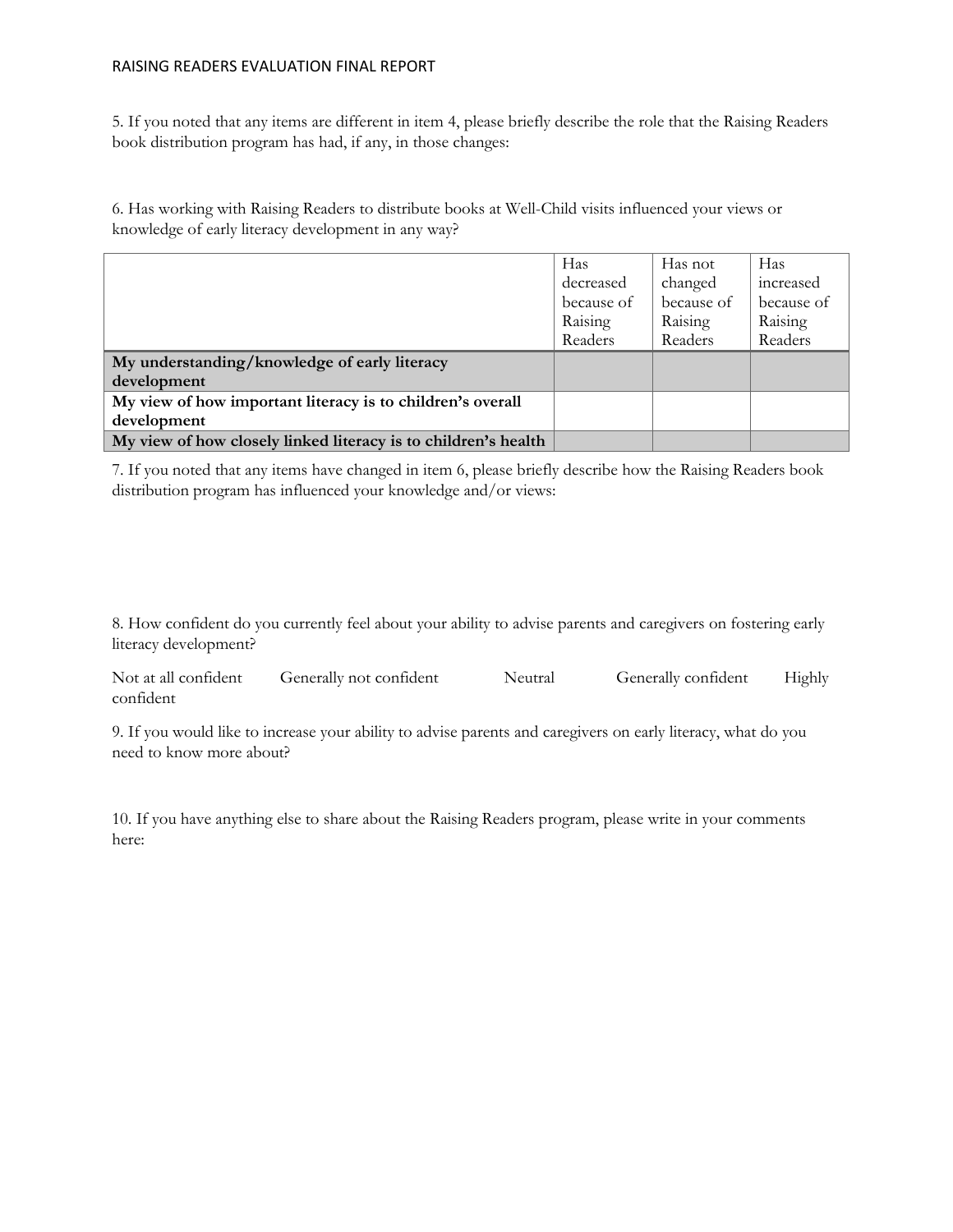5. If you noted that any items are different in item 4, please briefly describe the role that the Raising Readers book distribution program has had, if any, in those changes:

6. Has working with Raising Readers to distribute books at Well-Child visits influenced your views or knowledge of early literacy development in any way?

| | Has decreased because of Raising Readers | Has not changed because of Raising Readers | Has increased because of Raising Readers |
|---|---|---|---|
| **My understanding/knowledge of early literacy development** | | | |
| **My view of how important literacy is to children's overall development** | | | |
| **My view of how closely linked literacy is to children's health** | | | |

7. If you noted that any items have changed in item 6, please briefly describe how the Raising Readers book distribution program has influenced your knowledge and/or views:

8. How confident do you currently feel about your ability to advise parents and caregivers on fostering early literacy development?

Not at all confident    Generally not confident    Neutral    Generally confident    Highly confident

9. If you would like to increase your ability to advise parents and caregivers on early literacy, what do you need to know more about?

10. If you have anything else to share about the Raising Readers program, please write in your comments here: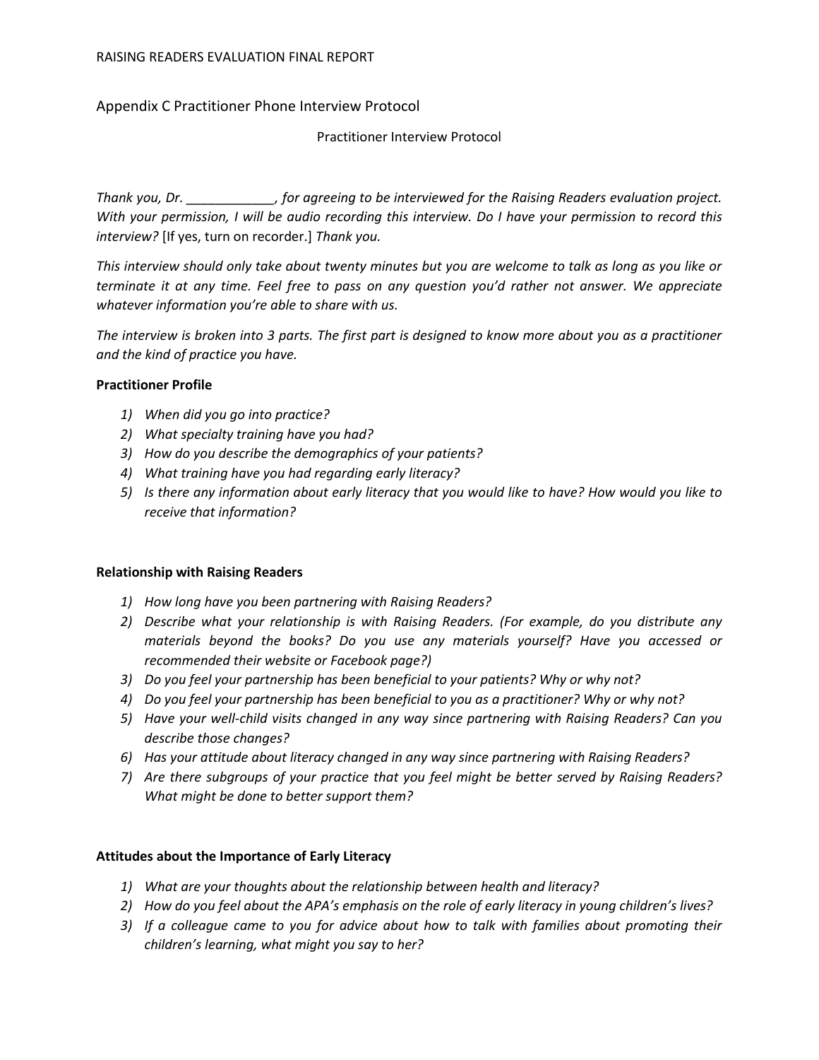## Appendix C Practitioner Phone Interview Protocol

### Practitioner Interview Protocol

*Thank you, Dr. ____________, for agreeing to be interviewed for the Raising Readers evaluation project. With your permission, I will be audio recording this interview. Do I have your permission to record this interview?* [If yes, turn on recorder.] *Thank you.*

*This interview should only take about twenty minutes but you are welcome to talk as long as you like or terminate it at any time. Feel free to pass on any question you'd rather not answer. We appreciate whatever information you're able to share with us.*

*The interview is broken into 3 parts. The first part is designed to know more about you as a practitioner and the kind of practice you have.*

**Practitioner Profile**

1) *When did you go into practice?*
2) *What specialty training have you had?*
3) *How do you describe the demographics of your patients?*
4) *What training have you had regarding early literacy?*
5) *Is there any information about early literacy that you would like to have? How would you like to receive that information?*

**Relationship with Raising Readers**

1) *How long have you been partnering with Raising Readers?*
2) *Describe what your relationship is with Raising Readers. (For example, do you distribute any materials beyond the books? Do you use any materials yourself? Have you accessed or recommended their website or Facebook page?)*
3) *Do you feel your partnership has been beneficial to your patients? Why or why not?*
4) *Do you feel your partnership has been beneficial to you as a practitioner? Why or why not?*
5) *Have your well-child visits changed in any way since partnering with Raising Readers? Can you describe those changes?*
6) *Has your attitude about literacy changed in any way since partnering with Raising Readers?*
7) *Are there subgroups of your practice that you feel might be better served by Raising Readers? What might be done to better support them?*

**Attitudes about the Importance of Early Literacy**

1) *What are your thoughts about the relationship between health and literacy?*
2) *How do you feel about the APA's emphasis on the role of early literacy in young children's lives?*
3) *If a colleague came to you for advice about how to talk with families about promoting their children's learning, what might you say to her?*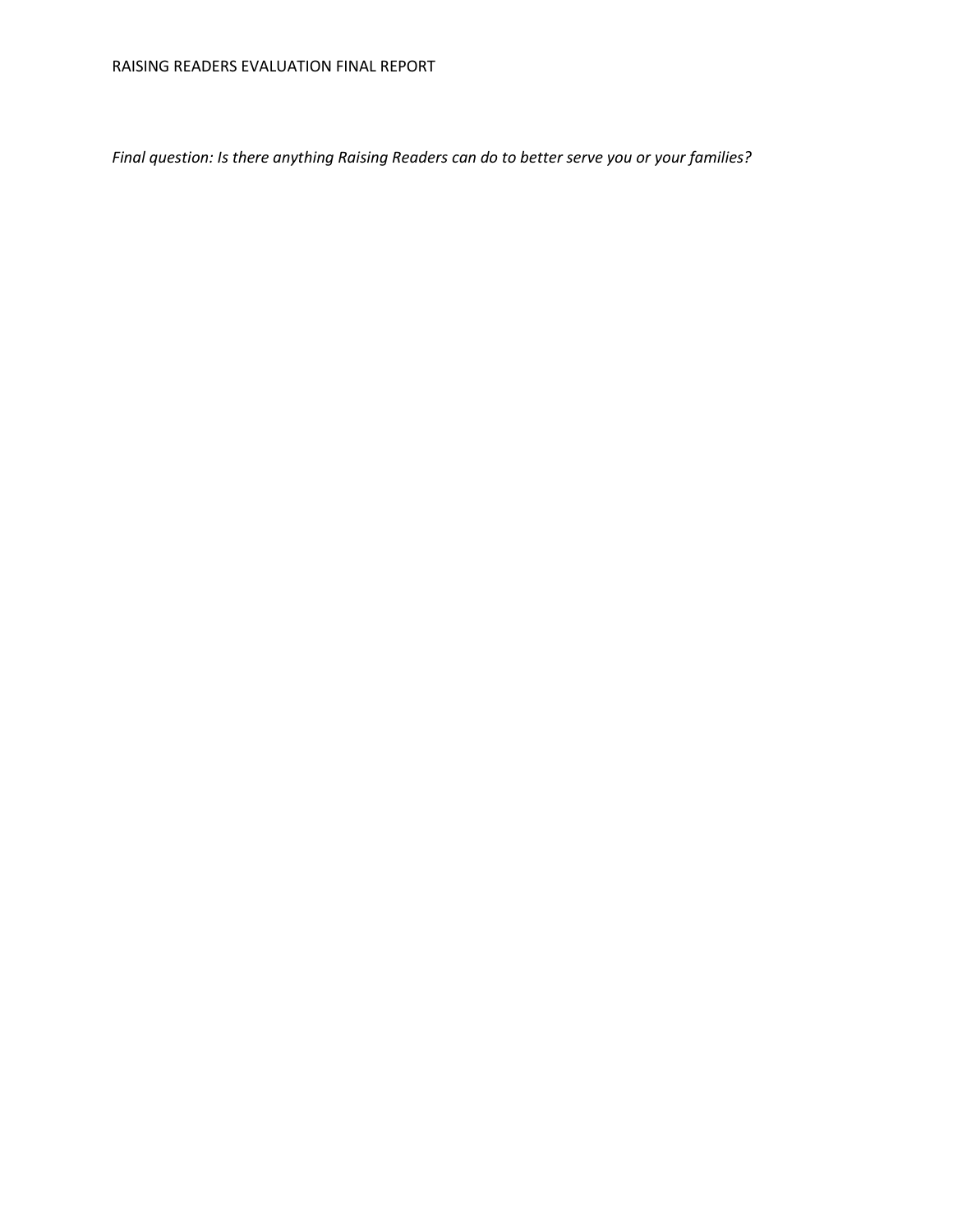*Final question: Is there anything Raising Readers can do to better serve you or your families?*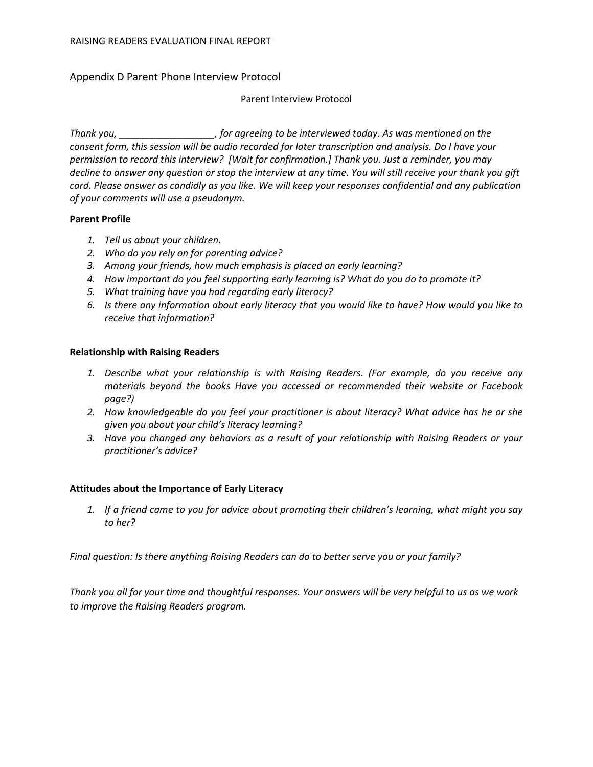## Appendix D Parent Phone Interview Protocol

Parent Interview Protocol

*Thank you, __________________, for agreeing to be interviewed today. As was mentioned on the consent form, this session will be audio recorded for later transcription and analysis. Do I have your permission to record this interview? [Wait for confirmation.] Thank you. Just a reminder, you may decline to answer any question or stop the interview at any time. You will still receive your thank you gift card. Please answer as candidly as you like. We will keep your responses confidential and any publication of your comments will use a pseudonym.*

**Parent Profile**

1. *Tell us about your children.*
2. *Who do you rely on for parenting advice?*
3. *Among your friends, how much emphasis is placed on early learning?*
4. *How important do you feel supporting early learning is? What do you do to promote it?*
5. *What training have you had regarding early literacy?*
6. *Is there any information about early literacy that you would like to have? How would you like to receive that information?*

**Relationship with Raising Readers**

1. *Describe what your relationship is with Raising Readers. (For example, do you receive any materials beyond the books Have you accessed or recommended their website or Facebook page?)*
2. *How knowledgeable do you feel your practitioner is about literacy? What advice has he or she given you about your child's literacy learning?*
3. *Have you changed any behaviors as a result of your relationship with Raising Readers or your practitioner's advice?*

**Attitudes about the Importance of Early Literacy**

1. *If a friend came to you for advice about promoting their children's learning, what might you say to her?*

*Final question: Is there anything Raising Readers can do to better serve you or your family?*

*Thank you all for your time and thoughtful responses. Your answers will be very helpful to us as we work to improve the Raising Readers program.*